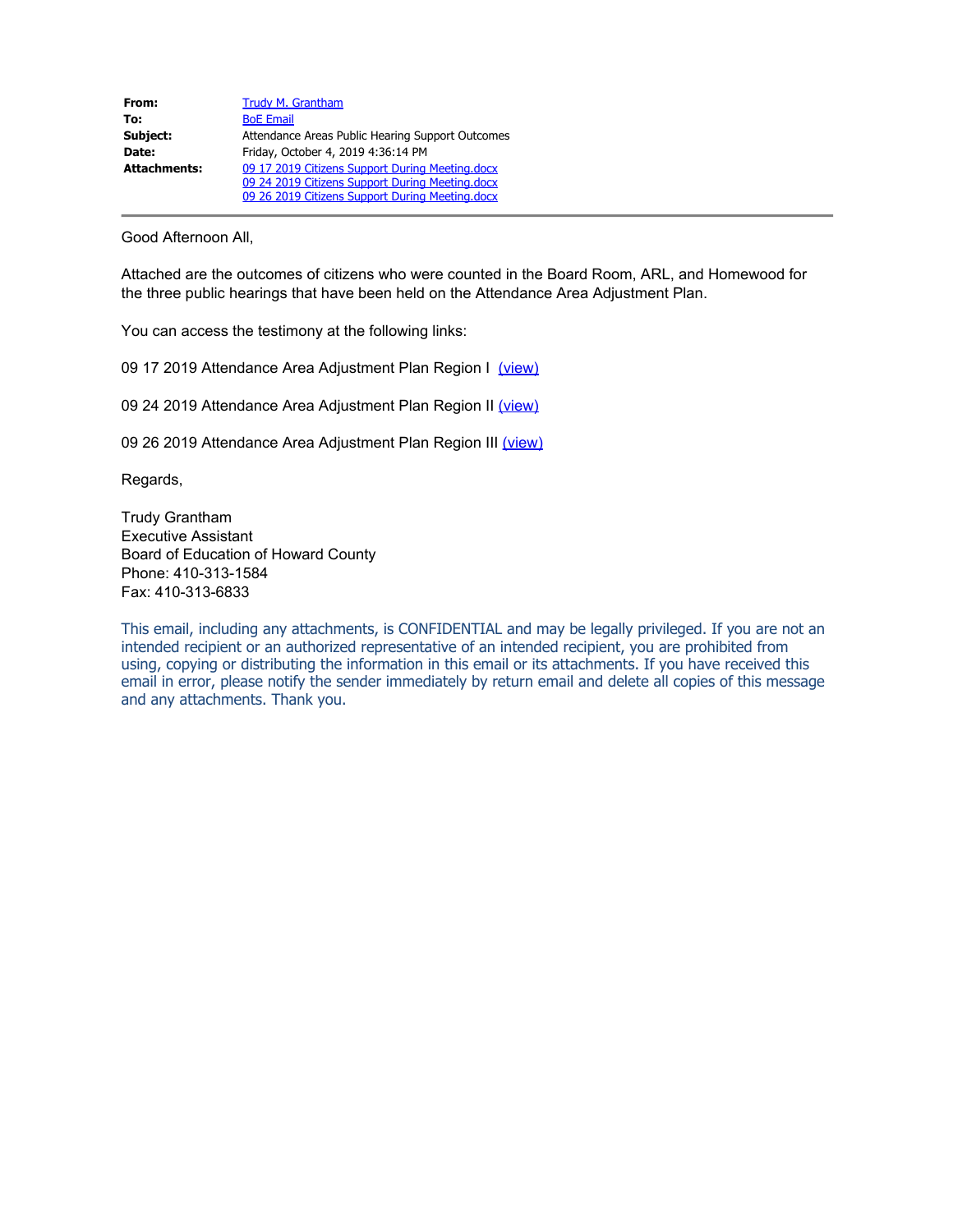| | |
|---|---|
| **From:** | Trudy M. Grantham |
| **To:** | BoE Email |
| **Subject:** | Attendance Areas Public Hearing Support Outcomes |
| **Date:** | Friday, October 4, 2019 4:36:14 PM |
| **Attachments:** | 09 17 2019 Citizens Support During Meeting.docx<br>09 24 2019 Citizens Support During Meeting.docx<br>09 26 2019 Citizens Support During Meeting.docx |

---

Good Afternoon All,

Attached are the outcomes of citizens who were counted in the Board Room, ARL, and Homewood for the three public hearings that have been held on the Attendance Area Adjustment Plan.

You can access the testimony at the following links:

09 17 2019 Attendance Area Adjustment Plan Region I (view)

09 24 2019 Attendance Area Adjustment Plan Region II (view)

09 26 2019 Attendance Area Adjustment Plan Region III (view)

Regards,

Trudy Grantham
Executive Assistant
Board of Education of Howard County
Phone: 410-313-1584
Fax: 410-313-6833

This email, including any attachments, is CONFIDENTIAL and may be legally privileged. If you are not an intended recipient or an authorized representative of an intended recipient, you are prohibited from using, copying or distributing the information in this email or its attachments. If you have received this email in error, please notify the sender immediately by return email and delete all copies of this message and any attachments. Thank you.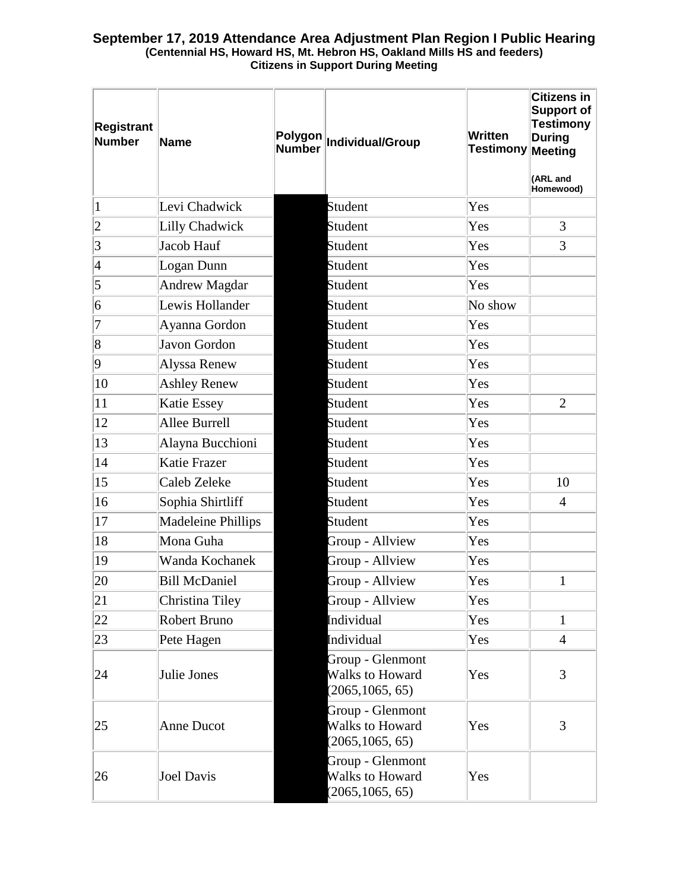**September 17, 2019 Attendance Area Adjustment Plan Region I Public Hearing**
**(Centennial HS, Howard HS, Mt. Hebron HS, Oakland Mills HS and feeders)**
**Citizens in Support During Meeting**

| Registrant Number | Name | Polygon Number | Individual/Group | Written Testimony | Citizens in Support of Testimony During Meeting (ARL and Homewood) |
|---|---|---|---|---|---|
| 1 | Levi Chadwick | | Student | Yes | |
| 2 | Lilly Chadwick | | Student | Yes | 3 |
| 3 | Jacob Hauf | | Student | Yes | 3 |
| 4 | Logan Dunn | | Student | Yes | |
| 5 | Andrew Magdar | | Student | Yes | |
| 6 | Lewis Hollander | | Student | No show | |
| 7 | Ayanna Gordon | | Student | Yes | |
| 8 | Javon Gordon | | Student | Yes | |
| 9 | Alyssa Renew | | Student | Yes | |
| 10 | Ashley Renew | | Student | Yes | |
| 11 | Katie Essey | | Student | Yes | 2 |
| 12 | Allee Burrell | | Student | Yes | |
| 13 | Alayna Bucchioni | | Student | Yes | |
| 14 | Katie Frazer | | Student | Yes | |
| 15 | Caleb Zeleke | | Student | Yes | 10 |
| 16 | Sophia Shirtliff | | Student | Yes | 4 |
| 17 | Madeleine Phillips | | Student | Yes | |
| 18 | Mona Guha | | Group - Allview | Yes | |
| 19 | Wanda Kochanek | | Group - Allview | Yes | |
| 20 | Bill McDaniel | | Group - Allview | Yes | 1 |
| 21 | Christina Tiley | | Group - Allview | Yes | |
| 22 | Robert Bruno | | Individual | Yes | 1 |
| 23 | Pete Hagen | | Individual | Yes | 4 |
| 24 | Julie Jones | | Group - Glenmont Walks to Howard (2065,1065, 65) | Yes | 3 |
| 25 | Anne Ducot | | Group - Glenmont Walks to Howard (2065,1065, 65) | Yes | 3 |
| 26 | Joel Davis | | Group - Glenmont Walks to Howard (2065,1065, 65) | Yes | |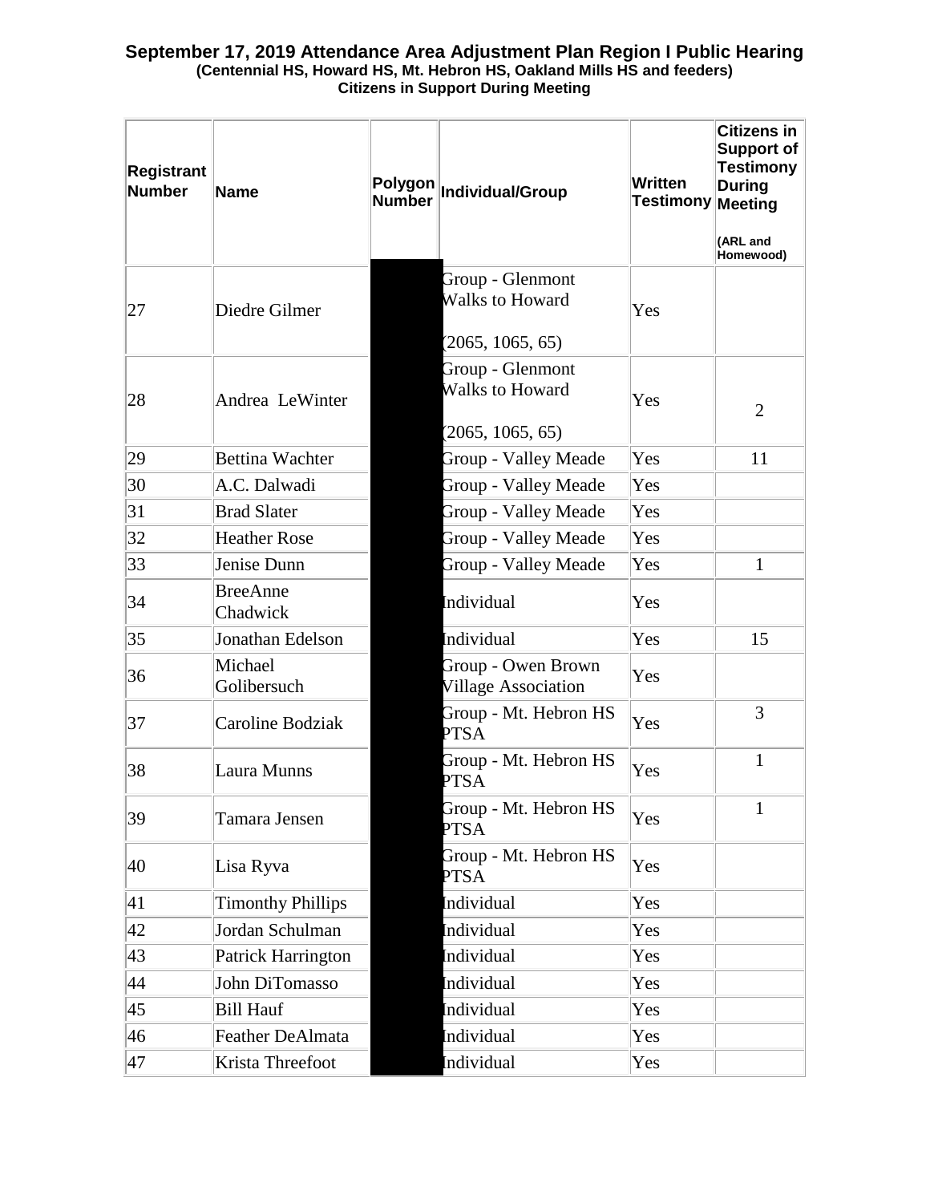**September 17, 2019 Attendance Area Adjustment Plan Region I Public Hearing**
**(Centennial HS, Howard HS, Mt. Hebron HS, Oakland Mills HS and feeders)**
**Citizens in Support During Meeting**

| Registrant Number | Name | Polygon Number | Individual/Group | Written Testimony | Citizens in Support of Testimony During Meeting (ARL and Homewood) |
|---|---|---|---|---|---|
| 27 | Diedre Gilmer | | Group - Glenmont Walks to Howard (2065, 1065, 65) | Yes | |
| 28 | Andrea LeWinter | | Group - Glenmont Walks to Howard (2065, 1065, 65) | Yes | 2 |
| 29 | Bettina Wachter | | Group - Valley Meade | Yes | 11 |
| 30 | A.C. Dalwadi | | Group - Valley Meade | Yes | |
| 31 | Brad Slater | | Group - Valley Meade | Yes | |
| 32 | Heather Rose | | Group - Valley Meade | Yes | |
| 33 | Jenise Dunn | | Group - Valley Meade | Yes | 1 |
| 34 | BreeAnne Chadwick | | Individual | Yes | |
| 35 | Jonathan Edelson | | Individual | Yes | 15 |
| 36 | Michael Golibersuch | | Group - Owen Brown Village Association | Yes | |
| 37 | Caroline Bodziak | | Group - Mt. Hebron HS PTSA | Yes | 3 |
| 38 | Laura Munns | | Group - Mt. Hebron HS PTSA | Yes | 1 |
| 39 | Tamara Jensen | | Group - Mt. Hebron HS PTSA | Yes | 1 |
| 40 | Lisa Ryva | | Group - Mt. Hebron HS PTSA | Yes | |
| 41 | Timonthy Phillips | | Individual | Yes | |
| 42 | Jordan Schulman | | Individual | Yes | |
| 43 | Patrick Harrington | | Individual | Yes | |
| 44 | John DiTomasso | | Individual | Yes | |
| 45 | Bill Hauf | | Individual | Yes | |
| 46 | Feather DeAlmata | | Individual | Yes | |
| 47 | Krista Threefoot | | Individual | Yes | |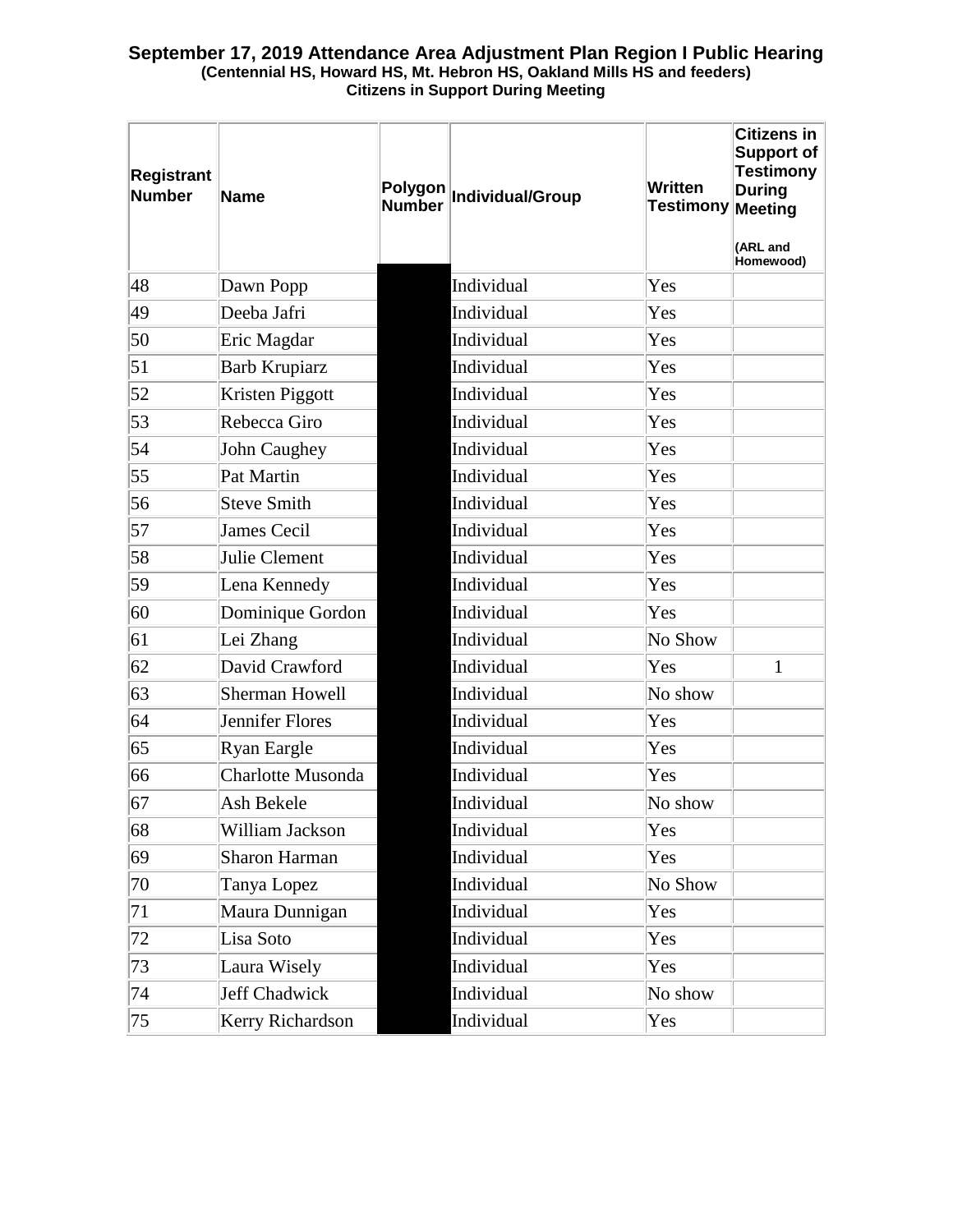**September 17, 2019 Attendance Area Adjustment Plan Region I Public Hearing**
**(Centennial HS, Howard HS, Mt. Hebron HS, Oakland Mills HS and feeders)**
**Citizens in Support During Meeting**

| Registrant Number | Name | Polygon Number | Individual/Group | Written Testimony | Citizens in Support of Testimony During Meeting (ARL and Homewood) |
|---|---|---|---|---|---|
| 48 | Dawn Popp | | Individual | Yes | |
| 49 | Deeba Jafri | | Individual | Yes | |
| 50 | Eric Magdar | | Individual | Yes | |
| 51 | Barb Krupiarz | | Individual | Yes | |
| 52 | Kristen Piggott | | Individual | Yes | |
| 53 | Rebecca Giro | | Individual | Yes | |
| 54 | John Caughey | | Individual | Yes | |
| 55 | Pat Martin | | Individual | Yes | |
| 56 | Steve Smith | | Individual | Yes | |
| 57 | James Cecil | | Individual | Yes | |
| 58 | Julie Clement | | Individual | Yes | |
| 59 | Lena Kennedy | | Individual | Yes | |
| 60 | Dominique Gordon | | Individual | Yes | |
| 61 | Lei Zhang | | Individual | No Show | |
| 62 | David Crawford | | Individual | Yes | 1 |
| 63 | Sherman Howell | | Individual | No show | |
| 64 | Jennifer Flores | | Individual | Yes | |
| 65 | Ryan Eargle | | Individual | Yes | |
| 66 | Charlotte Musonda | | Individual | Yes | |
| 67 | Ash Bekele | | Individual | No show | |
| 68 | William Jackson | | Individual | Yes | |
| 69 | Sharon Harman | | Individual | Yes | |
| 70 | Tanya Lopez | | Individual | No Show | |
| 71 | Maura Dunnigan | | Individual | Yes | |
| 72 | Lisa Soto | | Individual | Yes | |
| 73 | Laura Wisely | | Individual | Yes | |
| 74 | Jeff Chadwick | | Individual | No show | |
| 75 | Kerry Richardson | | Individual | Yes | |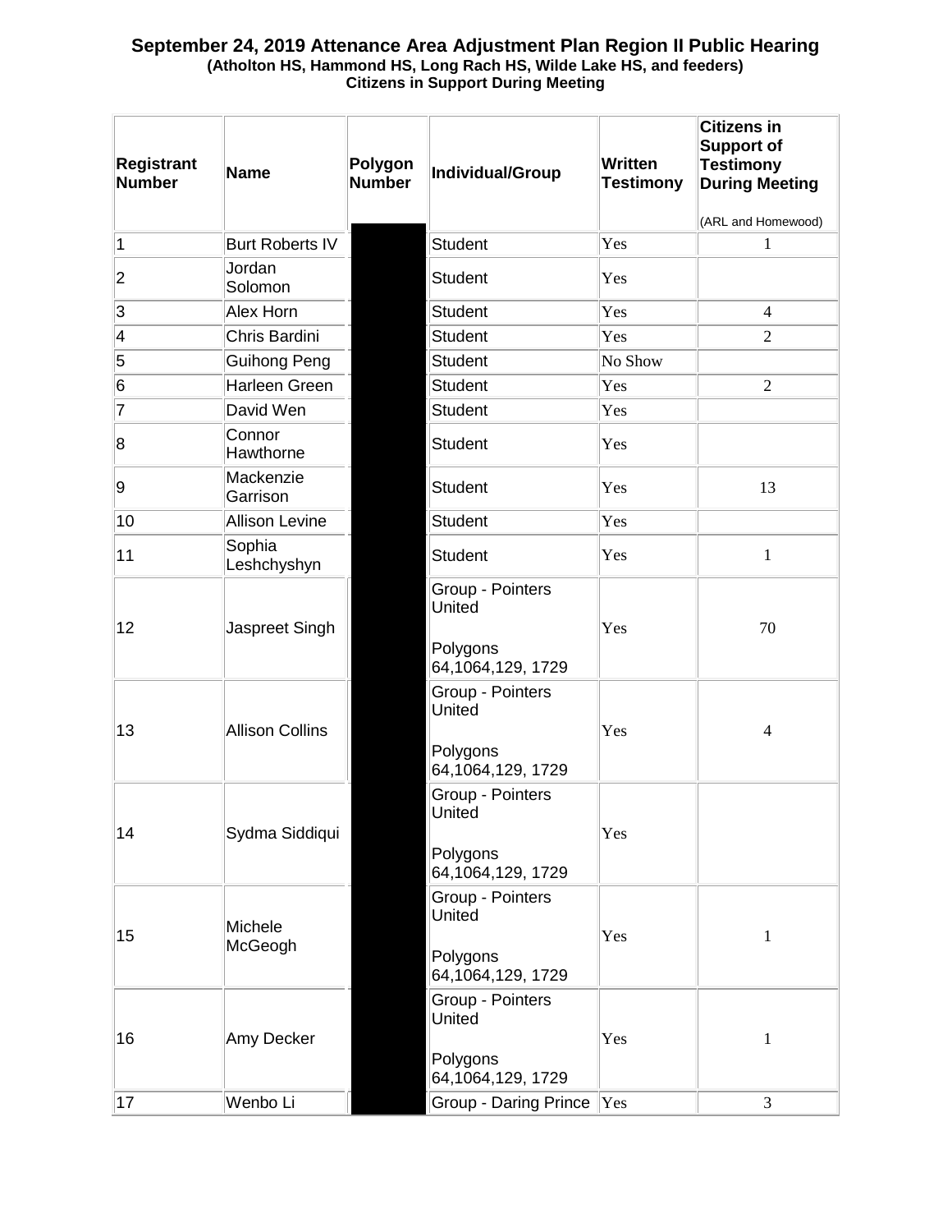**September 24, 2019 Attenance Area Adjustment Plan Region II Public Hearing**
**(Atholton HS, Hammond HS, Long Rach HS, Wilde Lake HS, and feeders)**
**Citizens in Support During Meeting**

| Registrant Number | Name | Polygon Number | Individual/Group | Written Testimony | Citizens in Support of Testimony During Meeting (ARL and Homewood) |
|---|---|---|---|---|---|
| 1 | Burt Roberts IV | | Student | Yes | 1 |
| 2 | Jordan Solomon | | Student | Yes | |
| 3 | Alex Horn | | Student | Yes | 4 |
| 4 | Chris Bardini | | Student | Yes | 2 |
| 5 | Guihong Peng | | Student | No Show | |
| 6 | Harleen Green | | Student | Yes | 2 |
| 7 | David Wen | | Student | Yes | |
| 8 | Connor Hawthorne | | Student | Yes | |
| 9 | Mackenzie Garrison | | Student | Yes | 13 |
| 10 | Allison Levine | | Student | Yes | |
| 11 | Sophia Leshchyshyn | | Student | Yes | 1 |
| 12 | Jaspreet Singh | | Group - Pointers United Polygons 64,1064,129, 1729 | Yes | 70 |
| 13 | Allison Collins | | Group - Pointers United Polygons 64,1064,129, 1729 | Yes | 4 |
| 14 | Sydma Siddiqui | | Group - Pointers United Polygons 64,1064,129, 1729 | Yes | |
| 15 | Michele McGeogh | | Group - Pointers United Polygons 64,1064,129, 1729 | Yes | 1 |
| 16 | Amy Decker | | Group - Pointers United Polygons 64,1064,129, 1729 | Yes | 1 |
| 17 | Wenbo Li | | Group - Daring Prince | Yes | 3 |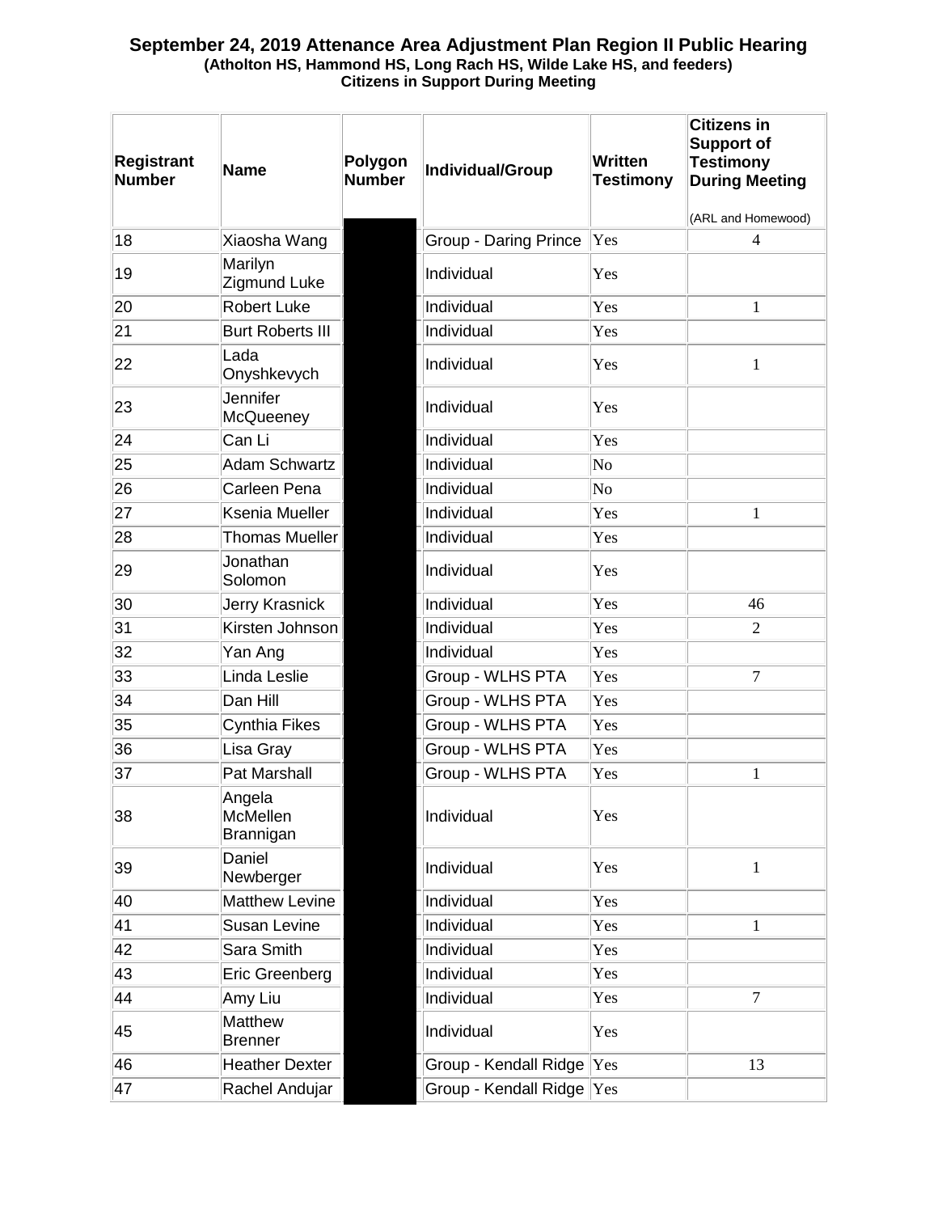**September 24, 2019 Attenance Area Adjustment Plan Region II Public Hearing**
**(Atholton HS, Hammond HS, Long Rach HS, Wilde Lake HS, and feeders)**
**Citizens in Support During Meeting**

| Registrant Number | Name | Polygon Number | Individual/Group | Written Testimony | Citizens in Support of Testimony During Meeting (ARL and Homewood) |
|---|---|---|---|---|---|
| 18 | Xiaosha Wang | | Group - Daring Prince | Yes | 4 |
| 19 | Marilyn Zigmund Luke | | Individual | Yes | |
| 20 | Robert Luke | | Individual | Yes | 1 |
| 21 | Burt Roberts III | | Individual | Yes | |
| 22 | Lada Onyshkevych | | Individual | Yes | 1 |
| 23 | Jennifer McQueeney | | Individual | Yes | |
| 24 | Can Li | | Individual | Yes | |
| 25 | Adam Schwartz | | Individual | No | |
| 26 | Carleen Pena | | Individual | No | |
| 27 | Ksenia Mueller | | Individual | Yes | 1 |
| 28 | Thomas Mueller | | Individual | Yes | |
| 29 | Jonathan Solomon | | Individual | Yes | |
| 30 | Jerry Krasnick | | Individual | Yes | 46 |
| 31 | Kirsten Johnson | | Individual | Yes | 2 |
| 32 | Yan Ang | | Individual | Yes | |
| 33 | Linda Leslie | | Group - WLHS PTA | Yes | 7 |
| 34 | Dan Hill | | Group - WLHS PTA | Yes | |
| 35 | Cynthia Fikes | | Group - WLHS PTA | Yes | |
| 36 | Lisa Gray | | Group - WLHS PTA | Yes | |
| 37 | Pat Marshall | | Group - WLHS PTA | Yes | 1 |
| 38 | Angela McMellen Brannigan | | Individual | Yes | |
| 39 | Daniel Newberger | | Individual | Yes | 1 |
| 40 | Matthew Levine | | Individual | Yes | |
| 41 | Susan Levine | | Individual | Yes | 1 |
| 42 | Sara Smith | | Individual | Yes | |
| 43 | Eric Greenberg | | Individual | Yes | |
| 44 | Amy Liu | | Individual | Yes | 7 |
| 45 | Matthew Brenner | | Individual | Yes | |
| 46 | Heather Dexter | | Group - Kendall Ridge | Yes | 13 |
| 47 | Rachel Andujar | | Group - Kendall Ridge | Yes | |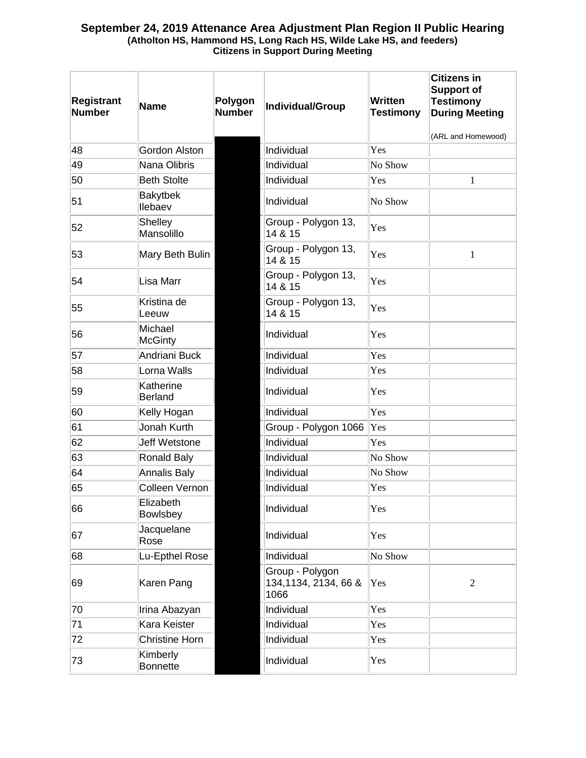# September 24, 2019 Attenance Area Adjustment Plan Region II Public Hearing

**(Atholton HS, Hammond HS, Long Rach HS, Wilde Lake HS, and feeders)**

**Citizens in Support During Meeting**

| Registrant Number | Name | Polygon Number | Individual/Group | Written Testimony | Citizens in Support of Testimony During Meeting (ARL and Homewood) |
|---|---|---|---|---|---|
| 48 | Gordon Alston | | Individual | Yes | |
| 49 | Nana Olibris | | Individual | No Show | |
| 50 | Beth Stolte | | Individual | Yes | 1 |
| 51 | Bakytbek Ilebaev | | Individual | No Show | |
| 52 | Shelley Mansolillo | | Group - Polygon 13, 14 & 15 | Yes | |
| 53 | Mary Beth Bulin | | Group - Polygon 13, 14 & 15 | Yes | 1 |
| 54 | Lisa Marr | | Group - Polygon 13, 14 & 15 | Yes | |
| 55 | Kristina de Leeuw | | Group - Polygon 13, 14 & 15 | Yes | |
| 56 | Michael McGinty | | Individual | Yes | |
| 57 | Andriani Buck | | Individual | Yes | |
| 58 | Lorna Walls | | Individual | Yes | |
| 59 | Katherine Berland | | Individual | Yes | |
| 60 | Kelly Hogan | | Individual | Yes | |
| 61 | Jonah Kurth | | Group - Polygon 1066 | Yes | |
| 62 | Jeff Wetstone | | Individual | Yes | |
| 63 | Ronald Baly | | Individual | No Show | |
| 64 | Annalis Baly | | Individual | No Show | |
| 65 | Colleen Vernon | | Individual | Yes | |
| 66 | Elizabeth Bowlsbey | | Individual | Yes | |
| 67 | Jacquelane Rose | | Individual | Yes | |
| 68 | Lu-Epthel Rose | | Individual | No Show | |
| 69 | Karen Pang | | Group - Polygon 134,1134, 2134, 66 & 1066 | Yes | 2 |
| 70 | Irina Abazyan | | Individual | Yes | |
| 71 | Kara Keister | | Individual | Yes | |
| 72 | Christine Horn | | Individual | Yes | |
| 73 | Kimberly Bonnette | | Individual | Yes | |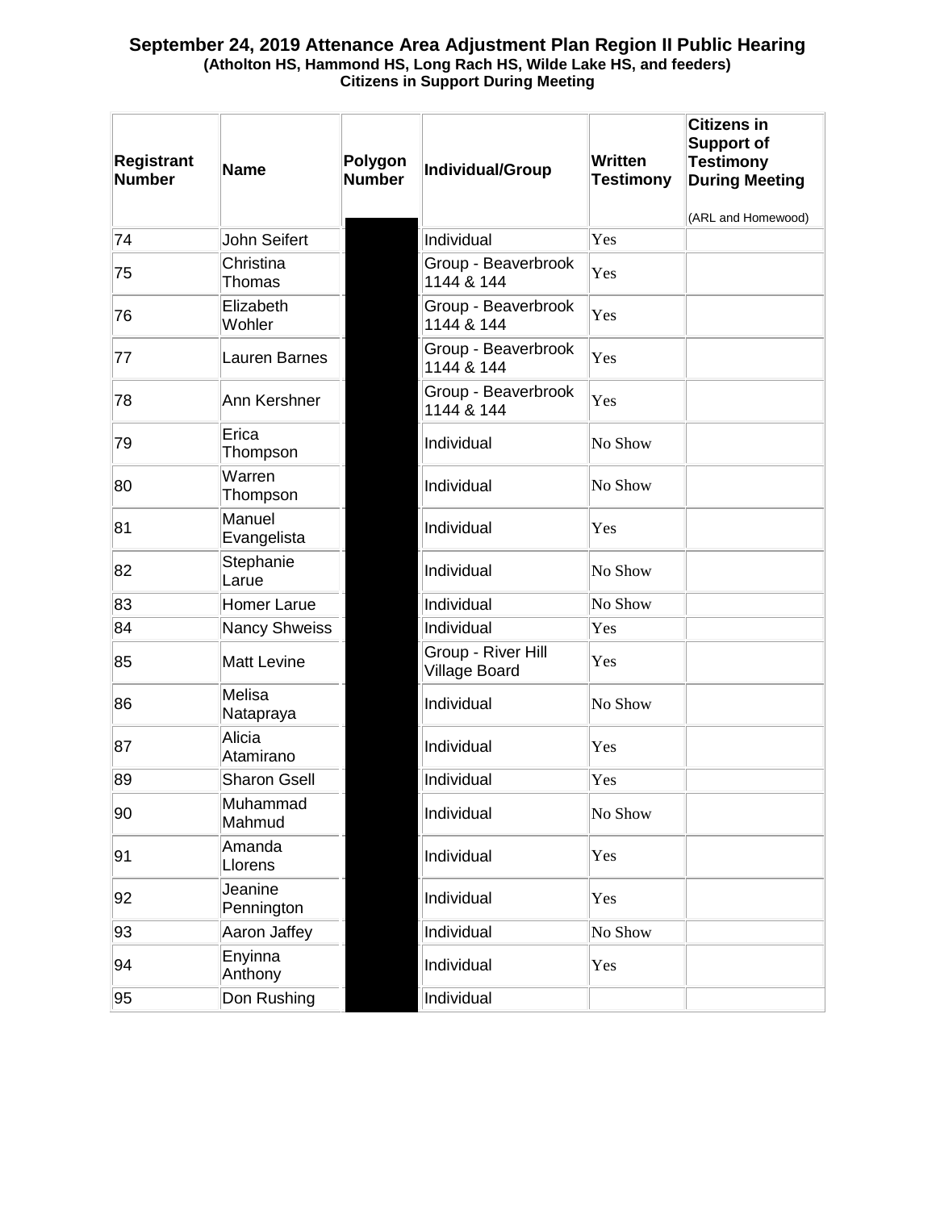**September 24, 2019 Attenance Area Adjustment Plan Region II Public Hearing**
**(Atholton HS, Hammond HS, Long Rach HS, Wilde Lake HS, and feeders)**
**Citizens in Support During Meeting**

| Registrant Number | Name | Polygon Number | Individual/Group | Written Testimony | Citizens in Support of Testimony During Meeting (ARL and Homewood) |
|---|---|---|---|---|---|
| 74 | John Seifert | | Individual | Yes | |
| 75 | Christina Thomas | | Group - Beaverbrook 1144 & 144 | Yes | |
| 76 | Elizabeth Wohler | | Group - Beaverbrook 1144 & 144 | Yes | |
| 77 | Lauren Barnes | | Group - Beaverbrook 1144 & 144 | Yes | |
| 78 | Ann Kershner | | Group - Beaverbrook 1144 & 144 | Yes | |
| 79 | Erica Thompson | | Individual | No Show | |
| 80 | Warren Thompson | | Individual | No Show | |
| 81 | Manuel Evangelista | | Individual | Yes | |
| 82 | Stephanie Larue | | Individual | No Show | |
| 83 | Homer Larue | | Individual | No Show | |
| 84 | Nancy Shweiss | | Individual | Yes | |
| 85 | Matt Levine | | Group - River Hill Village Board | Yes | |
| 86 | Melisa Natapraya | | Individual | No Show | |
| 87 | Alicia Atamirano | | Individual | Yes | |
| 89 | Sharon Gsell | | Individual | Yes | |
| 90 | Muhammad Mahmud | | Individual | No Show | |
| 91 | Amanda Llorens | | Individual | Yes | |
| 92 | Jeanine Pennington | | Individual | Yes | |
| 93 | Aaron Jaffey | | Individual | No Show | |
| 94 | Enyinna Anthony | | Individual | Yes | |
| 95 | Don Rushing | | Individual | | |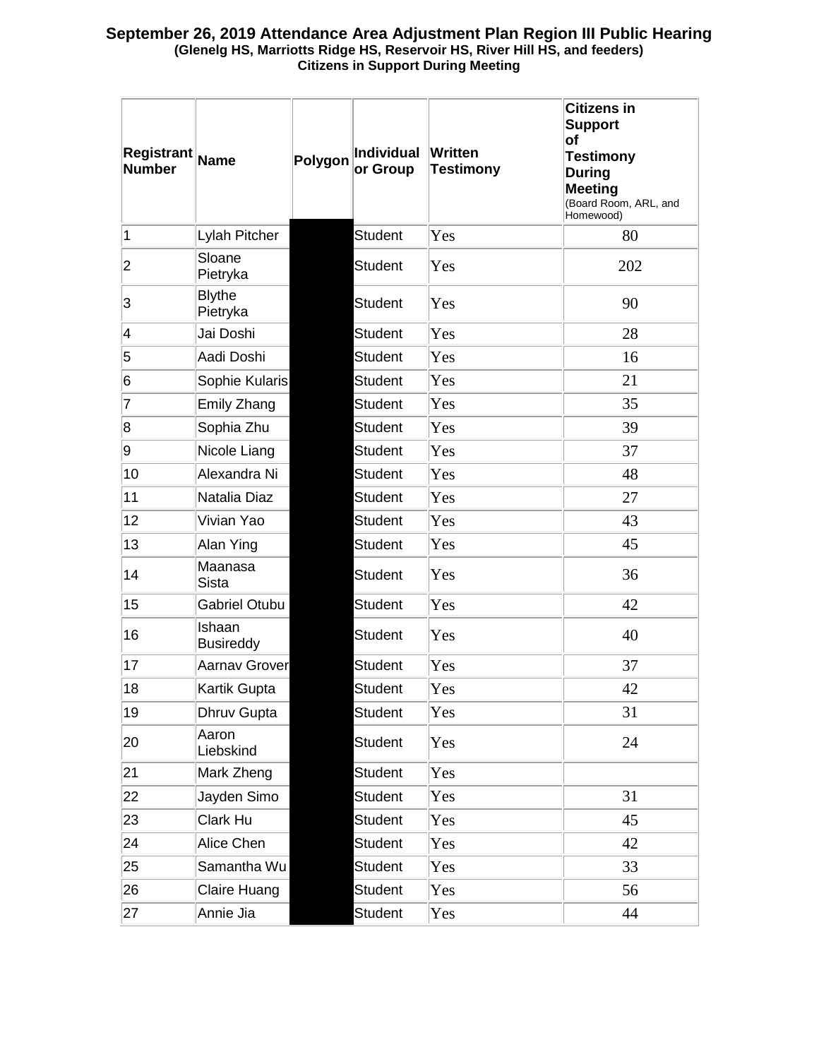**September 26, 2019 Attendance Area Adjustment Plan Region III Public Hearing**
**(Glenelg HS, Marriotts Ridge HS, Reservoir HS, River Hill HS, and feeders)**
**Citizens in Support During Meeting**

| Registrant Number | Name | Polygon | Individual or Group | Written Testimony | Citizens in Support of Testimony During Meeting (Board Room, ARL, and Homewood) |
|---|---|---|---|---|---|
| 1 | Lylah Pitcher | | Student | Yes | 80 |
| 2 | Sloane Pietryka | | Student | Yes | 202 |
| 3 | Blythe Pietryka | | Student | Yes | 90 |
| 4 | Jai Doshi | | Student | Yes | 28 |
| 5 | Aadi Doshi | | Student | Yes | 16 |
| 6 | Sophie Kularis | | Student | Yes | 21 |
| 7 | Emily Zhang | | Student | Yes | 35 |
| 8 | Sophia Zhu | | Student | Yes | 39 |
| 9 | Nicole Liang | | Student | Yes | 37 |
| 10 | Alexandra Ni | | Student | Yes | 48 |
| 11 | Natalia Diaz | | Student | Yes | 27 |
| 12 | Vivian Yao | | Student | Yes | 43 |
| 13 | Alan Ying | | Student | Yes | 45 |
| 14 | Maanasa Sista | | Student | Yes | 36 |
| 15 | Gabriel Otubu | | Student | Yes | 42 |
| 16 | Ishaan Busireddy | | Student | Yes | 40 |
| 17 | Aarnav Grover | | Student | Yes | 37 |
| 18 | Kartik Gupta | | Student | Yes | 42 |
| 19 | Dhruv Gupta | | Student | Yes | 31 |
| 20 | Aaron Liebskind | | Student | Yes | 24 |
| 21 | Mark Zheng | | Student | Yes | |
| 22 | Jayden Simo | | Student | Yes | 31 |
| 23 | Clark Hu | | Student | Yes | 45 |
| 24 | Alice Chen | | Student | Yes | 42 |
| 25 | Samantha Wu | | Student | Yes | 33 |
| 26 | Claire Huang | | Student | Yes | 56 |
| 27 | Annie Jia | | Student | Yes | 44 |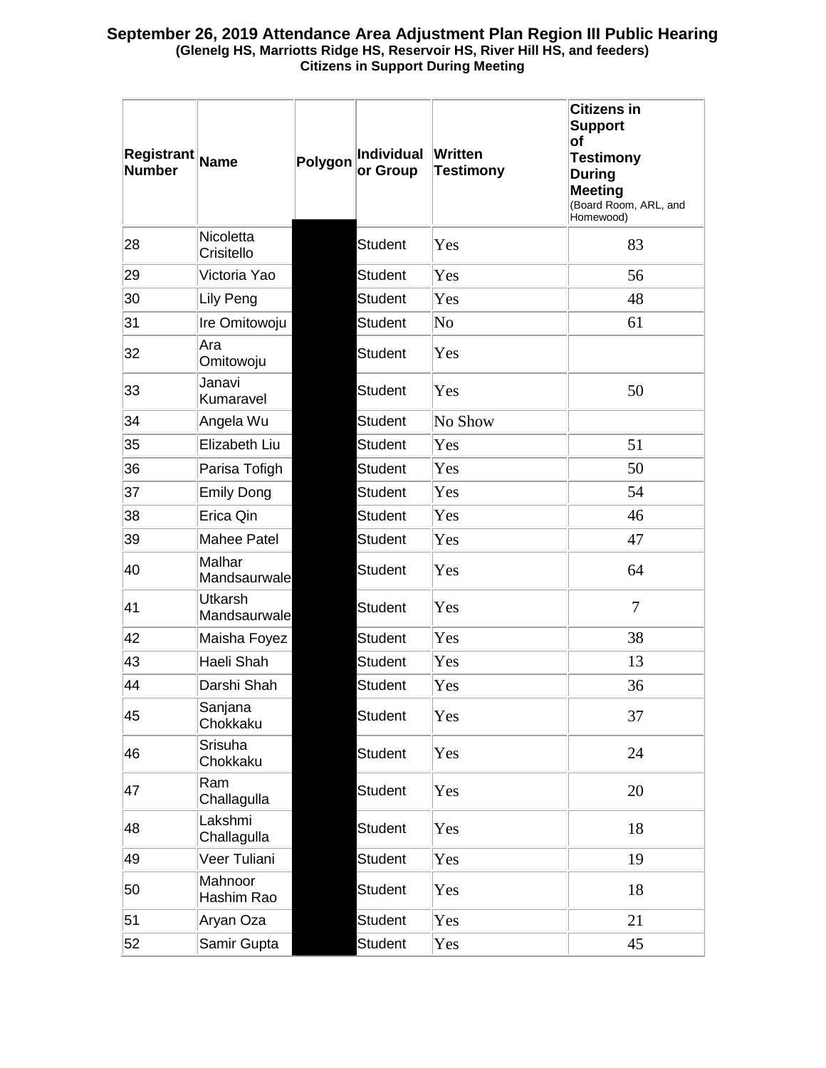**September 26, 2019 Attendance Area Adjustment Plan Region III Public Hearing**
**(Glenelg HS, Marriotts Ridge HS, Reservoir HS, River Hill HS, and feeders)**
**Citizens in Support During Meeting**

| Registrant Number | Name | Polygon | Individual or Group | Written Testimony | Citizens in Support of Testimony During Meeting (Board Room, ARL, and Homewood) |
|---|---|---|---|---|---|
| 28 | Nicoletta Crisitello | | Student | Yes | 83 |
| 29 | Victoria Yao | | Student | Yes | 56 |
| 30 | Lily Peng | | Student | Yes | 48 |
| 31 | Ire Omitowoju | | Student | No | 61 |
| 32 | Ara Omitowoju | | Student | Yes | |
| 33 | Janavi Kumaravel | | Student | Yes | 50 |
| 34 | Angela Wu | | Student | No Show | |
| 35 | Elizabeth Liu | | Student | Yes | 51 |
| 36 | Parisa Tofigh | | Student | Yes | 50 |
| 37 | Emily Dong | | Student | Yes | 54 |
| 38 | Erica Qin | | Student | Yes | 46 |
| 39 | Mahee Patel | | Student | Yes | 47 |
| 40 | Malhar Mandsaurwale | | Student | Yes | 64 |
| 41 | Utkarsh Mandsaurwale | | Student | Yes | 7 |
| 42 | Maisha Foyez | | Student | Yes | 38 |
| 43 | Haeli Shah | | Student | Yes | 13 |
| 44 | Darshi Shah | | Student | Yes | 36 |
| 45 | Sanjana Chokkaku | | Student | Yes | 37 |
| 46 | Srisuha Chokkaku | | Student | Yes | 24 |
| 47 | Ram Challagulla | | Student | Yes | 20 |
| 48 | Lakshmi Challagulla | | Student | Yes | 18 |
| 49 | Veer Tuliani | | Student | Yes | 19 |
| 50 | Mahnoor Hashim Rao | | Student | Yes | 18 |
| 51 | Aryan Oza | | Student | Yes | 21 |
| 52 | Samir Gupta | | Student | Yes | 45 |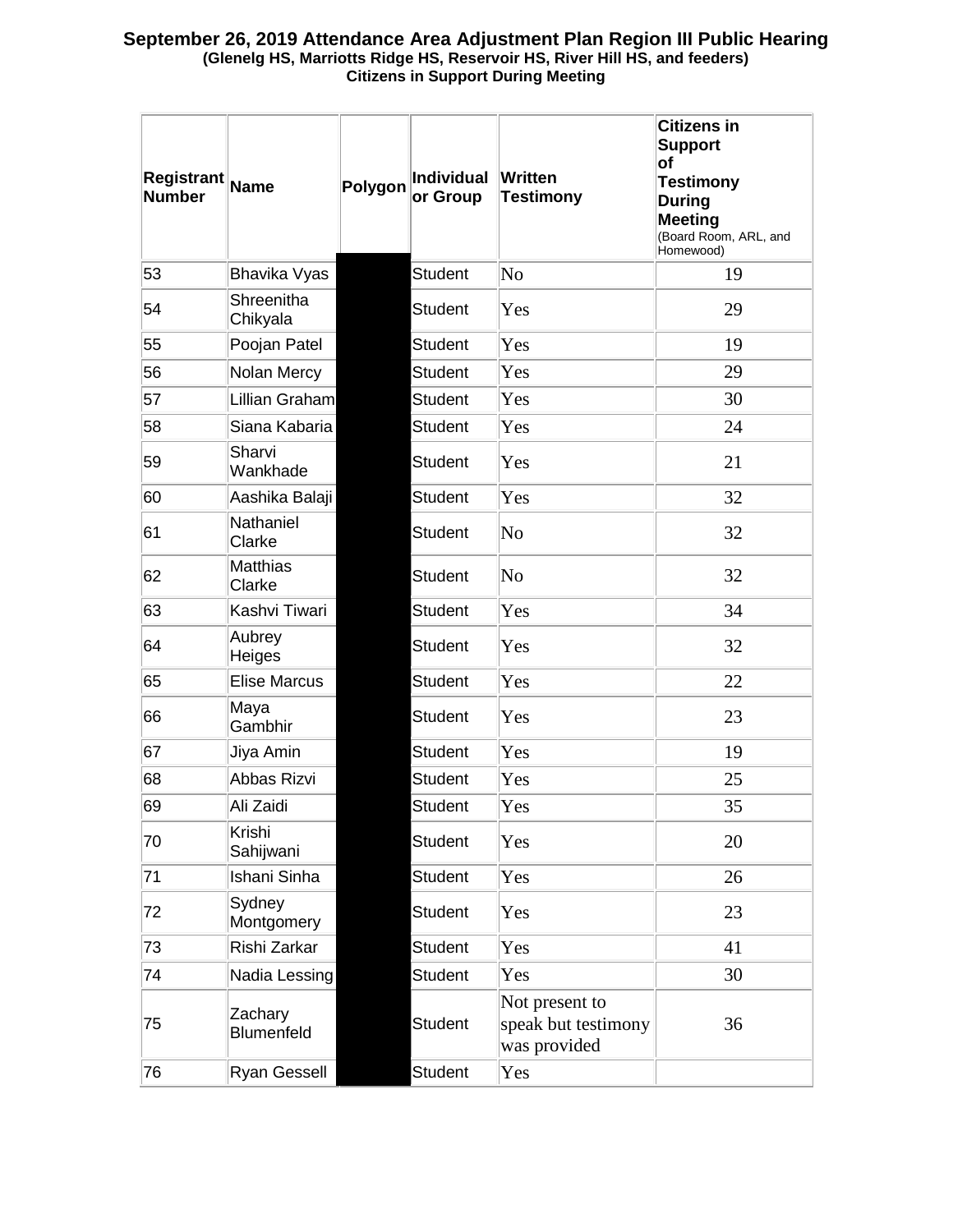# September 26, 2019 Attendance Area Adjustment Plan Region III Public Hearing

**(Glenelg HS, Marriotts Ridge HS, Reservoir HS, River Hill HS, and feeders)**

**Citizens in Support During Meeting**

| Registrant Number | Name | Polygon | Individual or Group | Written Testimony | Citizens in Support of Testimony During Meeting (Board Room, ARL, and Homewood) |
|---|---|---|---|---|---|
| 53 | Bhavika Vyas | | Student | No | 19 |
| 54 | Shreenitha Chikyala | | Student | Yes | 29 |
| 55 | Poojan Patel | | Student | Yes | 19 |
| 56 | Nolan Mercy | | Student | Yes | 29 |
| 57 | Lillian Graham | | Student | Yes | 30 |
| 58 | Siana Kabaria | | Student | Yes | 24 |
| 59 | Sharvi Wankhade | | Student | Yes | 21 |
| 60 | Aashika Balaji | | Student | Yes | 32 |
| 61 | Nathaniel Clarke | | Student | No | 32 |
| 62 | Matthias Clarke | | Student | No | 32 |
| 63 | Kashvi Tiwari | | Student | Yes | 34 |
| 64 | Aubrey Heiges | | Student | Yes | 32 |
| 65 | Elise Marcus | | Student | Yes | 22 |
| 66 | Maya Gambhir | | Student | Yes | 23 |
| 67 | Jiya Amin | | Student | Yes | 19 |
| 68 | Abbas Rizvi | | Student | Yes | 25 |
| 69 | Ali Zaidi | | Student | Yes | 35 |
| 70 | Krishi Sahijwani | | Student | Yes | 20 |
| 71 | Ishani Sinha | | Student | Yes | 26 |
| 72 | Sydney Montgomery | | Student | Yes | 23 |
| 73 | Rishi Zarkar | | Student | Yes | 41 |
| 74 | Nadia Lessing | | Student | Yes | 30 |
| 75 | Zachary Blumenfeld | | Student | Not present to speak but testimony was provided | 36 |
| 76 | Ryan Gessell | | Student | Yes | |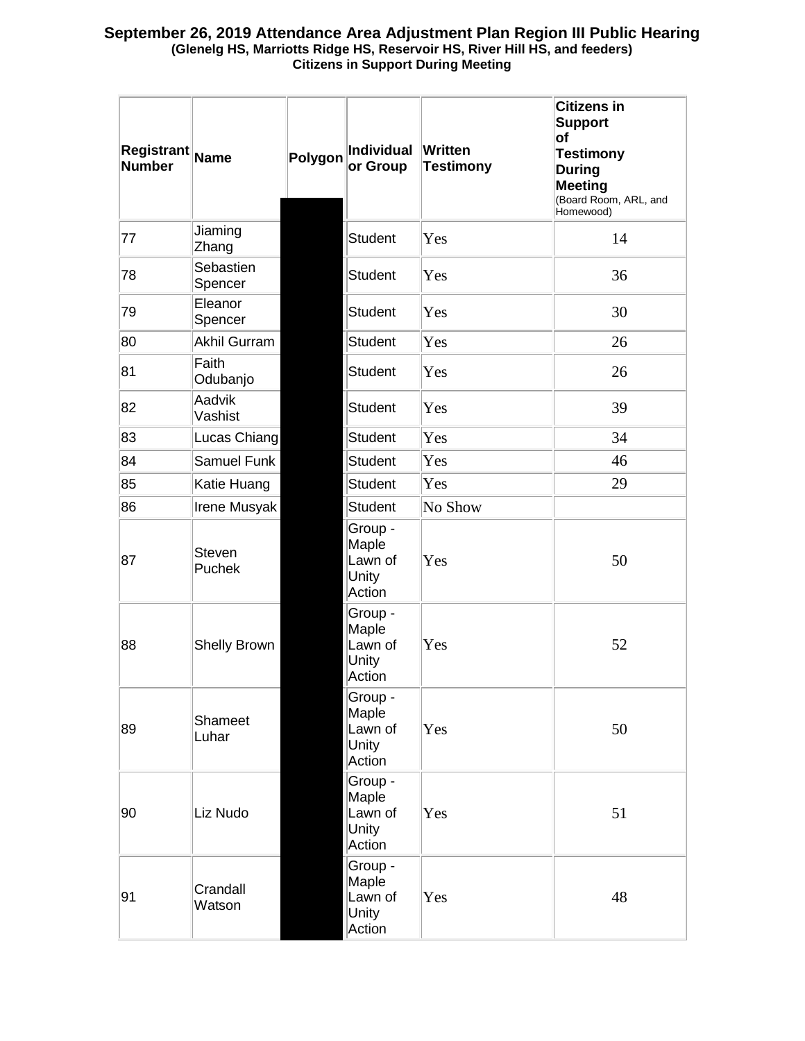**September 26, 2019 Attendance Area Adjustment Plan Region III Public Hearing**
**(Glenelg HS, Marriotts Ridge HS, Reservoir HS, River Hill HS, and feeders)**
**Citizens in Support During Meeting**

| Registrant Number | Name | Polygon | Individual or Group | Written Testimony | Citizens in Support of Testimony During Meeting (Board Room, ARL, and Homewood) |
|---|---|---|---|---|---|
| 77 | Jiaming Zhang | | Student | Yes | 14 |
| 78 | Sebastien Spencer | | Student | Yes | 36 |
| 79 | Eleanor Spencer | | Student | Yes | 30 |
| 80 | Akhil Gurram | | Student | Yes | 26 |
| 81 | Faith Odubanjo | | Student | Yes | 26 |
| 82 | Aadvik Vashist | | Student | Yes | 39 |
| 83 | Lucas Chiang | | Student | Yes | 34 |
| 84 | Samuel Funk | | Student | Yes | 46 |
| 85 | Katie Huang | | Student | Yes | 29 |
| 86 | Irene Musyak | | Student | No Show | |
| 87 | Steven Puchek | | Group - Maple Lawn of Unity Action | Yes | 50 |
| 88 | Shelly Brown | | Group - Maple Lawn of Unity Action | Yes | 52 |
| 89 | Shameet Luhar | | Group - Maple Lawn of Unity Action | Yes | 50 |
| 90 | Liz Nudo | | Group - Maple Lawn of Unity Action | Yes | 51 |
| 91 | Crandall Watson | | Group - Maple Lawn of Unity Action | Yes | 48 |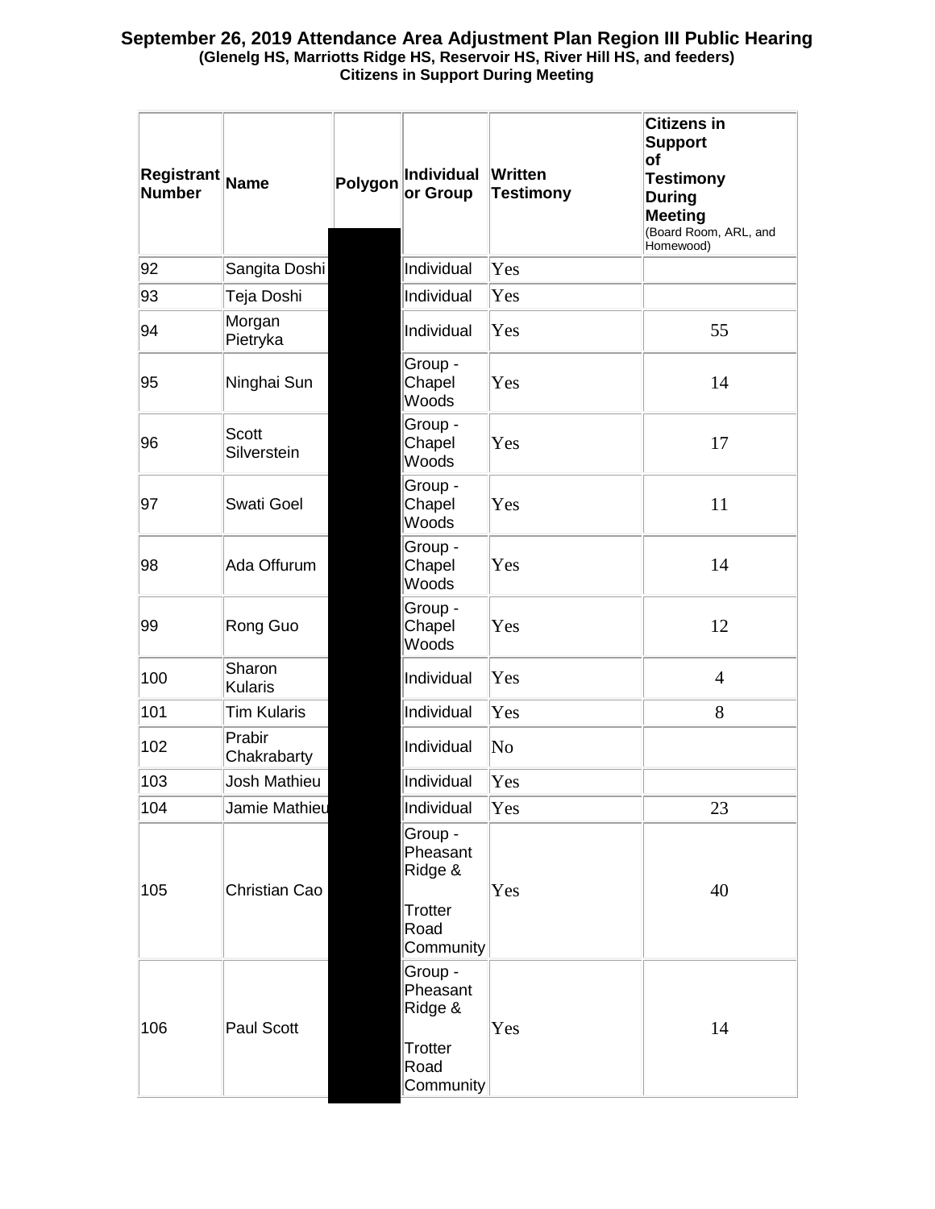# September 26, 2019 Attendance Area Adjustment Plan Region III Public Hearing

**(Glenelg HS, Marriotts Ridge HS, Reservoir HS, River Hill HS, and feeders)**

**Citizens in Support During Meeting**

| Registrant Number | Name | Polygon | Individual or Group | Written Testimony | Citizens in Support of Testimony During Meeting (Board Room, ARL, and Homewood) |
|---|---|---|---|---|---|
| 92 | Sangita Doshi | | Individual | Yes | |
| 93 | Teja Doshi | | Individual | Yes | |
| 94 | Morgan Pietryka | | Individual | Yes | 55 |
| 95 | Ninghai Sun | | Group - Chapel Woods | Yes | 14 |
| 96 | Scott Silverstein | | Group - Chapel Woods | Yes | 17 |
| 97 | Swati Goel | | Group - Chapel Woods | Yes | 11 |
| 98 | Ada Offurum | | Group - Chapel Woods | Yes | 14 |
| 99 | Rong Guo | | Group - Chapel Woods | Yes | 12 |
| 100 | Sharon Kularis | | Individual | Yes | 4 |
| 101 | Tim Kularis | | Individual | Yes | 8 |
| 102 | Prabir Chakrabarty | | Individual | No | |
| 103 | Josh Mathieu | | Individual | Yes | |
| 104 | Jamie Mathieu | | Individual | Yes | 23 |
| 105 | Christian Cao | | Group - Pheasant Ridge & Trotter Road Community | Yes | 40 |
| 106 | Paul Scott | | Group - Pheasant Ridge & Trotter Road Community | Yes | 14 |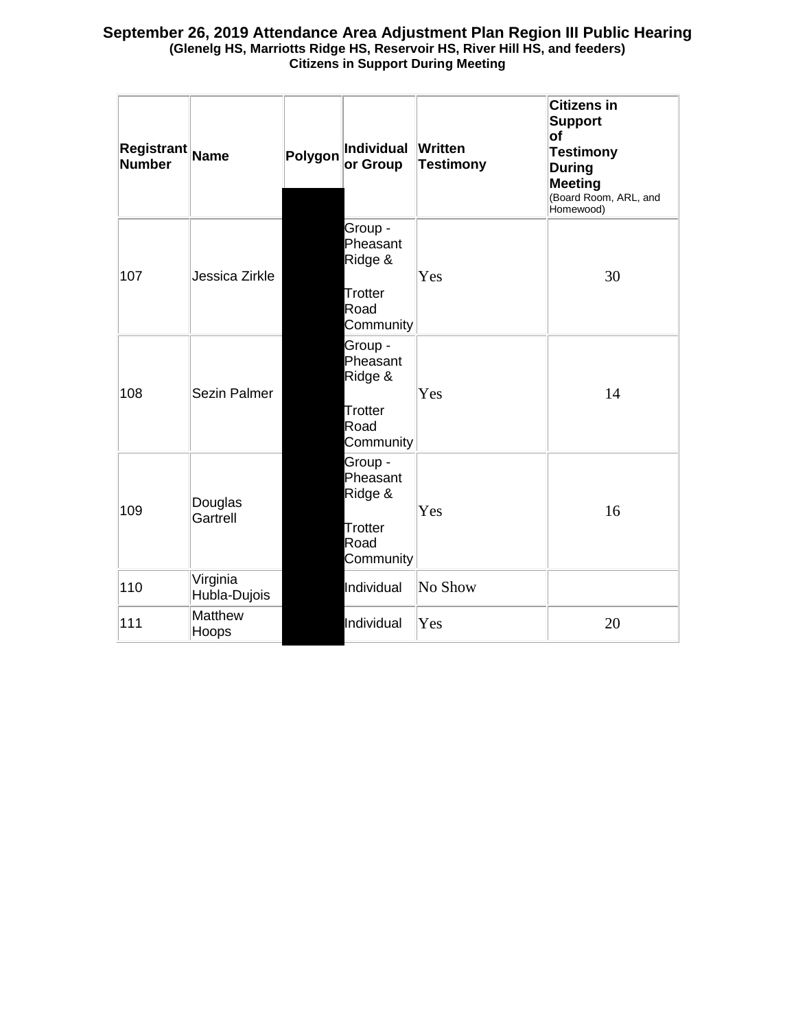**September 26, 2019 Attendance Area Adjustment Plan Region III Public Hearing**
**(Glenelg HS, Marriotts Ridge HS, Reservoir HS, River Hill HS, and feeders)**
**Citizens in Support During Meeting**

| Registrant Number | Name | Polygon | Individual or Group | Written Testimony | Citizens in Support of Testimony During Meeting (Board Room, ARL, and Homewood) |
|---|---|---|---|---|---|
| 107 | Jessica Zirkle | | Group - Pheasant Ridge & Trotter Road Community | Yes | 30 |
| 108 | Sezin Palmer | | Group - Pheasant Ridge & Trotter Road Community | Yes | 14 |
| 109 | Douglas Gartrell | | Group - Pheasant Ridge & Trotter Road Community | Yes | 16 |
| 110 | Virginia Hubla-Dujois | | Individual | No Show | |
| 111 | Matthew Hoops | | Individual | Yes | 20 |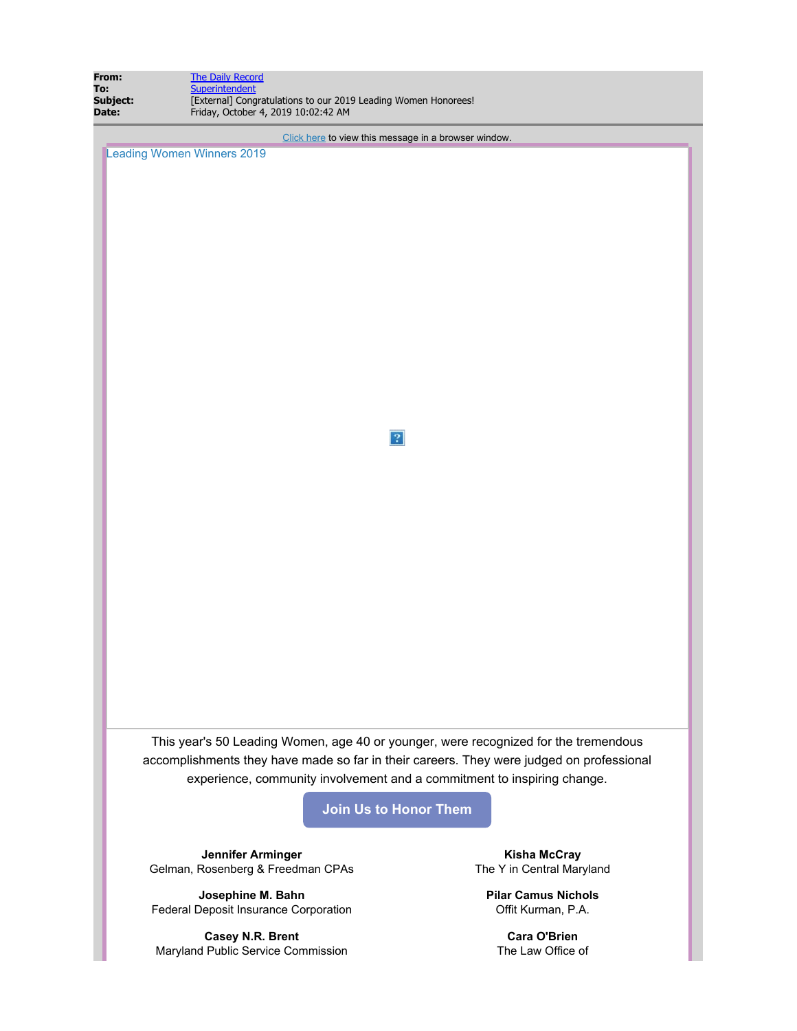**From:** The Daily Record
**To:** Superintendent
**Subject:** [External] Congratulations to our 2019 Leading Women Honorees!
**Date:** Friday, October 4, 2019 10:02:42 AM

Click here to view this message in a browser window.

Leading Women Winners 2019

This year's 50 Leading Women, age 40 or younger, were recognized for the tremendous accomplishments they have made so far in their careers. They were judged on professional experience, community involvement and a commitment to inspiring change.

**Join Us to Honor Them**

**Jennifer Arminger**
Gelman, Rosenberg & Freedman CPAs

**Josephine M. Bahn**
Federal Deposit Insurance Corporation

**Casey N.R. Brent**
Maryland Public Service Commission

**Kisha McCray**
The Y in Central Maryland

**Pilar Camus Nichols**
Offit Kurman, P.A.

**Cara O'Brien**
The Law Office of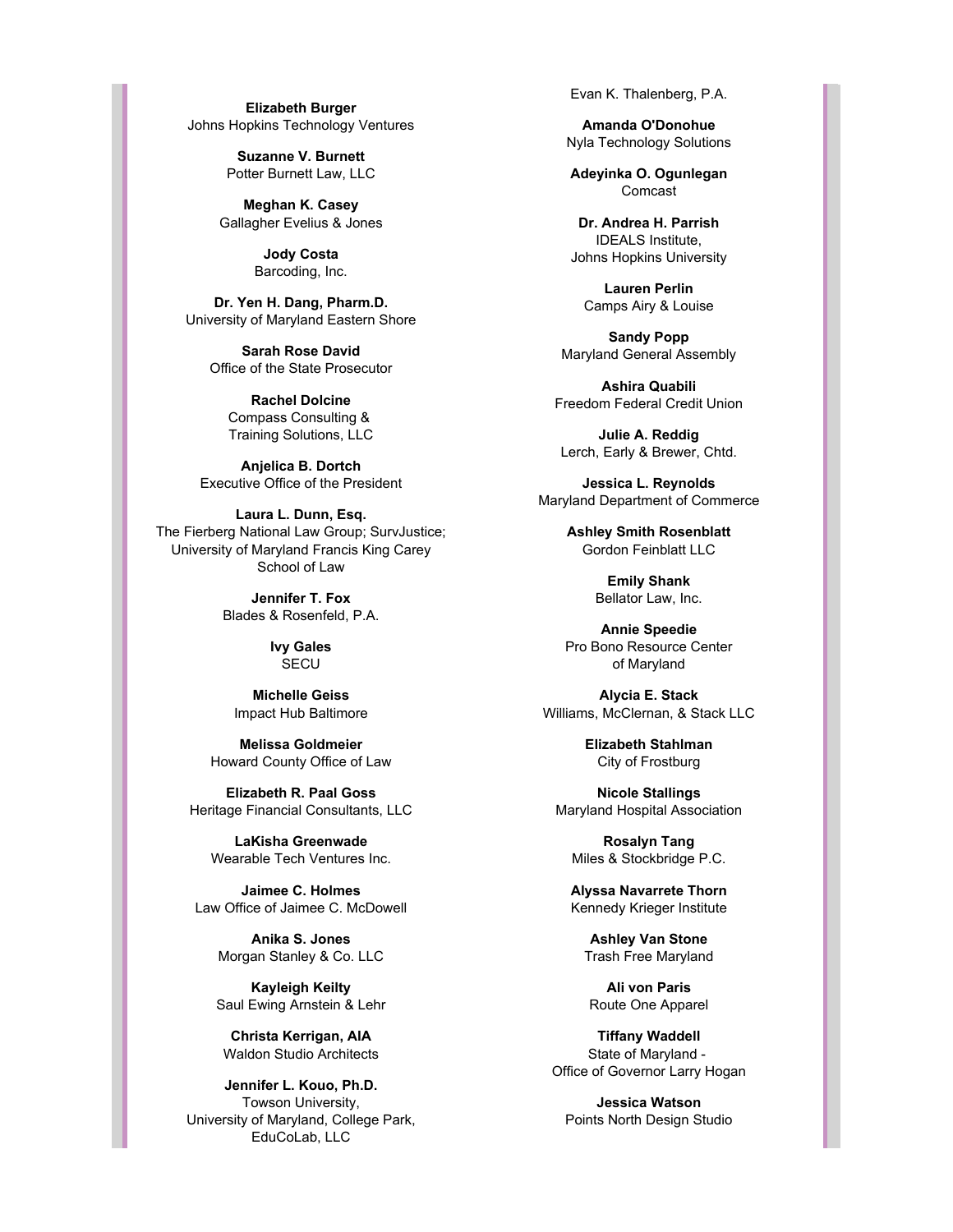**Elizabeth Burger**
Johns Hopkins Technology Ventures

**Suzanne V. Burnett**
Potter Burnett Law, LLC

**Meghan K. Casey**
Gallagher Evelius & Jones

**Jody Costa**
Barcoding, Inc.

**Dr. Yen H. Dang, Pharm.D.**
University of Maryland Eastern Shore

**Sarah Rose David**
Office of the State Prosecutor

**Rachel Dolcine**
Compass Consulting & Training Solutions, LLC

**Anjelica B. Dortch**
Executive Office of the President

**Laura L. Dunn, Esq.**
The Fierberg National Law Group; SurvJustice; University of Maryland Francis King Carey School of Law

**Jennifer T. Fox**
Blades & Rosenfeld, P.A.

**Ivy Gales**
SECU

**Michelle Geiss**
Impact Hub Baltimore

**Melissa Goldmeier**
Howard County Office of Law

**Elizabeth R. Paal Goss**
Heritage Financial Consultants, LLC

**LaKisha Greenwade**
Wearable Tech Ventures Inc.

**Jaimee C. Holmes**
Law Office of Jaimee C. McDowell

**Anika S. Jones**
Morgan Stanley & Co. LLC

**Kayleigh Keilty**
Saul Ewing Arnstein & Lehr

**Christa Kerrigan, AIA**
Waldon Studio Architects

**Jennifer L. Kouo, Ph.D.**
Towson University, University of Maryland, College Park, EduCoLab, LLC

Evan K. Thalenberg, P.A.

**Amanda O'Donohue**
Nyla Technology Solutions

**Adeyinka O. Ogunlegan**
Comcast

**Dr. Andrea H. Parrish**
IDEALS Institute, Johns Hopkins University

**Lauren Perlin**
Camps Airy & Louise

**Sandy Popp**
Maryland General Assembly

**Ashira Quabili**
Freedom Federal Credit Union

**Julie A. Reddig**
Lerch, Early & Brewer, Chtd.

**Jessica L. Reynolds**
Maryland Department of Commerce

**Ashley Smith Rosenblatt**
Gordon Feinblatt LLC

**Emily Shank**
Bellator Law, Inc.

**Annie Speedie**
Pro Bono Resource Center of Maryland

**Alycia E. Stack**
Williams, McClernan, & Stack LLC

**Elizabeth Stahlman**
City of Frostburg

**Nicole Stallings**
Maryland Hospital Association

**Rosalyn Tang**
Miles & Stockbridge P.C.

**Alyssa Navarrete Thorn**
Kennedy Krieger Institute

**Ashley Van Stone**
Trash Free Maryland

**Ali von Paris**
Route One Apparel

**Tiffany Waddell**
State of Maryland - Office of Governor Larry Hogan

**Jessica Watson**
Points North Design Studio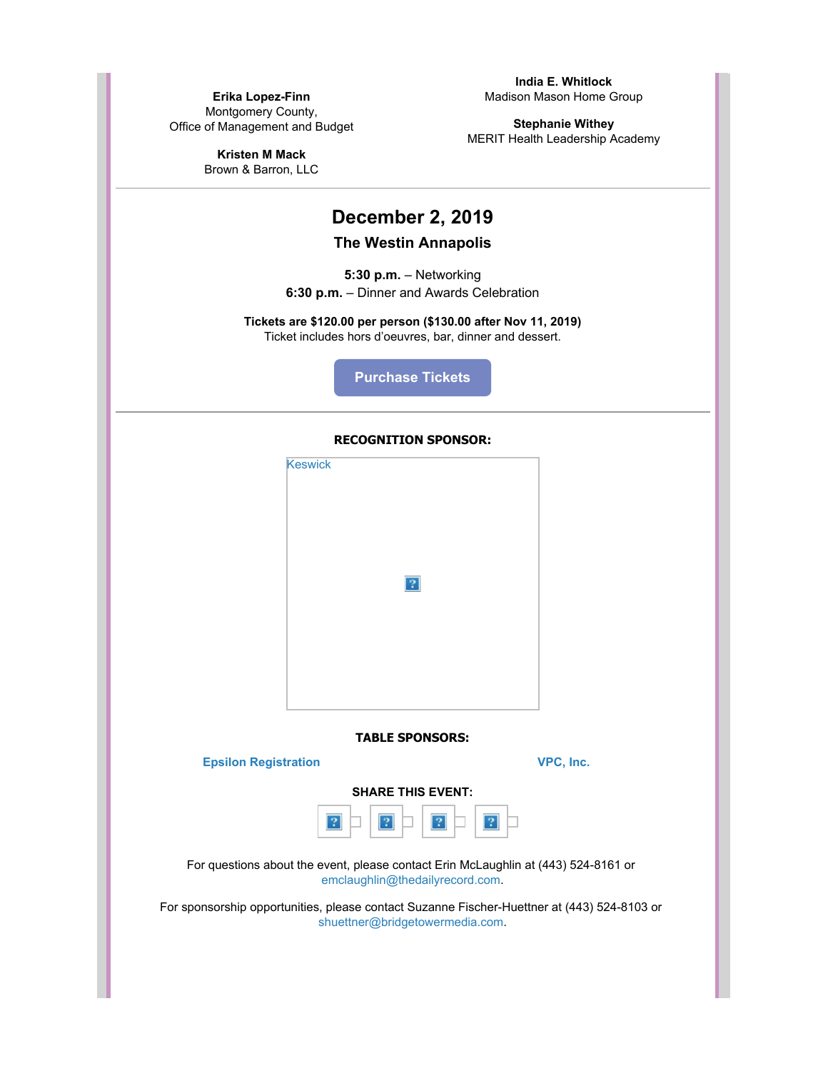**Erika Lopez-Finn**
Montgomery County,
Office of Management and Budget

**Kristen M Mack**
Brown & Barron, LLC

**India E. Whitlock**
Madison Mason Home Group

**Stephanie Withey**
MERIT Health Leadership Academy

---

## December 2, 2019

### The Westin Annapolis

**5:30 p.m.** – Networking
**6:30 p.m.** – Dinner and Awards Celebration

**Tickets are $120.00 per person ($130.00 after Nov 11, 2019)**
Ticket includes hors d'oeuvres, bar, dinner and dessert.

Purchase Tickets

---

**RECOGNITION SPONSOR:**

Keswick

**TABLE SPONSORS:**

Epsilon Registration

VPC, Inc.

**SHARE THIS EVENT:**

For questions about the event, please contact Erin McLaughlin at (443) 524-8161 or emclaughlin@thedailyrecord.com.

For sponsorship opportunities, please contact Suzanne Fischer-Huettner at (443) 524-8103 or shuettner@bridgetowermedia.com.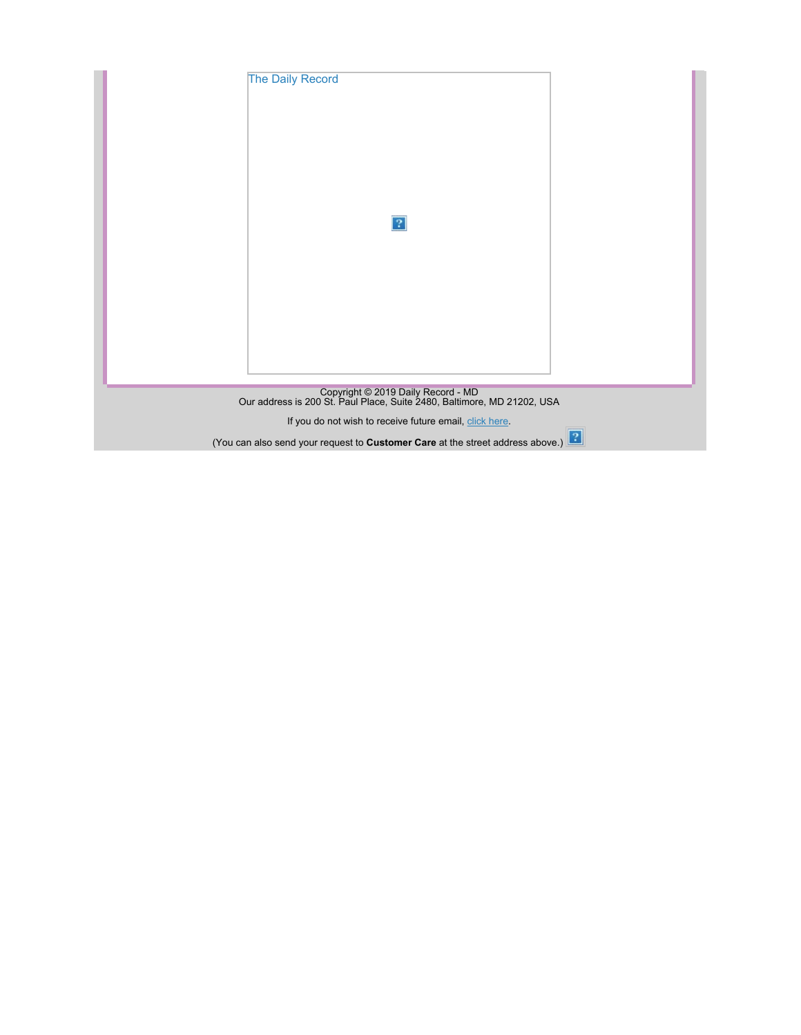The Daily Record

Copyright © 2019 Daily Record - MD
Our address is 200 St. Paul Place, Suite 2480, Baltimore, MD 21202, USA

If you do not wish to receive future email, click here.

(You can also send your request to **Customer Care** at the street address above.)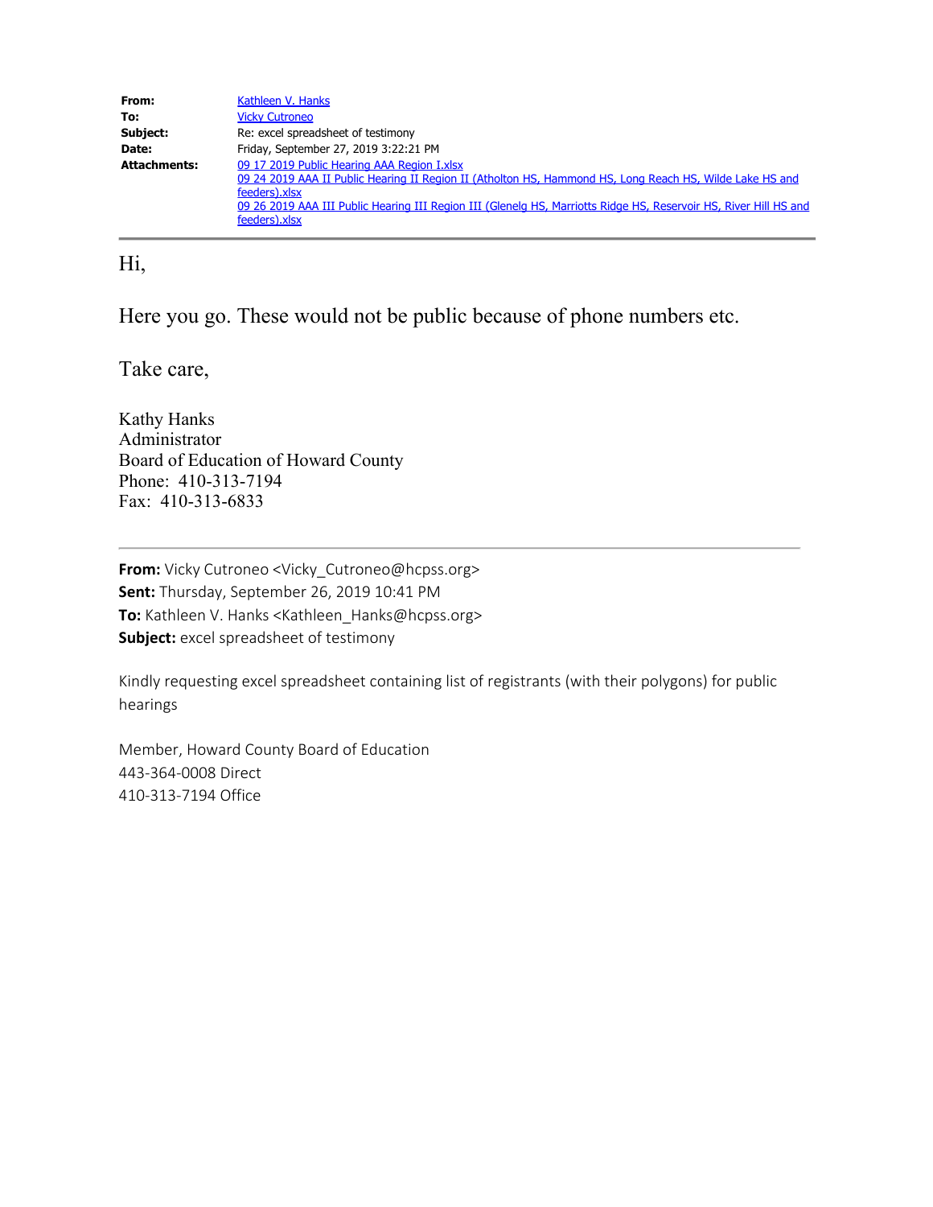| | |
|---|---|
| **From:** | Kathleen V. Hanks |
| **To:** | Vicky Cutroneo |
| **Subject:** | Re: excel spreadsheet of testimony |
| **Date:** | Friday, September 27, 2019 3:22:21 PM |
| **Attachments:** | 09 17 2019 Public Hearing AAA Region I.xlsx<br>09 24 2019 AAA II Public Hearing II Region II (Atholton HS, Hammond HS, Long Reach HS, Wilde Lake HS and feeders).xlsx<br>09 26 2019 AAA III Public Hearing III Region III (Glenelg HS, Marriotts Ridge HS, Reservoir HS, River Hill HS and feeders).xlsx |

Hi,

Here you go. These would not be public because of phone numbers etc.

Take care,

Kathy Hanks
Administrator
Board of Education of Howard County
Phone: 410-313-7194
Fax: 410-313-6833

---

**From:** Vicky Cutroneo <Vicky_Cutroneo@hcpss.org>
**Sent:** Thursday, September 26, 2019 10:41 PM
**To:** Kathleen V. Hanks <Kathleen_Hanks@hcpss.org>
**Subject:** excel spreadsheet of testimony

Kindly requesting excel spreadsheet containing list of registrants (with their polygons) for public hearings

Member, Howard County Board of Education
443-364-0008 Direct
410-313-7194 Office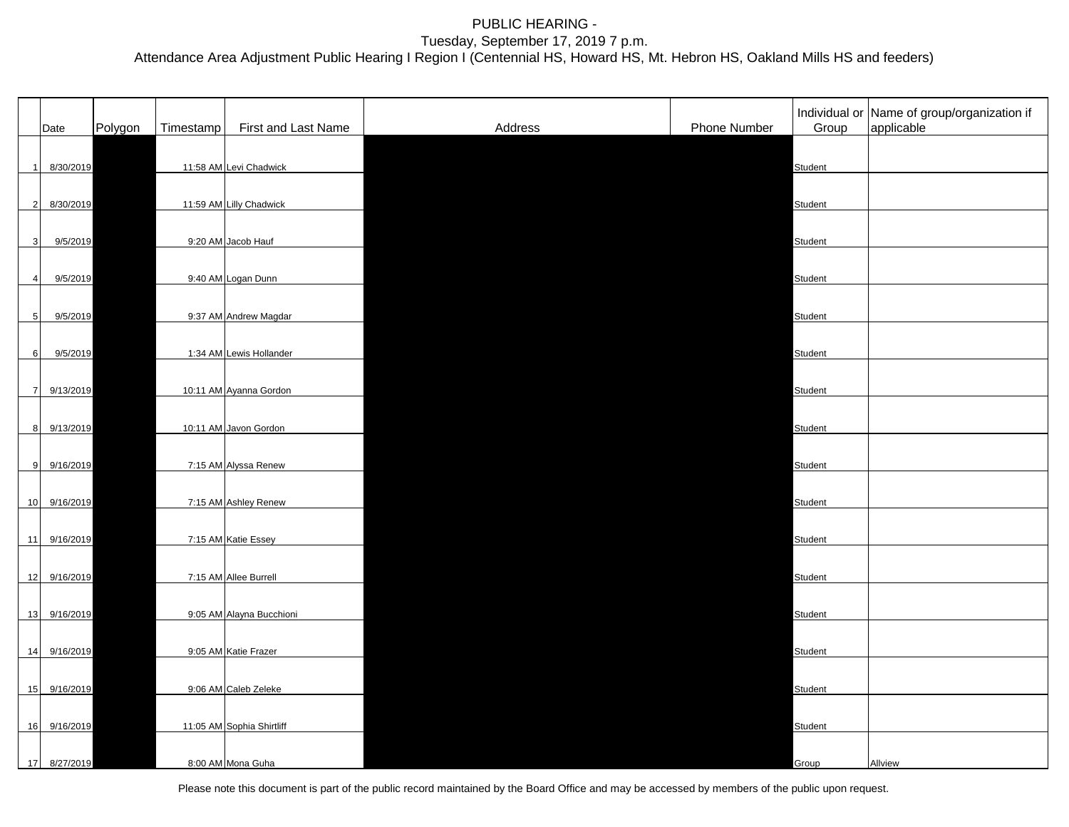PUBLIC HEARING -
Tuesday, September 17, 2019 7 p.m.
Attendance Area Adjustment Public Hearing I Region I (Centennial HS, Howard HS, Mt. Hebron HS, Oakland Mills HS and feeders)

| | Date | Polygon | Timestamp | First and Last Name | Address | Phone Number | Individual or Group | Name of group/organization if applicable |
|---|---|---|---|---|---|---|---|---|
| 1 | 8/30/2019 | | 11:58 AM | Levi Chadwick | | | Student | |
| 2 | 8/30/2019 | | 11:59 AM | Lilly Chadwick | | | Student | |
| 3 | 9/5/2019 | | 9:20 AM | Jacob Hauf | | | Student | |
| 4 | 9/5/2019 | | 9:40 AM | Logan Dunn | | | Student | |
| 5 | 9/5/2019 | | 9:37 AM | Andrew Magdar | | | Student | |
| 6 | 9/5/2019 | | 1:34 AM | Lewis Hollander | | | Student | |
| 7 | 9/13/2019 | | 10:11 AM | Ayanna Gordon | | | Student | |
| 8 | 9/13/2019 | | 10:11 AM | Javon Gordon | | | Student | |
| 9 | 9/16/2019 | | 7:15 AM | Alyssa Renew | | | Student | |
| 10 | 9/16/2019 | | 7:15 AM | Ashley Renew | | | Student | |
| 11 | 9/16/2019 | | 7:15 AM | Katie Essey | | | Student | |
| 12 | 9/16/2019 | | 7:15 AM | Allee Burrell | | | Student | |
| 13 | 9/16/2019 | | 9:05 AM | Alayna Bucchioni | | | Student | |
| 14 | 9/16/2019 | | 9:05 AM | Katie Frazer | | | Student | |
| 15 | 9/16/2019 | | 9:06 AM | Caleb Zeleke | | | Student | |
| 16 | 9/16/2019 | | 11:05 AM | Sophia Shirtliff | | | Student | |
| 17 | 8/27/2019 | | 8:00 AM | Mona Guha | | | Group | Allview |

Please note this document is part of the public record maintained by the Board Office and may be accessed by members of the public upon request.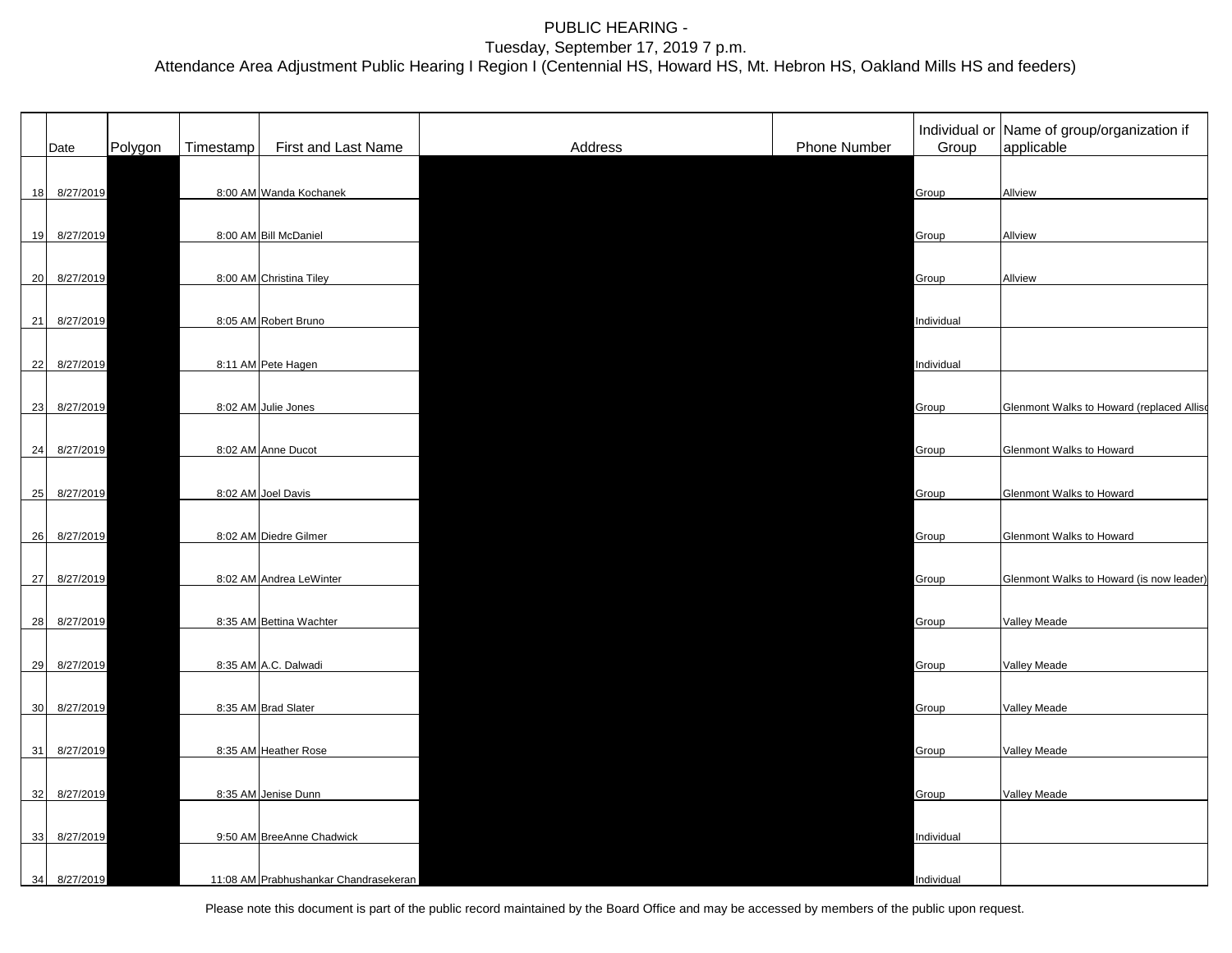PUBLIC HEARING -
Tuesday, September 17, 2019 7 p.m.
Attendance Area Adjustment Public Hearing I Region I (Centennial HS, Howard HS, Mt. Hebron HS, Oakland Mills HS and feeders)

| | Date | Polygon | Timestamp | First and Last Name | Address | Phone Number | Individual or Group | Name of group/organization if applicable |
|---|---|---|---|---|---|---|---|---|
| 18 | 8/27/2019 | | 8:00 AM | Wanda Kochanek | | | Group | Allview |
| 19 | 8/27/2019 | | 8:00 AM | Bill McDaniel | | | Group | Allview |
| 20 | 8/27/2019 | | 8:00 AM | Christina Tiley | | | Group | Allview |
| 21 | 8/27/2019 | | 8:05 AM | Robert Bruno | | | Individual | |
| 22 | 8/27/2019 | | 8:11 AM | Pete Hagen | | | Individual | |
| 23 | 8/27/2019 | | 8:02 AM | Julie Jones | | | Group | Glenmont Walks to Howard (replaced Alliso |
| 24 | 8/27/2019 | | 8:02 AM | Anne Ducot | | | Group | Glenmont Walks to Howard |
| 25 | 8/27/2019 | | 8:02 AM | Joel Davis | | | Group | Glenmont Walks to Howard |
| 26 | 8/27/2019 | | 8:02 AM | Diedre Gilmer | | | Group | Glenmont Walks to Howard |
| 27 | 8/27/2019 | | 8:02 AM | Andrea LeWinter | | | Group | Glenmont Walks to Howard (is now leader) |
| 28 | 8/27/2019 | | 8:35 AM | Bettina Wachter | | | Group | Valley Meade |
| 29 | 8/27/2019 | | 8:35 AM | A.C. Dalwadi | | | Group | Valley Meade |
| 30 | 8/27/2019 | | 8:35 AM | Brad Slater | | | Group | Valley Meade |
| 31 | 8/27/2019 | | 8:35 AM | Heather Rose | | | Group | Valley Meade |
| 32 | 8/27/2019 | | 8:35 AM | Jenise Dunn | | | Group | Valley Meade |
| 33 | 8/27/2019 | | 9:50 AM | BreeAnne Chadwick | | | Individual | |
| 34 | 8/27/2019 | | 11:08 AM | Prabhushankar Chandrasekeran | | | Individual | |

Please note this document is part of the public record maintained by the Board Office and may be accessed by members of the public upon request.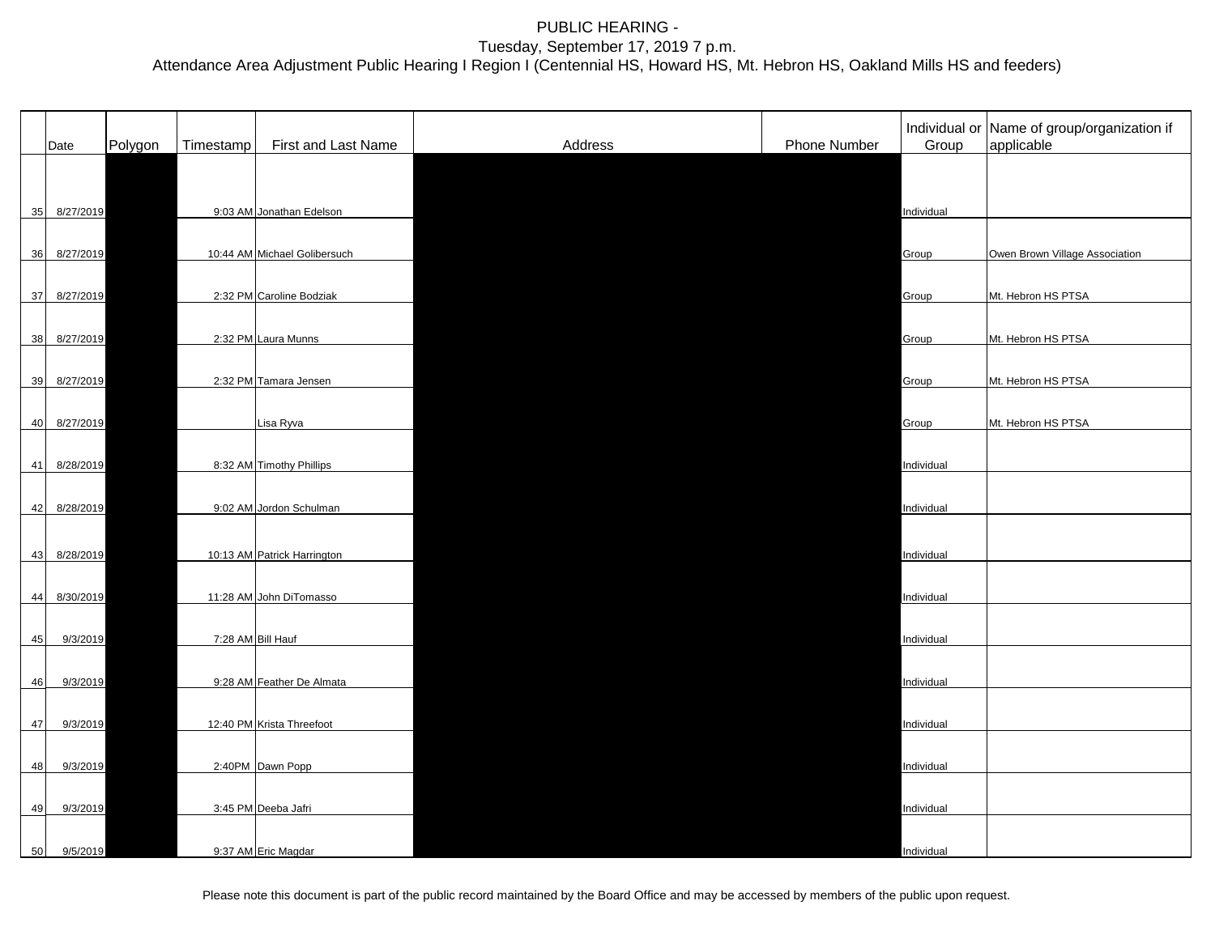PUBLIC HEARING -
Tuesday, September 17, 2019 7 p.m.
Attendance Area Adjustment Public Hearing I Region I (Centennial HS, Howard HS, Mt. Hebron HS, Oakland Mills HS and feeders)

| | Date | Polygon | Timestamp | First and Last Name | Address | Phone Number | Individual or Group | Name of group/organization if applicable |
|---|---|---|---|---|---|---|---|---|
| 35 | 8/27/2019 | | 9:03 AM | Jonathan Edelson | | | Individual | |
| 36 | 8/27/2019 | | 10:44 AM | Michael Golibersuch | | | Group | Owen Brown Village Association |
| 37 | 8/27/2019 | | 2:32 PM | Caroline Bodziak | | | Group | Mt. Hebron HS PTSA |
| 38 | 8/27/2019 | | 2:32 PM | Laura Munns | | | Group | Mt. Hebron HS PTSA |
| 39 | 8/27/2019 | | 2:32 PM | Tamara Jensen | | | Group | Mt. Hebron HS PTSA |
| 40 | 8/27/2019 | | | Lisa Ryva | | | Group | Mt. Hebron HS PTSA |
| 41 | 8/28/2019 | | 8:32 AM | Timothy Phillips | | | Individual | |
| 42 | 8/28/2019 | | 9:02 AM | Jordon Schulman | | | Individual | |
| 43 | 8/28/2019 | | 10:13 AM | Patrick Harrington | | | Individual | |
| 44 | 8/30/2019 | | 11:28 AM | John DiTomasso | | | Individual | |
| 45 | 9/3/2019 | | 7:28 AM | Bill Hauf | | | Individual | |
| 46 | 9/3/2019 | | 9:28 AM | Feather De Almata | | | Individual | |
| 47 | 9/3/2019 | | 12:40 PM | Krista Threefoot | | | Individual | |
| 48 | 9/3/2019 | | 2:40PM | Dawn Popp | | | Individual | |
| 49 | 9/3/2019 | | 3:45 PM | Deeba Jafri | | | Individual | |
| 50 | 9/5/2019 | | 9:37 AM | Eric Magdar | | | Individual | |

Please note this document is part of the public record maintained by the Board Office and may be accessed by members of the public upon request.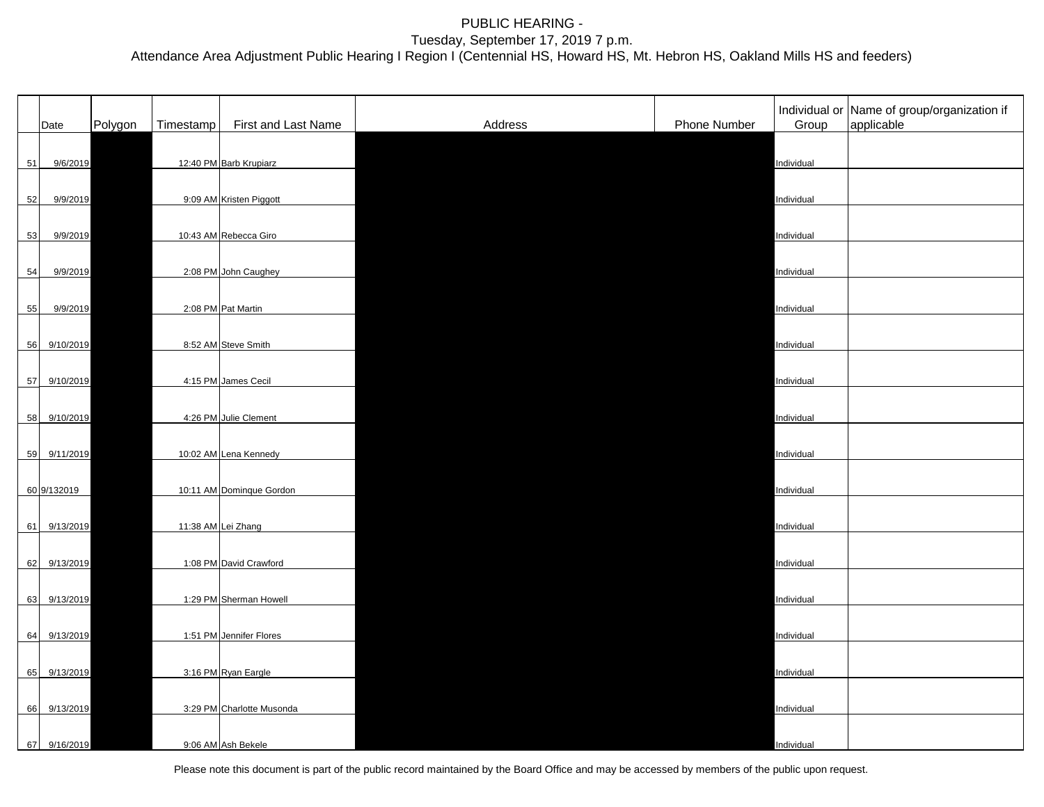PUBLIC HEARING -
Tuesday, September 17, 2019 7 p.m.
Attendance Area Adjustment Public Hearing I Region I (Centennial HS, Howard HS, Mt. Hebron HS, Oakland Mills HS and feeders)

| | Date | Polygon | Timestamp | First and Last Name | Address | Phone Number | Individual or Group | Name of group/organization if applicable |
|---|---|---|---|---|---|---|---|---|
| 51 | 9/6/2019 | | 12:40 PM | Barb Krupiarz | | | Individual | |
| 52 | 9/9/2019 | | 9:09 AM | Kristen Piggott | | | Individual | |
| 53 | 9/9/2019 | | 10:43 AM | Rebecca Giro | | | Individual | |
| 54 | 9/9/2019 | | 2:08 PM | John Caughey | | | Individual | |
| 55 | 9/9/2019 | | 2:08 PM | Pat Martin | | | Individual | |
| 56 | 9/10/2019 | | 8:52 AM | Steve Smith | | | Individual | |
| 57 | 9/10/2019 | | 4:15 PM | James Cecil | | | Individual | |
| 58 | 9/10/2019 | | 4:26 PM | Julie Clement | | | Individual | |
| 59 | 9/11/2019 | | 10:02 AM | Lena Kennedy | | | Individual | |
| 60 | 9/132019 | | 10:11 AM | Dominque Gordon | | | Individual | |
| 61 | 9/13/2019 | | 11:38 AM | Lei Zhang | | | Individual | |
| 62 | 9/13/2019 | | 1:08 PM | David Crawford | | | Individual | |
| 63 | 9/13/2019 | | 1:29 PM | Sherman Howell | | | Individual | |
| 64 | 9/13/2019 | | 1:51 PM | Jennifer Flores | | | Individual | |
| 65 | 9/13/2019 | | 3:16 PM | Ryan Eargle | | | Individual | |
| 66 | 9/13/2019 | | 3:29 PM | Charlotte Musonda | | | Individual | |
| 67 | 9/16/2019 | | 9:06 AM | Ash Bekele | | | Individual | |

Please note this document is part of the public record maintained by the Board Office and may be accessed by members of the public upon request.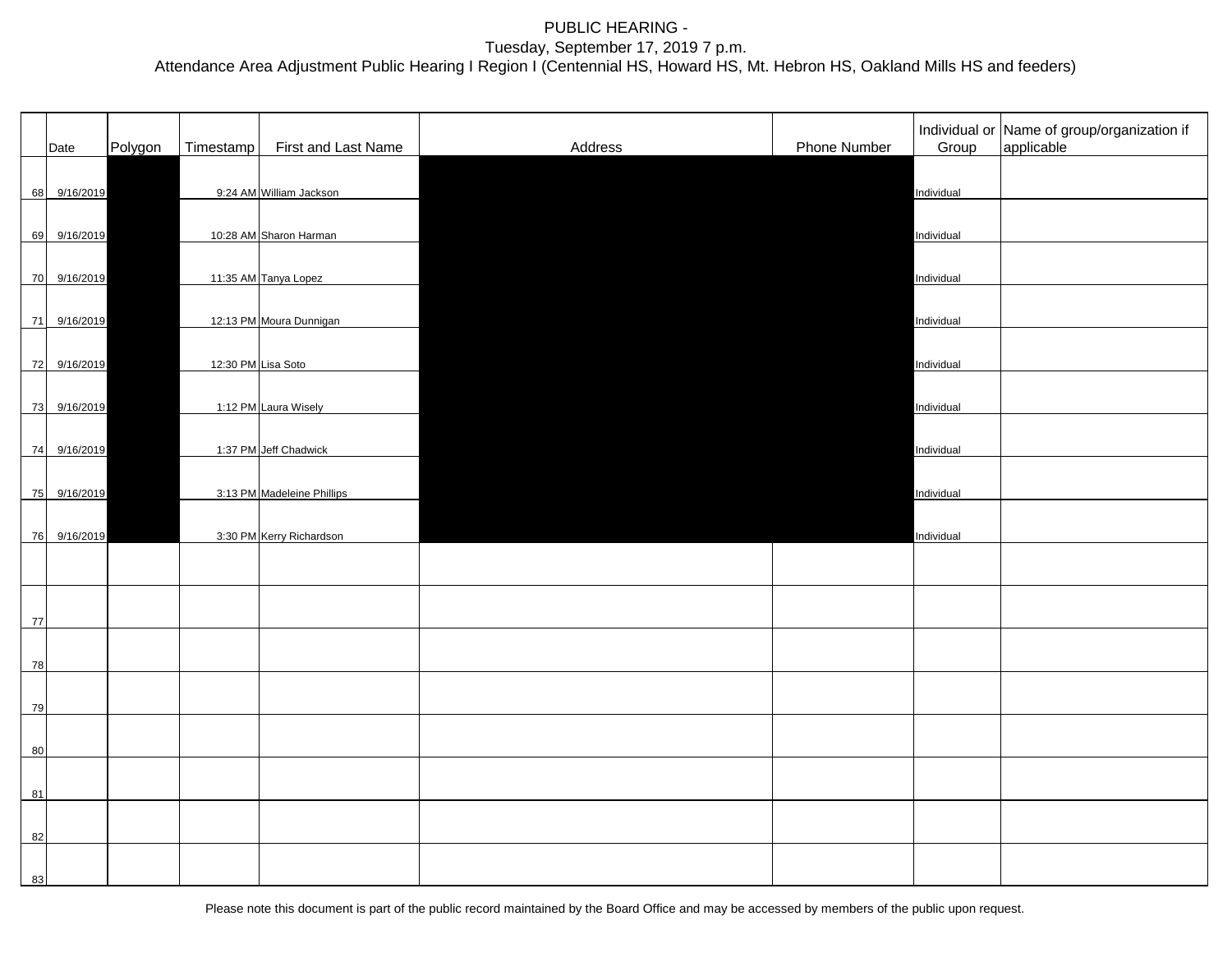PUBLIC HEARING -
Tuesday, September 17, 2019 7 p.m.
Attendance Area Adjustment Public Hearing I Region I (Centennial HS, Howard HS, Mt. Hebron HS, Oakland Mills HS and feeders)

| | Date | Polygon | Timestamp | First and Last Name | Address | Phone Number | Individual or Group | Name of group/organization if applicable |
|---|---|---|---|---|---|---|---|---|
| 68 | 9/16/2019 | | 9:24 AM | William Jackson | | | Individual | |
| 69 | 9/16/2019 | | 10:28 AM | Sharon Harman | | | Individual | |
| 70 | 9/16/2019 | | 11:35 AM | Tanya Lopez | | | Individual | |
| 71 | 9/16/2019 | | 12:13 PM | Moura Dunnigan | | | Individual | |
| 72 | 9/16/2019 | | 12:30 PM | Lisa Soto | | | Individual | |
| 73 | 9/16/2019 | | 1:12 PM | Laura Wisely | | | Individual | |
| 74 | 9/16/2019 | | 1:37 PM | Jeff Chadwick | | | Individual | |
| 75 | 9/16/2019 | | 3:13 PM | Madeleine Phillips | | | Individual | |
| 76 | 9/16/2019 | | 3:30 PM | Kerry Richardson | | | Individual | |
| | | | | | | | | |
| 77 | | | | | | | | |
| 78 | | | | | | | | |
| 79 | | | | | | | | |
| 80 | | | | | | | | |
| 81 | | | | | | | | |
| 82 | | | | | | | | |
| 83 | | | | | | | | |

Please note this document is part of the public record maintained by the Board Office and may be accessed by members of the public upon request.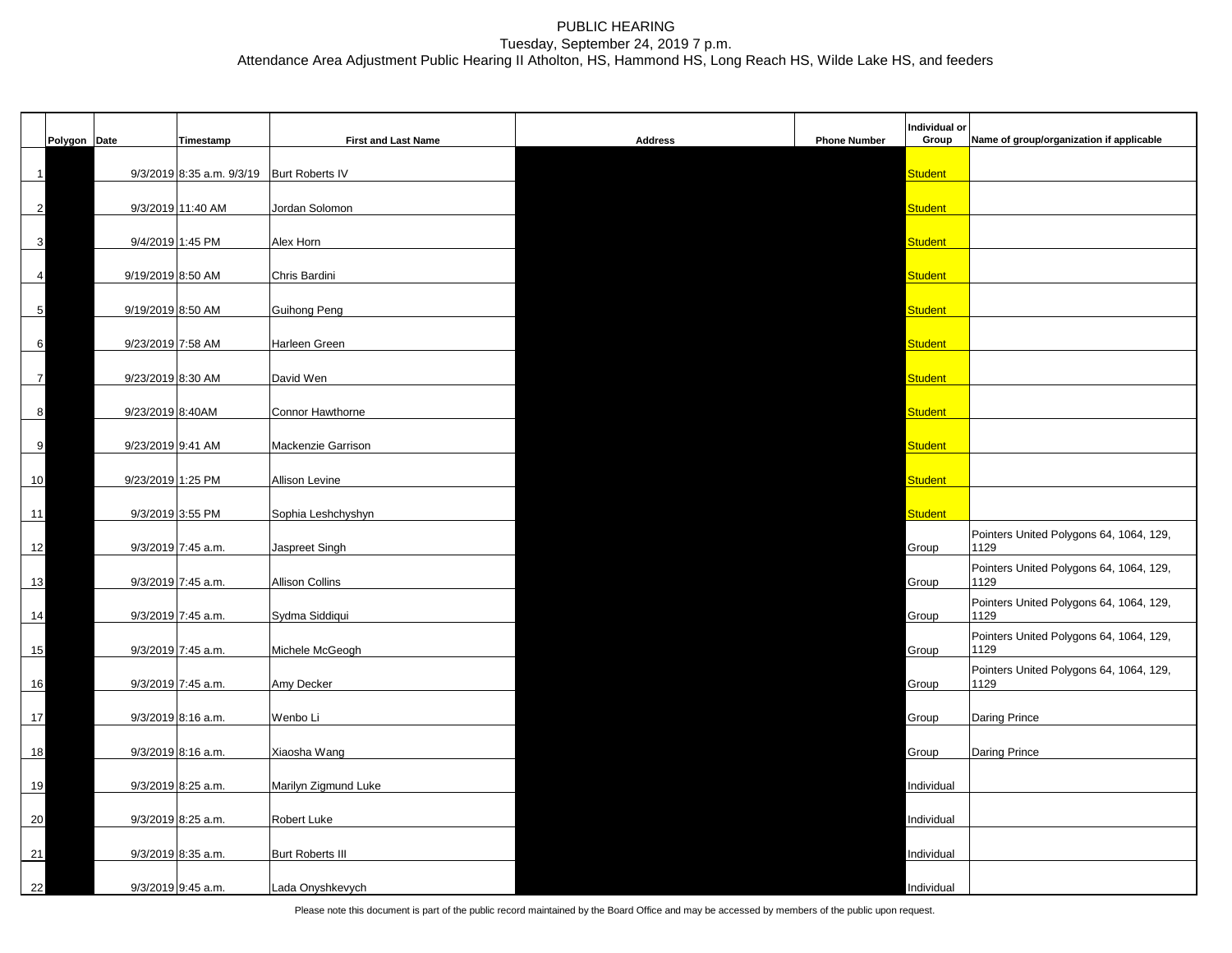PUBLIC HEARING
Tuesday, September 24, 2019 7 p.m.
Attendance Area Adjustment Public Hearing II Atholton, HS, Hammond HS, Long Reach HS, Wilde Lake HS, and feeders

| | Polygon | Date | Timestamp | First and Last Name | Address | Phone Number | Individual or Group | Name of group/organization if applicable |
|---|---|---|---|---|---|---|---|---|
| 1 | | 9/3/2019 | 8:35 a.m. 9/3/19 | Burt Roberts IV | | | Student | |
| 2 | | 9/3/2019 | 11:40 AM | Jordan Solomon | | | Student | |
| 3 | | 9/4/2019 | 1:45 PM | Alex Horn | | | Student | |
| 4 | | 9/19/2019 | 8:50 AM | Chris Bardini | | | Student | |
| 5 | | 9/19/2019 | 8:50 AM | Guihong Peng | | | Student | |
| 6 | | 9/23/2019 | 7:58 AM | Harleen Green | | | Student | |
| 7 | | 9/23/2019 | 8:30 AM | David Wen | | | Student | |
| 8 | | 9/23/2019 | 8:40AM | Connor Hawthorne | | | Student | |
| 9 | | 9/23/2019 | 9:41 AM | Mackenzie Garrison | | | Student | |
| 10 | | 9/23/2019 | 1:25 PM | Allison Levine | | | Student | |
| 11 | | 9/3/2019 | 3:55 PM | Sophia Leshchyshyn | | | Student | |
| 12 | | 9/3/2019 | 7:45 a.m. | Jaspreet Singh | | | Group | Pointers United Polygons 64, 1064, 129, 1129 |
| 13 | | 9/3/2019 | 7:45 a.m. | Allison Collins | | | Group | Pointers United Polygons 64, 1064, 129, 1129 |
| 14 | | 9/3/2019 | 7:45 a.m. | Sydma Siddiqui | | | Group | Pointers United Polygons 64, 1064, 129, 1129 |
| 15 | | 9/3/2019 | 7:45 a.m. | Michele McGeogh | | | Group | Pointers United Polygons 64, 1064, 129, 1129 |
| 16 | | 9/3/2019 | 7:45 a.m. | Amy Decker | | | Group | Pointers United Polygons 64, 1064, 129, 1129 |
| 17 | | 9/3/2019 | 8:16 a.m. | Wenbo Li | | | Group | Daring Prince |
| 18 | | 9/3/2019 | 8:16 a.m. | Xiaosha Wang | | | Group | Daring Prince |
| 19 | | 9/3/2019 | 8:25 a.m. | Marilyn Zigmund Luke | | | Individual | |
| 20 | | 9/3/2019 | 8:25 a.m. | Robert Luke | | | Individual | |
| 21 | | 9/3/2019 | 8:35 a.m. | Burt Roberts III | | | Individual | |
| 22 | | 9/3/2019 | 9:45 a.m. | Lada Onyshkevych | | | Individual | |

Please note this document is part of the public record maintained by the Board Office and may be accessed by members of the public upon request.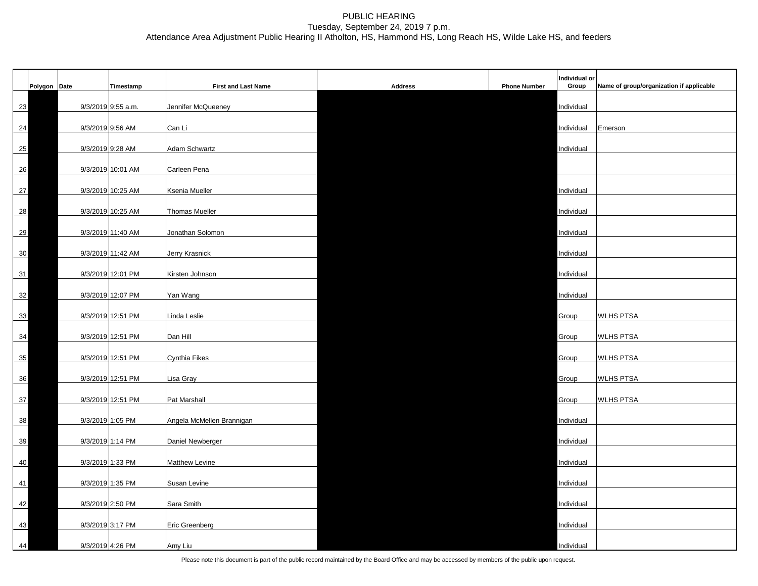PUBLIC HEARING

Tuesday, September 24, 2019 7 p.m.

Attendance Area Adjustment Public Hearing II Atholton, HS, Hammond HS, Long Reach HS, Wilde Lake HS, and feeders

| | Polygon | Date | Timestamp | First and Last Name | Address | Phone Number | Individual or Group | Name of group/organization if applicable |
|---|---|---|---|---|---|---|---|---|
| 23 | | 9/3/2019 | 9:55 a.m. | Jennifer McQueeney | | | Individual | |
| 24 | | 9/3/2019 | 9:56 AM | Can Li | | | Individual | Emerson |
| 25 | | 9/3/2019 | 9:28 AM | Adam Schwartz | | | Individual | |
| 26 | | 9/3/2019 | 10:01 AM | Carleen Pena | | | | |
| 27 | | 9/3/2019 | 10:25 AM | Ksenia Mueller | | | Individual | |
| 28 | | 9/3/2019 | 10:25 AM | Thomas Mueller | | | Individual | |
| 29 | | 9/3/2019 | 11:40 AM | Jonathan Solomon | | | Individual | |
| 30 | | 9/3/2019 | 11:42 AM | Jerry Krasnick | | | Individual | |
| 31 | | 9/3/2019 | 12:01 PM | Kirsten Johnson | | | Individual | |
| 32 | | 9/3/2019 | 12:07 PM | Yan Wang | | | Individual | |
| 33 | | 9/3/2019 | 12:51 PM | Linda Leslie | | | Group | WLHS PTSA |
| 34 | | 9/3/2019 | 12:51 PM | Dan Hill | | | Group | WLHS PTSA |
| 35 | | 9/3/2019 | 12:51 PM | Cynthia Fikes | | | Group | WLHS PTSA |
| 36 | | 9/3/2019 | 12:51 PM | Lisa Gray | | | Group | WLHS PTSA |
| 37 | | 9/3/2019 | 12:51 PM | Pat Marshall | | | Group | WLHS PTSA |
| 38 | | 9/3/2019 | 1:05 PM | Angela McMellen Brannigan | | | Individual | |
| 39 | | 9/3/2019 | 1:14 PM | Daniel Newberger | | | Individual | |
| 40 | | 9/3/2019 | 1:33 PM | Matthew Levine | | | Individual | |
| 41 | | 9/3/2019 | 1:35 PM | Susan Levine | | | Individual | |
| 42 | | 9/3/2019 | 2:50 PM | Sara Smith | | | Individual | |
| 43 | | 9/3/2019 | 3:17 PM | Eric Greenberg | | | Individual | |
| 44 | | 9/3/2019 | 4:26 PM | Amy Liu | | | Individual | |

Please note this document is part of the public record maintained by the Board Office and may be accessed by members of the public upon request.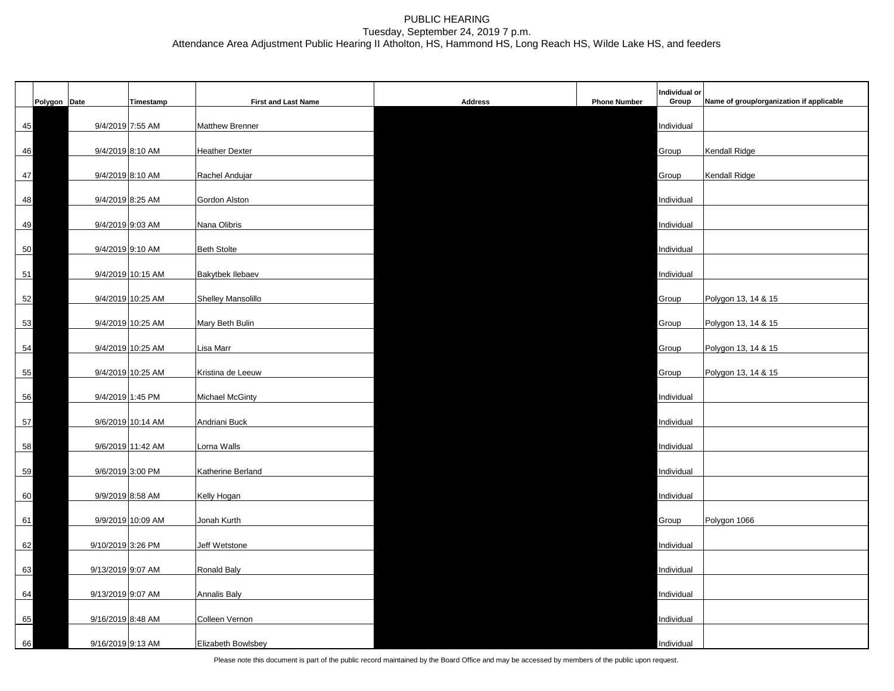PUBLIC HEARING
Tuesday, September 24, 2019 7 p.m.
Attendance Area Adjustment Public Hearing II Atholton, HS, Hammond HS, Long Reach HS, Wilde Lake HS, and feeders

| | Polygon | Date | Timestamp | First and Last Name | Address | Phone Number | Individual or Group | Name of group/organization if applicable |
|---|---|---|---|---|---|---|---|---|
| 45 | | 9/4/2019 | 7:55 AM | Matthew Brenner | | | Individual | |
| 46 | | 9/4/2019 | 8:10 AM | Heather Dexter | | | Group | Kendall Ridge |
| 47 | | 9/4/2019 | 8:10 AM | Rachel Andujar | | | Group | Kendall Ridge |
| 48 | | 9/4/2019 | 8:25 AM | Gordon Alston | | | Individual | |
| 49 | | 9/4/2019 | 9:03 AM | Nana Olibris | | | Individual | |
| 50 | | 9/4/2019 | 9:10 AM | Beth Stolte | | | Individual | |
| 51 | | 9/4/2019 | 10:15 AM | Bakytbek Ilebaev | | | Individual | |
| 52 | | 9/4/2019 | 10:25 AM | Shelley Mansolillo | | | Group | Polygon 13, 14 & 15 |
| 53 | | 9/4/2019 | 10:25 AM | Mary Beth Bulin | | | Group | Polygon 13, 14 & 15 |
| 54 | | 9/4/2019 | 10:25 AM | Lisa Marr | | | Group | Polygon 13, 14 & 15 |
| 55 | | 9/4/2019 | 10:25 AM | Kristina de Leeuw | | | Group | Polygon 13, 14 & 15 |
| 56 | | 9/4/2019 | 1:45 PM | Michael McGinty | | | Individual | |
| 57 | | 9/6/2019 | 10:14 AM | Andriani Buck | | | Individual | |
| 58 | | 9/6/2019 | 11:42 AM | Lorna Walls | | | Individual | |
| 59 | | 9/6/2019 | 3:00 PM | Katherine Berland | | | Individual | |
| 60 | | 9/9/2019 | 8:58 AM | Kelly Hogan | | | Individual | |
| 61 | | 9/9/2019 | 10:09 AM | Jonah Kurth | | | Group | Polygon 1066 |
| 62 | | 9/10/2019 | 3:26 PM | Jeff Wetstone | | | Individual | |
| 63 | | 9/13/2019 | 9:07 AM | Ronald Baly | | | Individual | |
| 64 | | 9/13/2019 | 9:07 AM | Annalis Baly | | | Individual | |
| 65 | | 9/16/2019 | 8:48 AM | Colleen Vernon | | | Individual | |
| 66 | | 9/16/2019 | 9:13 AM | Elizabeth Bowlsbey | | | Individual | |

Please note this document is part of the public record maintained by the Board Office and may be accessed by members of the public upon request.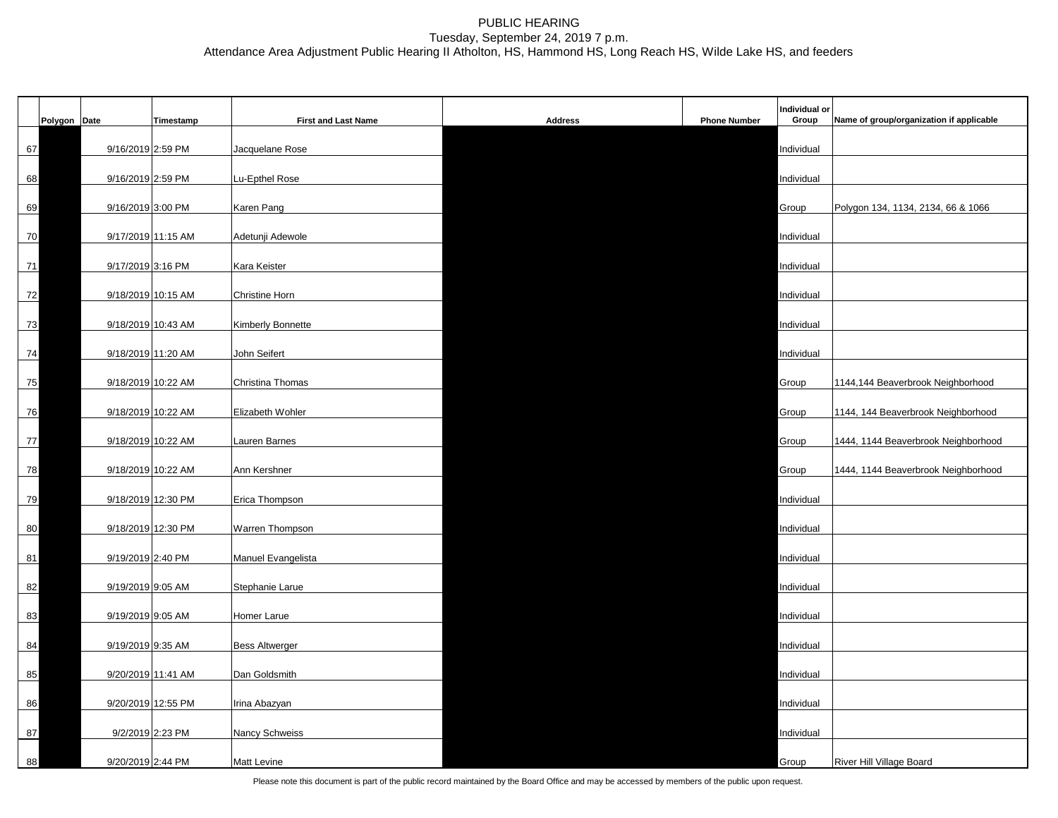PUBLIC HEARING
Tuesday, September 24, 2019 7 p.m.
Attendance Area Adjustment Public Hearing II Atholton, HS, Hammond HS, Long Reach HS, Wilde Lake HS, and feeders

| | Polygon | Date | Timestamp | First and Last Name | Address | Phone Number | Individual or Group | Name of group/organization if applicable |
|---|---|---|---|---|---|---|---|---|
| 67 | | 9/16/2019 | 2:59 PM | Jacquelane Rose | | | Individual | |
| 68 | | 9/16/2019 | 2:59 PM | Lu-Epthel Rose | | | Individual | |
| 69 | | 9/16/2019 | 3:00 PM | Karen Pang | | | Group | Polygon 134, 1134, 2134, 66 & 1066 |
| 70 | | 9/17/2019 | 11:15 AM | Adetunji Adewole | | | Individual | |
| 71 | | 9/17/2019 | 3:16 PM | Kara Keister | | | Individual | |
| 72 | | 9/18/2019 | 10:15 AM | Christine Horn | | | Individual | |
| 73 | | 9/18/2019 | 10:43 AM | Kimberly Bonnette | | | Individual | |
| 74 | | 9/18/2019 | 11:20 AM | John Seifert | | | Individual | |
| 75 | | 9/18/2019 | 10:22 AM | Christina Thomas | | | Group | 1144,144 Beaverbrook Neighborhood |
| 76 | | 9/18/2019 | 10:22 AM | Elizabeth Wohler | | | Group | 1144, 144 Beaverbrook Neighborhood |
| 77 | | 9/18/2019 | 10:22 AM | Lauren Barnes | | | Group | 1444, 1144 Beaverbrook Neighborhood |
| 78 | | 9/18/2019 | 10:22 AM | Ann Kershner | | | Group | 1444, 1144 Beaverbrook Neighborhood |
| 79 | | 9/18/2019 | 12:30 PM | Erica Thompson | | | Individual | |
| 80 | | 9/18/2019 | 12:30 PM | Warren Thompson | | | Individual | |
| 81 | | 9/19/2019 | 2:40 PM | Manuel Evangelista | | | Individual | |
| 82 | | 9/19/2019 | 9:05 AM | Stephanie Larue | | | Individual | |
| 83 | | 9/19/2019 | 9:05 AM | Homer Larue | | | Individual | |
| 84 | | 9/19/2019 | 9:35 AM | Bess Altwerger | | | Individual | |
| 85 | | 9/20/2019 | 11:41 AM | Dan Goldsmith | | | Individual | |
| 86 | | 9/20/2019 | 12:55 PM | Irina Abazyan | | | Individual | |
| 87 | | 9/2/2019 | 2:23 PM | Nancy Schweiss | | | Individual | |
| 88 | | 9/20/2019 | 2:44 PM | Matt Levine | | | Group | River Hill Village Board |

Please note this document is part of the public record maintained by the Board Office and may be accessed by members of the public upon request.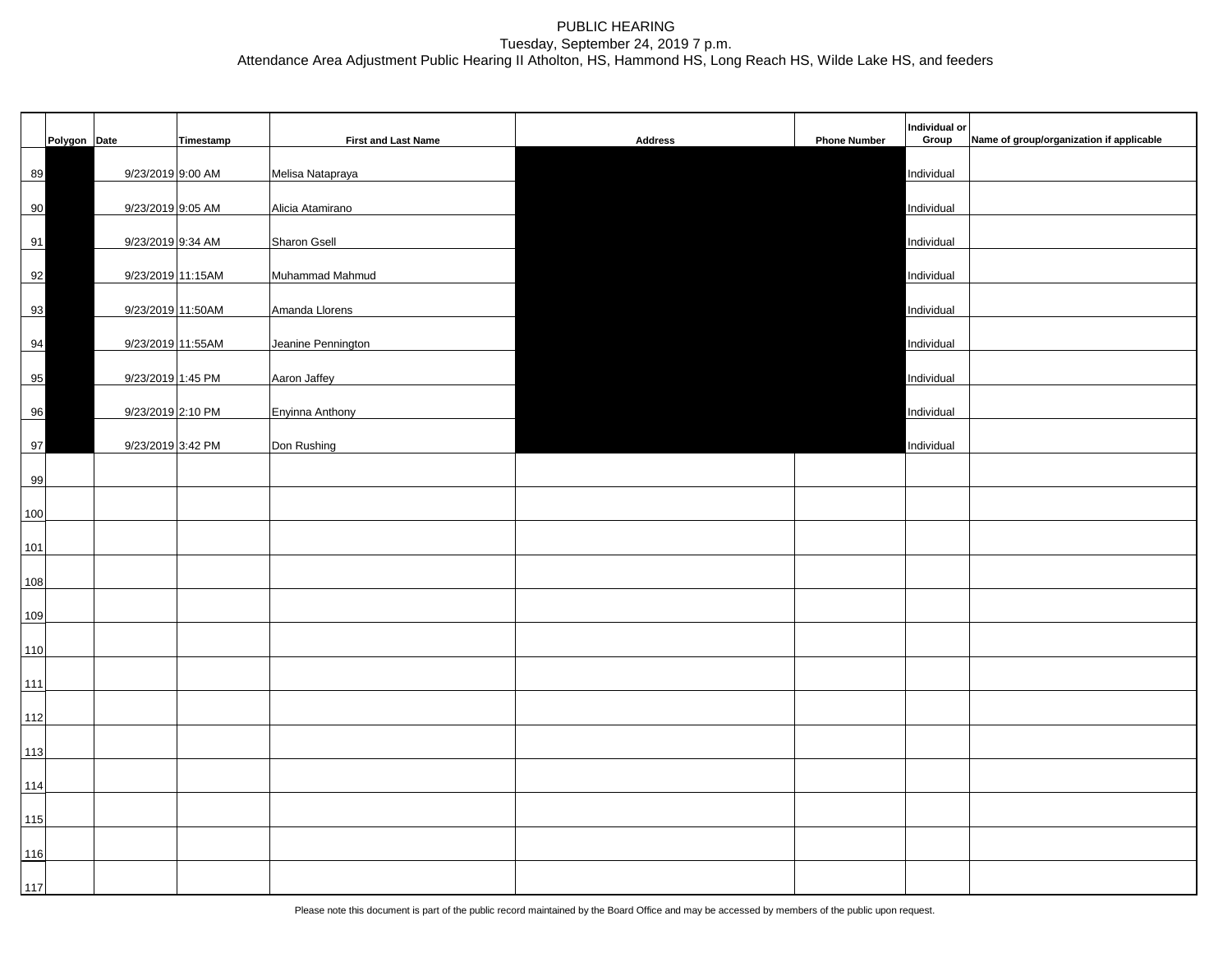PUBLIC HEARING
Tuesday, September 24, 2019 7 p.m.
Attendance Area Adjustment Public Hearing II Atholton, HS, Hammond HS, Long Reach HS, Wilde Lake HS, and feeders

| | Polygon | Date | Timestamp | First and Last Name | Address | Phone Number | Individual or Group | Name of group/organization if applicable |
|---|---|---|---|---|---|---|---|---|
| 89 | | 9/23/2019 | 9:00 AM | Melisa Natapraya | | | Individual | |
| 90 | | 9/23/2019 | 9:05 AM | Alicia Atamirano | | | Individual | |
| 91 | | 9/23/2019 | 9:34 AM | Sharon Gsell | | | Individual | |
| 92 | | 9/23/2019 | 11:15AM | Muhammad Mahmud | | | Individual | |
| 93 | | 9/23/2019 | 11:50AM | Amanda Llorens | | | Individual | |
| 94 | | 9/23/2019 | 11:55AM | Jeanine Pennington | | | Individual | |
| 95 | | 9/23/2019 | 1:45 PM | Aaron Jaffey | | | Individual | |
| 96 | | 9/23/2019 | 2:10 PM | Enyinna Anthony | | | Individual | |
| 97 | | 9/23/2019 | 3:42 PM | Don Rushing | | | Individual | |
| 99 | | | | | | | | |
| 100 | | | | | | | | |
| 101 | | | | | | | | |
| 108 | | | | | | | | |
| 109 | | | | | | | | |
| 110 | | | | | | | | |
| 111 | | | | | | | | |
| 112 | | | | | | | | |
| 113 | | | | | | | | |
| 114 | | | | | | | | |
| 115 | | | | | | | | |
| 116 | | | | | | | | |
| 117 | | | | | | | | |

Please note this document is part of the public record maintained by the Board Office and may be accessed by members of the public upon request.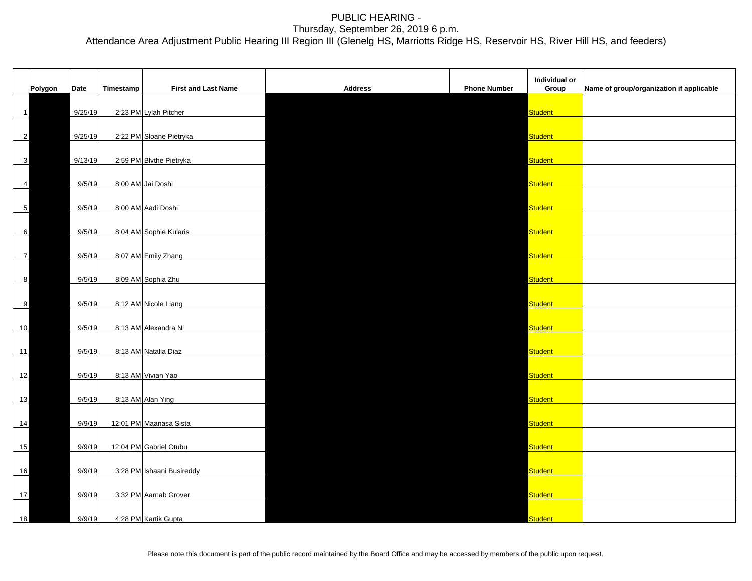PUBLIC HEARING -

Thursday, September 26, 2019 6 p.m.

Attendance Area Adjustment Public Hearing III Region III (Glenelg HS, Marriotts Ridge HS, Reservoir HS, River Hill HS, and feeders)

| | Polygon | Date | Timestamp | First and Last Name | Address | Phone Number | Individual or Group | Name of group/organization if applicable |
|---|---|---|---|---|---|---|---|---|
| 1 | | 9/25/19 | 2:23 PM | Lylah Pitcher | | | Student | |
| 2 | | 9/25/19 | 2:22 PM | Sloane Pietryka | | | Student | |
| 3 | | 9/13/19 | 2:59 PM | Blvthe Pietryka | | | Student | |
| 4 | | 9/5/19 | 8:00 AM | Jai Doshi | | | Student | |
| 5 | | 9/5/19 | 8:00 AM | Aadi Doshi | | | Student | |
| 6 | | 9/5/19 | 8:04 AM | Sophie Kularis | | | Student | |
| 7 | | 9/5/19 | 8:07 AM | Emily Zhang | | | Student | |
| 8 | | 9/5/19 | 8:09 AM | Sophia Zhu | | | Student | |
| 9 | | 9/5/19 | 8:12 AM | Nicole Liang | | | Student | |
| 10 | | 9/5/19 | 8:13 AM | Alexandra Ni | | | Student | |
| 11 | | 9/5/19 | 8:13 AM | Natalia Diaz | | | Student | |
| 12 | | 9/5/19 | 8:13 AM | Vivian Yao | | | Student | |
| 13 | | 9/5/19 | 8:13 AM | Alan Ying | | | Student | |
| 14 | | 9/9/19 | 12:01 PM | Maanasa Sista | | | Student | |
| 15 | | 9/9/19 | 12:04 PM | Gabriel Otubu | | | Student | |
| 16 | | 9/9/19 | 3:28 PM | Ishaani Busireddy | | | Student | |
| 17 | | 9/9/19 | 3:32 PM | Aarnab Grover | | | Student | |
| 18 | | 9/9/19 | 4:28 PM | Kartik Gupta | | | Student | |

Please note this document is part of the public record maintained by the Board Office and may be accessed by members of the public upon request.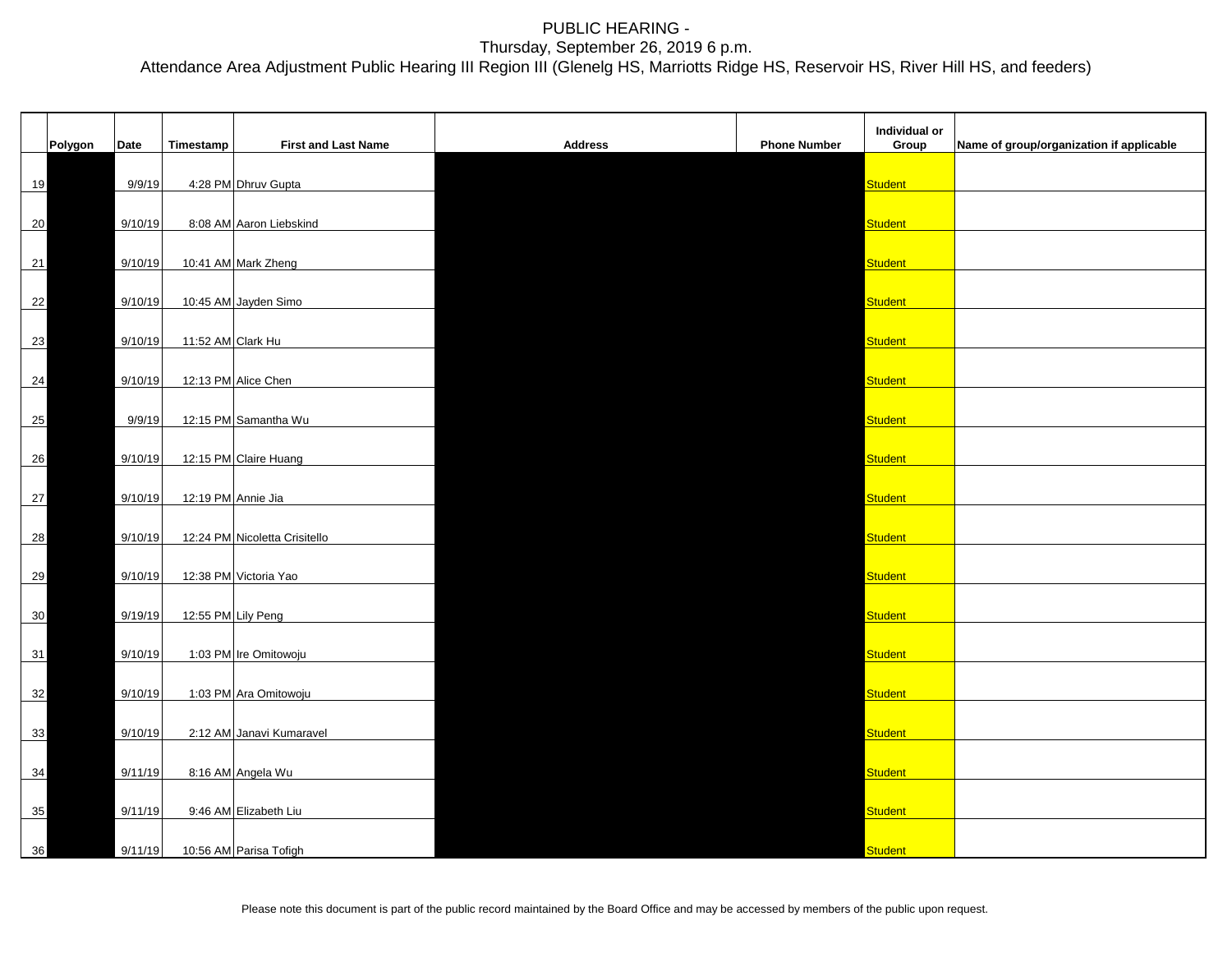# PUBLIC HEARING -
## Thursday, September 26, 2019 6 p.m.
### Attendance Area Adjustment Public Hearing III Region III (Glenelg HS, Marriotts Ridge HS, Reservoir HS, River Hill HS, and feeders)

| | Polygon | Date | Timestamp | First and Last Name | Address | Phone Number | Individual or Group | Name of group/organization if applicable |
|---|---|---|---|---|---|---|---|---|
| 19 | | 9/9/19 | 4:28 PM | Dhruv Gupta | | | Student | |
| 20 | | 9/10/19 | 8:08 AM | Aaron Liebskind | | | Student | |
| 21 | | 9/10/19 | 10:41 AM | Mark Zheng | | | Student | |
| 22 | | 9/10/19 | 10:45 AM | Jayden Simo | | | Student | |
| 23 | | 9/10/19 | 11:52 AM | Clark Hu | | | Student | |
| 24 | | 9/10/19 | 12:13 PM | Alice Chen | | | Student | |
| 25 | | 9/9/19 | 12:15 PM | Samantha Wu | | | Student | |
| 26 | | 9/10/19 | 12:15 PM | Claire Huang | | | Student | |
| 27 | | 9/10/19 | 12:19 PM | Annie Jia | | | Student | |
| 28 | | 9/10/19 | 12:24 PM | Nicoletta Crisitello | | | Student | |
| 29 | | 9/10/19 | 12:38 PM | Victoria Yao | | | Student | |
| 30 | | 9/19/19 | 12:55 PM | Lily Peng | | | Student | |
| 31 | | 9/10/19 | 1:03 PM | Ire Omitowoju | | | Student | |
| 32 | | 9/10/19 | 1:03 PM | Ara Omitowoju | | | Student | |
| 33 | | 9/10/19 | 2:12 AM | Janavi Kumaravel | | | Student | |
| 34 | | 9/11/19 | 8:16 AM | Angela Wu | | | Student | |
| 35 | | 9/11/19 | 9:46 AM | Elizabeth Liu | | | Student | |
| 36 | | 9/11/19 | 10:56 AM | Parisa Tofigh | | | Student | |

Please note this document is part of the public record maintained by the Board Office and may be accessed by members of the public upon request.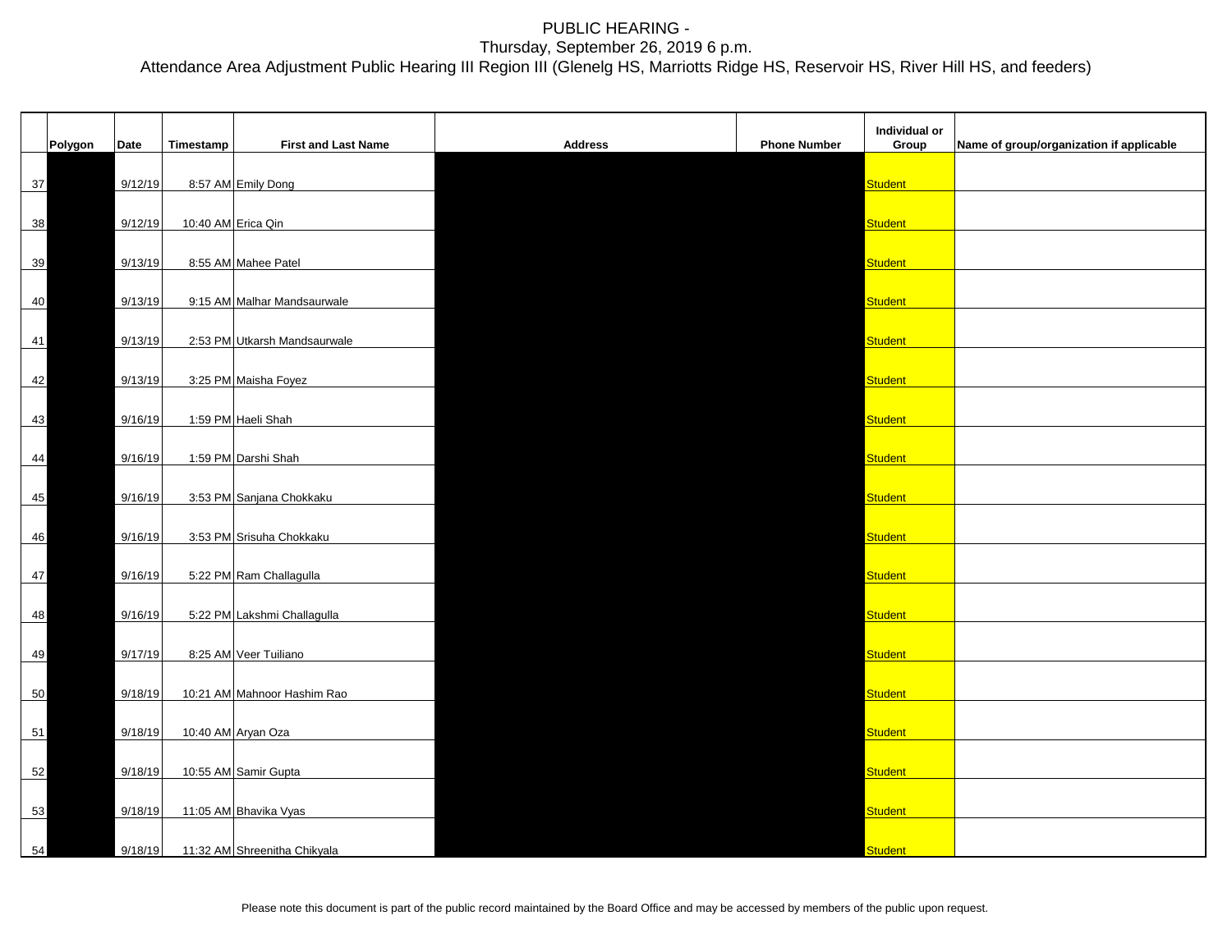PUBLIC HEARING -
Thursday, September 26, 2019 6 p.m.
Attendance Area Adjustment Public Hearing III Region III (Glenelg HS, Marriotts Ridge HS, Reservoir HS, River Hill HS, and feeders)

| | Polygon | Date | Timestamp | First and Last Name | Address | Phone Number | Individual or Group | Name of group/organization if applicable |
|---|---|---|---|---|---|---|---|---|
| 37 | | 9/12/19 | 8:57 AM | Emily Dong | | | Student | |
| 38 | | 9/12/19 | 10:40 AM | Erica Qin | | | Student | |
| 39 | | 9/13/19 | 8:55 AM | Mahee Patel | | | Student | |
| 40 | | 9/13/19 | 9:15 AM | Malhar Mandsaurwale | | | Student | |
| 41 | | 9/13/19 | 2:53 PM | Utkarsh Mandsaurwale | | | Student | |
| 42 | | 9/13/19 | 3:25 PM | Maisha Foyez | | | Student | |
| 43 | | 9/16/19 | 1:59 PM | Haeli Shah | | | Student | |
| 44 | | 9/16/19 | 1:59 PM | Darshi Shah | | | Student | |
| 45 | | 9/16/19 | 3:53 PM | Sanjana Chokkaku | | | Student | |
| 46 | | 9/16/19 | 3:53 PM | Srisuha Chokkaku | | | Student | |
| 47 | | 9/16/19 | 5:22 PM | Ram Challagulla | | | Student | |
| 48 | | 9/16/19 | 5:22 PM | Lakshmi Challagulla | | | Student | |
| 49 | | 9/17/19 | 8:25 AM | Veer Tuiliano | | | Student | |
| 50 | | 9/18/19 | 10:21 AM | Mahnoor Hashim Rao | | | Student | |
| 51 | | 9/18/19 | 10:40 AM | Aryan Oza | | | Student | |
| 52 | | 9/18/19 | 10:55 AM | Samir Gupta | | | Student | |
| 53 | | 9/18/19 | 11:05 AM | Bhavika Vyas | | | Student | |
| 54 | | 9/18/19 | 11:32 AM | Shreenitha Chikyala | | | Student | |

Please note this document is part of the public record maintained by the Board Office and may be accessed by members of the public upon request.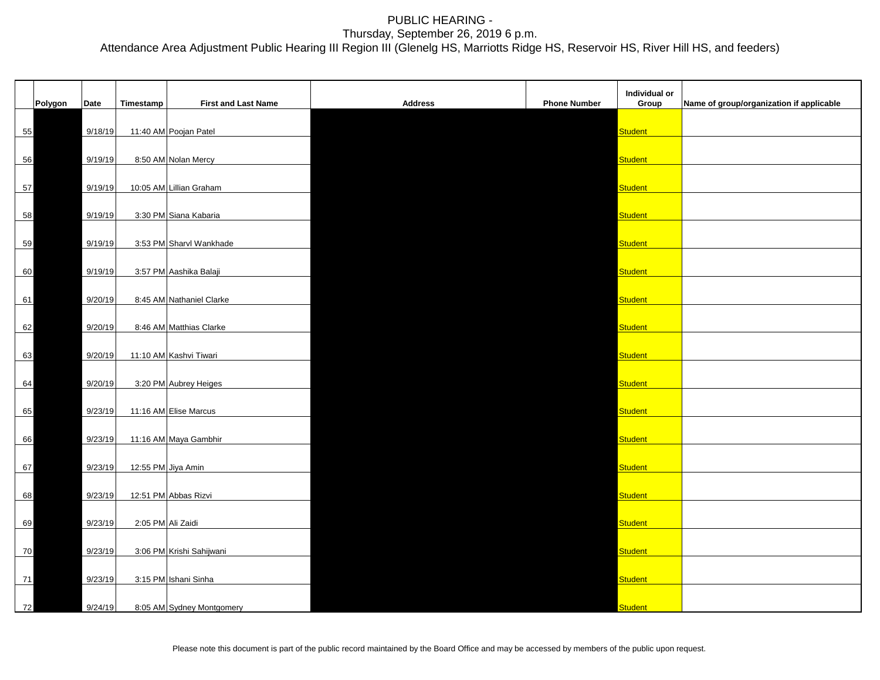# PUBLIC HEARING -
## Thursday, September 26, 2019 6 p.m.
### Attendance Area Adjustment Public Hearing III Region III (Glenelg HS, Marriotts Ridge HS, Reservoir HS, River Hill HS, and feeders)

| | Polygon | Date | Timestamp | First and Last Name | Address | Phone Number | Individual or Group | Name of group/organization if applicable |
|---|---|---|---|---|---|---|---|---|
| 55 | | 9/18/19 | 11:40 AM | Poojan Patel | | | Student | |
| 56 | | 9/19/19 | 8:50 AM | Nolan Mercy | | | Student | |
| 57 | | 9/19/19 | 10:05 AM | Lillian Graham | | | Student | |
| 58 | | 9/19/19 | 3:30 PM | Siana Kabaria | | | Student | |
| 59 | | 9/19/19 | 3:53 PM | Sharvl Wankhade | | | Student | |
| 60 | | 9/19/19 | 3:57 PM | Aashika Balaji | | | Student | |
| 61 | | 9/20/19 | 8:45 AM | Nathaniel Clarke | | | Student | |
| 62 | | 9/20/19 | 8:46 AM | Matthias Clarke | | | Student | |
| 63 | | 9/20/19 | 11:10 AM | Kashvi Tiwari | | | Student | |
| 64 | | 9/20/19 | 3:20 PM | Aubrey Heiges | | | Student | |
| 65 | | 9/23/19 | 11:16 AM | Elise Marcus | | | Student | |
| 66 | | 9/23/19 | 11:16 AM | Maya Gambhir | | | Student | |
| 67 | | 9/23/19 | 12:55 PM | Jiya Amin | | | Student | |
| 68 | | 9/23/19 | 12:51 PM | Abbas Rizvi | | | Student | |
| 69 | | 9/23/19 | 2:05 PM | Ali Zaidi | | | Student | |
| 70 | | 9/23/19 | 3:06 PM | Krishi Sahijwani | | | Student | |
| 71 | | 9/23/19 | 3:15 PM | Ishani Sinha | | | Student | |
| 72 | | 9/24/19 | 8:05 AM | Sydney Montgomery | | | Student | |

Please note this document is part of the public record maintained by the Board Office and may be accessed by members of the public upon request.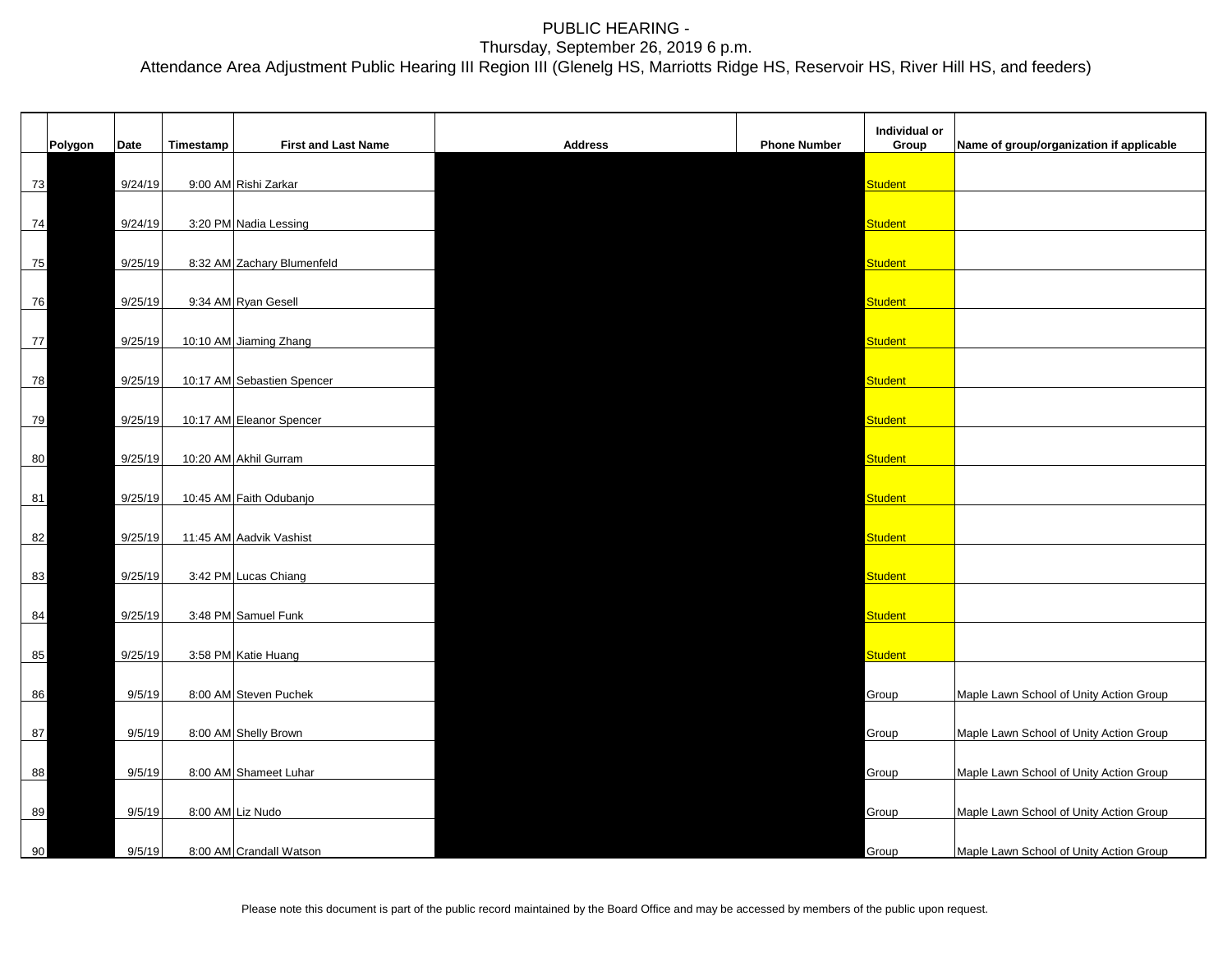# PUBLIC HEARING -
## Thursday, September 26, 2019 6 p.m.
### Attendance Area Adjustment Public Hearing III Region III (Glenelg HS, Marriotts Ridge HS, Reservoir HS, River Hill HS, and feeders)

| | Polygon | Date | Timestamp | First and Last Name | Address | Phone Number | Individual or Group | Name of group/organization if applicable |
|---|---|---|---|---|---|---|---|---|
| 73 | | 9/24/19 | 9:00 AM | Rishi Zarkar | | | Student | |
| 74 | | 9/24/19 | 3:20 PM | Nadia Lessing | | | Student | |
| 75 | | 9/25/19 | 8:32 AM | Zachary Blumenfeld | | | Student | |
| 76 | | 9/25/19 | 9:34 AM | Ryan Gesell | | | Student | |
| 77 | | 9/25/19 | 10:10 AM | Jiaming Zhang | | | Student | |
| 78 | | 9/25/19 | 10:17 AM | Sebastien Spencer | | | Student | |
| 79 | | 9/25/19 | 10:17 AM | Eleanor Spencer | | | Student | |
| 80 | | 9/25/19 | 10:20 AM | Akhil Gurram | | | Student | |
| 81 | | 9/25/19 | 10:45 AM | Faith Odubanjo | | | Student | |
| 82 | | 9/25/19 | 11:45 AM | Aadvik Vashist | | | Student | |
| 83 | | 9/25/19 | 3:42 PM | Lucas Chiang | | | Student | |
| 84 | | 9/25/19 | 3:48 PM | Samuel Funk | | | Student | |
| 85 | | 9/25/19 | 3:58 PM | Katie Huang | | | Student | |
| 86 | | 9/5/19 | 8:00 AM | Steven Puchek | | | Group | Maple Lawn School of Unity Action Group |
| 87 | | 9/5/19 | 8:00 AM | Shelly Brown | | | Group | Maple Lawn School of Unity Action Group |
| 88 | | 9/5/19 | 8:00 AM | Shameet Luhar | | | Group | Maple Lawn School of Unity Action Group |
| 89 | | 9/5/19 | 8:00 AM | Liz Nudo | | | Group | Maple Lawn School of Unity Action Group |
| 90 | | 9/5/19 | 8:00 AM | Crandall Watson | | | Group | Maple Lawn School of Unity Action Group |

Please note this document is part of the public record maintained by the Board Office and may be accessed by members of the public upon request.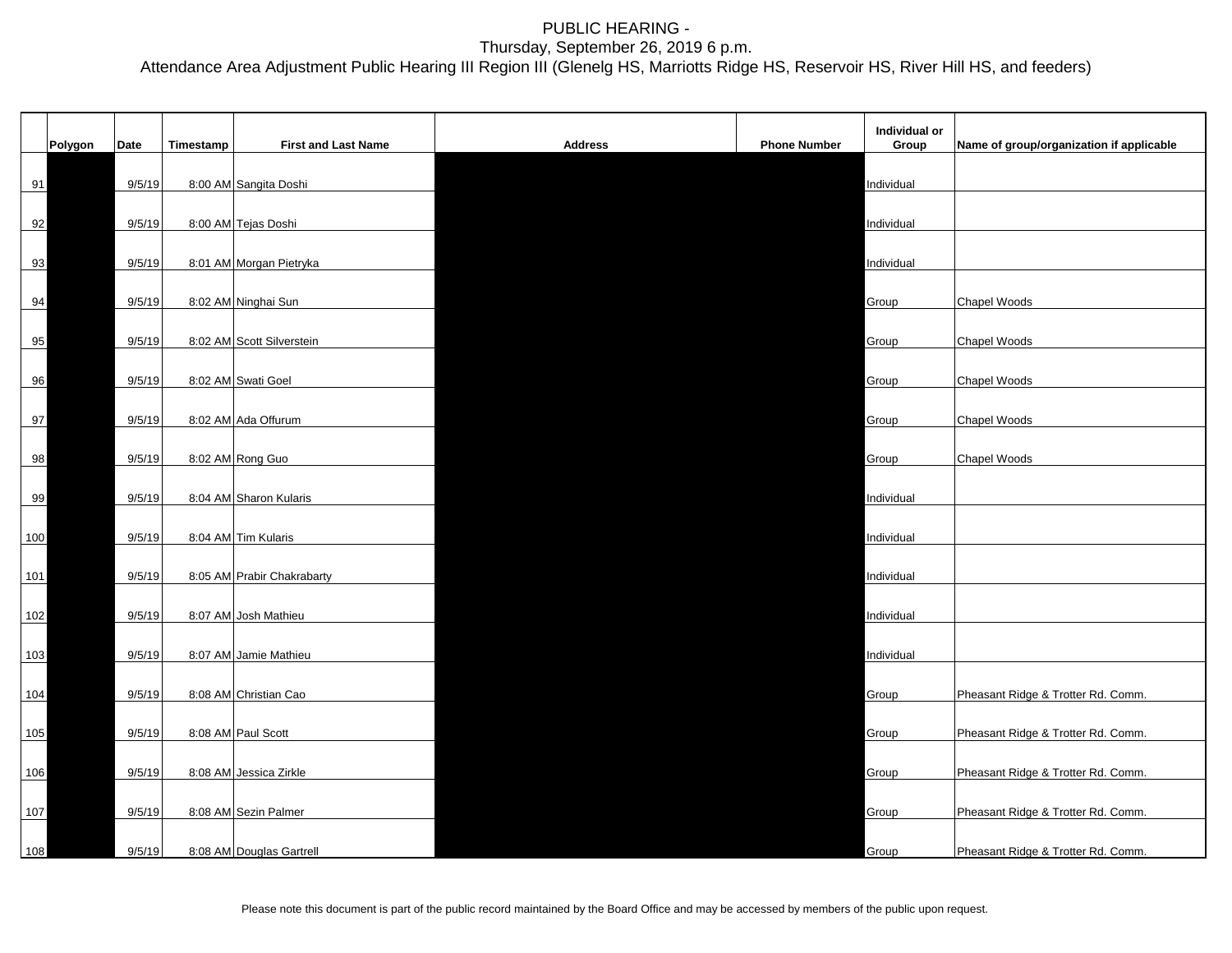PUBLIC HEARING -
Thursday, September 26, 2019 6 p.m.
Attendance Area Adjustment Public Hearing III Region III (Glenelg HS, Marriotts Ridge HS, Reservoir HS, River Hill HS, and feeders)

| | Polygon | Date | Timestamp | First and Last Name | Address | Phone Number | Individual or Group | Name of group/organization if applicable |
|---|---|---|---|---|---|---|---|---|
| 91 | | 9/5/19 | 8:00 AM | Sangita Doshi | | | Individual | |
| 92 | | 9/5/19 | 8:00 AM | Tejas Doshi | | | Individual | |
| 93 | | 9/5/19 | 8:01 AM | Morgan Pietryka | | | Individual | |
| 94 | | 9/5/19 | 8:02 AM | Ninghai Sun | | | Group | Chapel Woods |
| 95 | | 9/5/19 | 8:02 AM | Scott Silverstein | | | Group | Chapel Woods |
| 96 | | 9/5/19 | 8:02 AM | Swati Goel | | | Group | Chapel Woods |
| 97 | | 9/5/19 | 8:02 AM | Ada Offurum | | | Group | Chapel Woods |
| 98 | | 9/5/19 | 8:02 AM | Rong Guo | | | Group | Chapel Woods |
| 99 | | 9/5/19 | 8:04 AM | Sharon Kularis | | | Individual | |
| 100 | | 9/5/19 | 8:04 AM | Tim Kularis | | | Individual | |
| 101 | | 9/5/19 | 8:05 AM | Prabir Chakrabarty | | | Individual | |
| 102 | | 9/5/19 | 8:07 AM | Josh Mathieu | | | Individual | |
| 103 | | 9/5/19 | 8:07 AM | Jamie Mathieu | | | Individual | |
| 104 | | 9/5/19 | 8:08 AM | Christian Cao | | | Group | Pheasant Ridge & Trotter Rd. Comm. |
| 105 | | 9/5/19 | 8:08 AM | Paul Scott | | | Group | Pheasant Ridge & Trotter Rd. Comm. |
| 106 | | 9/5/19 | 8:08 AM | Jessica Zirkle | | | Group | Pheasant Ridge & Trotter Rd. Comm. |
| 107 | | 9/5/19 | 8:08 AM | Sezin Palmer | | | Group | Pheasant Ridge & Trotter Rd. Comm. |
| 108 | | 9/5/19 | 8:08 AM | Douglas Gartrell | | | Group | Pheasant Ridge & Trotter Rd. Comm. |

Please note this document is part of the public record maintained by the Board Office and may be accessed by members of the public upon request.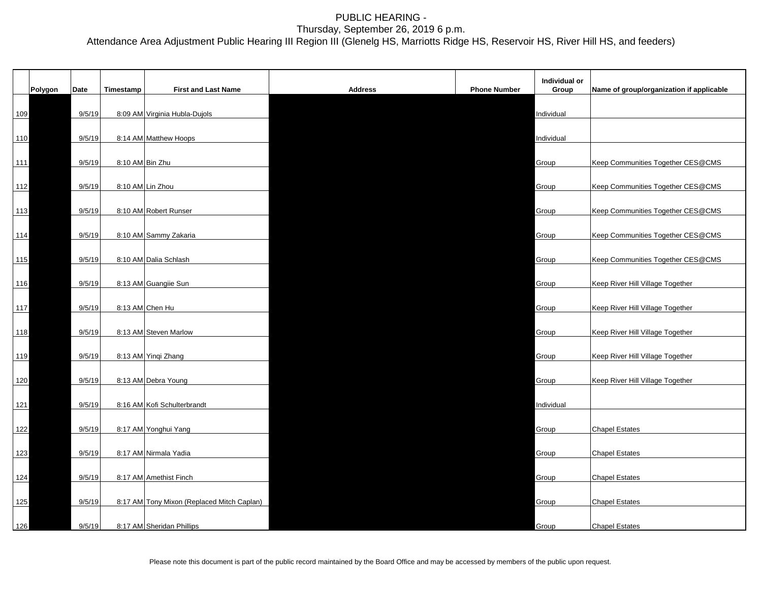PUBLIC HEARING -
Thursday, September 26, 2019 6 p.m.
Attendance Area Adjustment Public Hearing III Region III (Glenelg HS, Marriotts Ridge HS, Reservoir HS, River Hill HS, and feeders)

| | Polygon | Date | Timestamp | First and Last Name | Address | Phone Number | Individual or Group | Name of group/organization if applicable |
|---|---|---|---|---|---|---|---|---|
| 109 | | 9/5/19 | 8:09 AM | Virginia Hubla-Dujols | | | Individual | |
| 110 | | 9/5/19 | 8:14 AM | Matthew Hoops | | | Individual | |
| 111 | | 9/5/19 | 8:10 AM | Bin Zhu | | | Group | Keep Communities Together CES@CMS |
| 112 | | 9/5/19 | 8:10 AM | Lin Zhou | | | Group | Keep Communities Together CES@CMS |
| 113 | | 9/5/19 | 8:10 AM | Robert Runser | | | Group | Keep Communities Together CES@CMS |
| 114 | | 9/5/19 | 8:10 AM | Sammy Zakaria | | | Group | Keep Communities Together CES@CMS |
| 115 | | 9/5/19 | 8:10 AM | Dalia Schlash | | | Group | Keep Communities Together CES@CMS |
| 116 | | 9/5/19 | 8:13 AM | Guangiie Sun | | | Group | Keep River Hill Village Together |
| 117 | | 9/5/19 | 8:13 AM | Chen Hu | | | Group | Keep River Hill Village Together |
| 118 | | 9/5/19 | 8:13 AM | Steven Marlow | | | Group | Keep River Hill Village Together |
| 119 | | 9/5/19 | 8:13 AM | Yinqi Zhang | | | Group | Keep River Hill Village Together |
| 120 | | 9/5/19 | 8:13 AM | Debra Young | | | Group | Keep River Hill Village Together |
| 121 | | 9/5/19 | 8:16 AM | Kofi Schulterbrandt | | | Individual | |
| 122 | | 9/5/19 | 8:17 AM | Yonghui Yang | | | Group | Chapel Estates |
| 123 | | 9/5/19 | 8:17 AM | Nirmala Yadia | | | Group | Chapel Estates |
| 124 | | 9/5/19 | 8:17 AM | Amethist Finch | | | Group | Chapel Estates |
| 125 | | 9/5/19 | 8:17 AM | Tony Mixon (Replaced Mitch Caplan) | | | Group | Chapel Estates |
| 126 | | 9/5/19 | 8:17 AM | Sheridan Phillips | | | Group | Chapel Estates |

Please note this document is part of the public record maintained by the Board Office and may be accessed by members of the public upon request.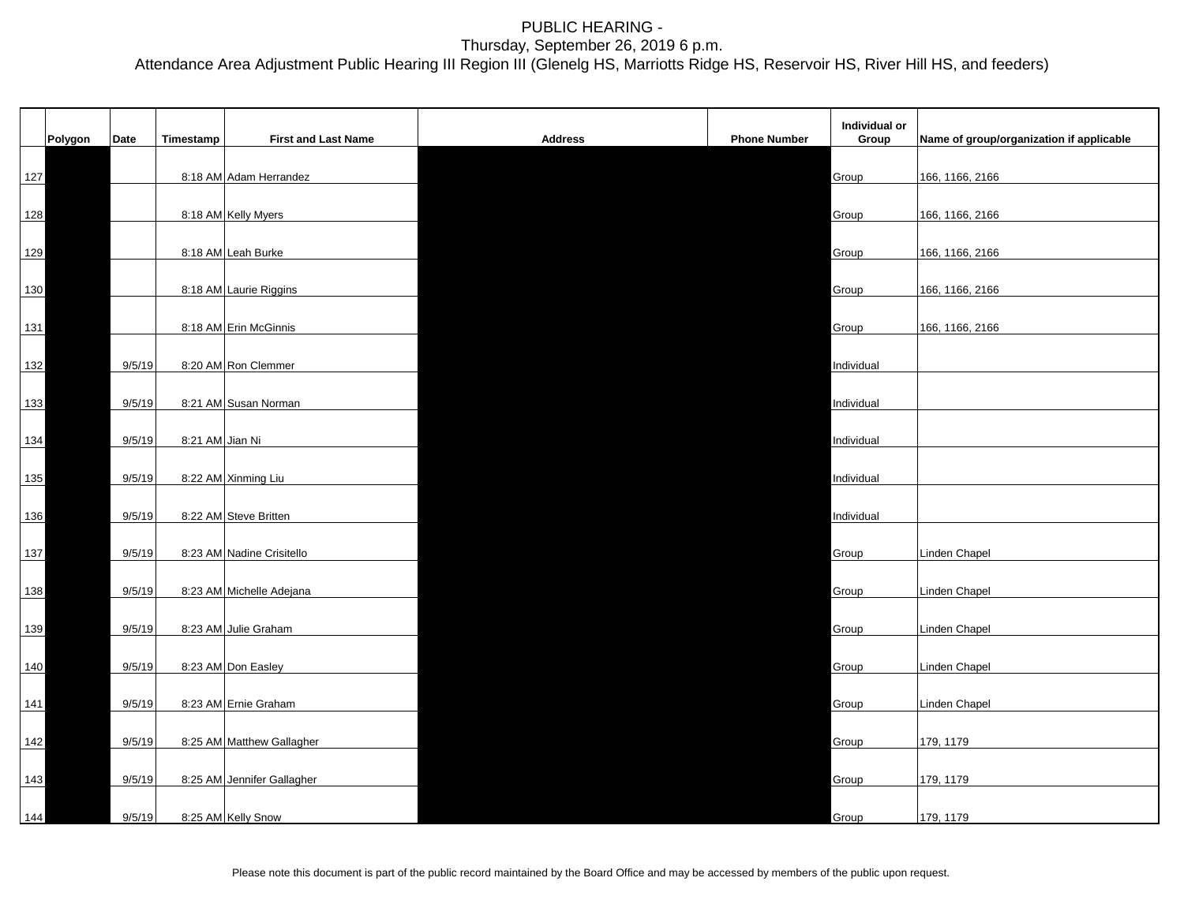PUBLIC HEARING -
Thursday, September 26, 2019 6 p.m.
Attendance Area Adjustment Public Hearing III Region III (Glenelg HS, Marriotts Ridge HS, Reservoir HS, River Hill HS, and feeders)

| | Polygon | Date | Timestamp | First and Last Name | Address | Phone Number | Individual or Group | Name of group/organization if applicable |
|---|---|---|---|---|---|---|---|---|
| 127 | | | 8:18 AM | Adam Herrandez | | | Group | 166, 1166, 2166 |
| 128 | | | 8:18 AM | Kelly Myers | | | Group | 166, 1166, 2166 |
| 129 | | | 8:18 AM | Leah Burke | | | Group | 166, 1166, 2166 |
| 130 | | | 8:18 AM | Laurie Riggins | | | Group | 166, 1166, 2166 |
| 131 | | | 8:18 AM | Erin McGinnis | | | Group | 166, 1166, 2166 |
| 132 | | 9/5/19 | 8:20 AM | Ron Clemmer | | | Individual | |
| 133 | | 9/5/19 | 8:21 AM | Susan Norman | | | Individual | |
| 134 | | 9/5/19 | 8:21 AM | Jian Ni | | | Individual | |
| 135 | | 9/5/19 | 8:22 AM | Xinming Liu | | | Individual | |
| 136 | | 9/5/19 | 8:22 AM | Steve Britten | | | Individual | |
| 137 | | 9/5/19 | 8:23 AM | Nadine Crisitello | | | Group | Linden Chapel |
| 138 | | 9/5/19 | 8:23 AM | Michelle Adejana | | | Group | Linden Chapel |
| 139 | | 9/5/19 | 8:23 AM | Julie Graham | | | Group | Linden Chapel |
| 140 | | 9/5/19 | 8:23 AM | Don Easley | | | Group | Linden Chapel |
| 141 | | 9/5/19 | 8:23 AM | Ernie Graham | | | Group | Linden Chapel |
| 142 | | 9/5/19 | 8:25 AM | Matthew Gallagher | | | Group | 179, 1179 |
| 143 | | 9/5/19 | 8:25 AM | Jennifer Gallagher | | | Group | 179, 1179 |
| 144 | | 9/5/19 | 8:25 AM | Kelly Snow | | | Group | 179, 1179 |

Please note this document is part of the public record maintained by the Board Office and may be accessed by members of the public upon request.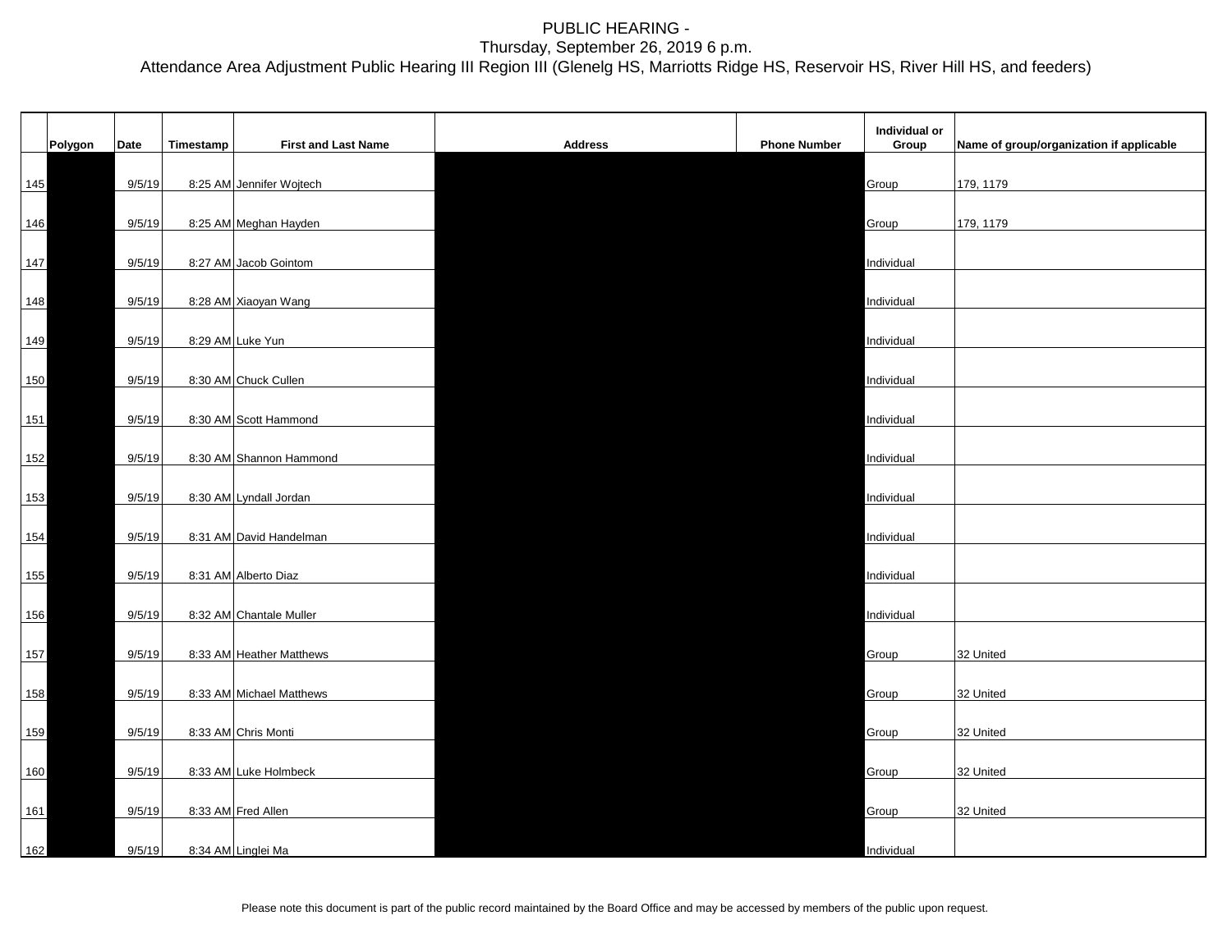PUBLIC HEARING -
Thursday, September 26, 2019 6 p.m.
Attendance Area Adjustment Public Hearing III Region III (Glenelg HS, Marriotts Ridge HS, Reservoir HS, River Hill HS, and feeders)

| | Polygon | Date | Timestamp | First and Last Name | Address | Phone Number | Individual or Group | Name of group/organization if applicable |
|---|---|---|---|---|---|---|---|---|
| 145 | | 9/5/19 | 8:25 AM | Jennifer Wojtech | | | Group | 179, 1179 |
| 146 | | 9/5/19 | 8:25 AM | Meghan Hayden | | | Group | 179, 1179 |
| 147 | | 9/5/19 | 8:27 AM | Jacob Gointom | | | Individual | |
| 148 | | 9/5/19 | 8:28 AM | Xiaoyan Wang | | | Individual | |
| 149 | | 9/5/19 | 8:29 AM | Luke Yun | | | Individual | |
| 150 | | 9/5/19 | 8:30 AM | Chuck Cullen | | | Individual | |
| 151 | | 9/5/19 | 8:30 AM | Scott Hammond | | | Individual | |
| 152 | | 9/5/19 | 8:30 AM | Shannon Hammond | | | Individual | |
| 153 | | 9/5/19 | 8:30 AM | Lyndall Jordan | | | Individual | |
| 154 | | 9/5/19 | 8:31 AM | David Handelman | | | Individual | |
| 155 | | 9/5/19 | 8:31 AM | Alberto Diaz | | | Individual | |
| 156 | | 9/5/19 | 8:32 AM | Chantale Muller | | | Individual | |
| 157 | | 9/5/19 | 8:33 AM | Heather Matthews | | | Group | 32 United |
| 158 | | 9/5/19 | 8:33 AM | Michael Matthews | | | Group | 32 United |
| 159 | | 9/5/19 | 8:33 AM | Chris Monti | | | Group | 32 United |
| 160 | | 9/5/19 | 8:33 AM | Luke Holmbeck | | | Group | 32 United |
| 161 | | 9/5/19 | 8:33 AM | Fred Allen | | | Group | 32 United |
| 162 | | 9/5/19 | 8:34 AM | Linglei Ma | | | Individual | |

Please note this document is part of the public record maintained by the Board Office and may be accessed by members of the public upon request.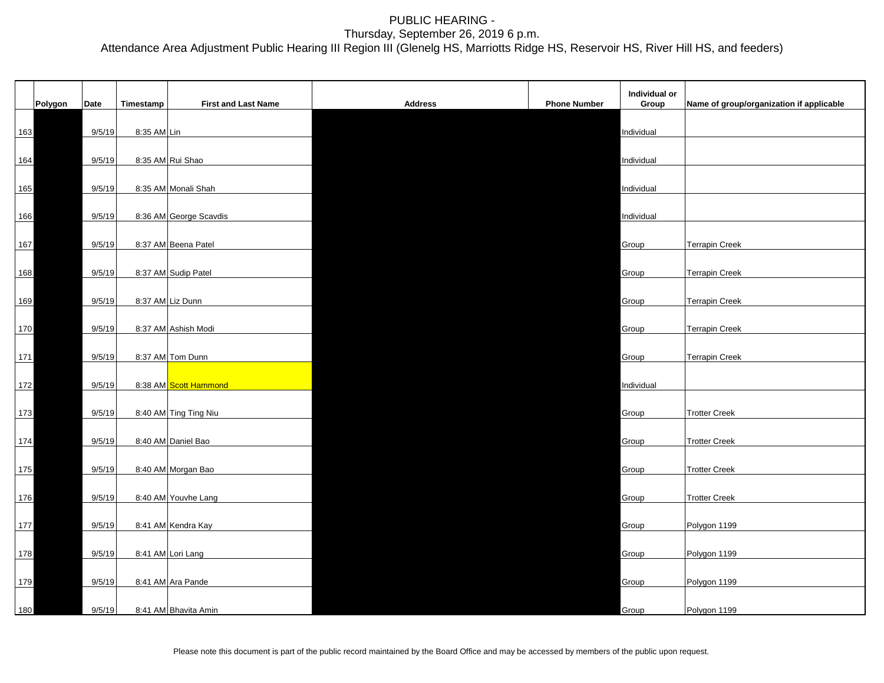# PUBLIC HEARING -
## Thursday, September 26, 2019 6 p.m.
## Attendance Area Adjustment Public Hearing III Region III (Glenelg HS, Marriotts Ridge HS, Reservoir HS, River Hill HS, and feeders)

| | Polygon | Date | Timestamp | First and Last Name | Address | Phone Number | Individual or Group | Name of group/organization if applicable |
|---|---|---|---|---|---|---|---|---|
| 163 | | 9/5/19 | 8:35 AM | Lin | | | Individual | |
| 164 | | 9/5/19 | 8:35 AM | Rui Shao | | | Individual | |
| 165 | | 9/5/19 | 8:35 AM | Monali Shah | | | Individual | |
| 166 | | 9/5/19 | 8:36 AM | George Scavdis | | | Individual | |
| 167 | | 9/5/19 | 8:37 AM | Beena Patel | | | Group | Terrapin Creek |
| 168 | | 9/5/19 | 8:37 AM | Sudip Patel | | | Group | Terrapin Creek |
| 169 | | 9/5/19 | 8:37 AM | Liz Dunn | | | Group | Terrapin Creek |
| 170 | | 9/5/19 | 8:37 AM | Ashish Modi | | | Group | Terrapin Creek |
| 171 | | 9/5/19 | 8:37 AM | Tom Dunn | | | Group | Terrapin Creek |
| 172 | | 9/5/19 | 8:38 AM | Scott Hammond | | | Individual | |
| 173 | | 9/5/19 | 8:40 AM | Ting Ting Niu | | | Group | Trotter Creek |
| 174 | | 9/5/19 | 8:40 AM | Daniel Bao | | | Group | Trotter Creek |
| 175 | | 9/5/19 | 8:40 AM | Morgan Bao | | | Group | Trotter Creek |
| 176 | | 9/5/19 | 8:40 AM | Youvhe Lang | | | Group | Trotter Creek |
| 177 | | 9/5/19 | 8:41 AM | Kendra Kay | | | Group | Polygon 1199 |
| 178 | | 9/5/19 | 8:41 AM | Lori Lang | | | Group | Polygon 1199 |
| 179 | | 9/5/19 | 8:41 AM | Ara Pande | | | Group | Polygon 1199 |
| 180 | | 9/5/19 | 8:41 AM | Bhavita Amin | | | Group | Polygon 1199 |

Please note this document is part of the public record maintained by the Board Office and may be accessed by members of the public upon request.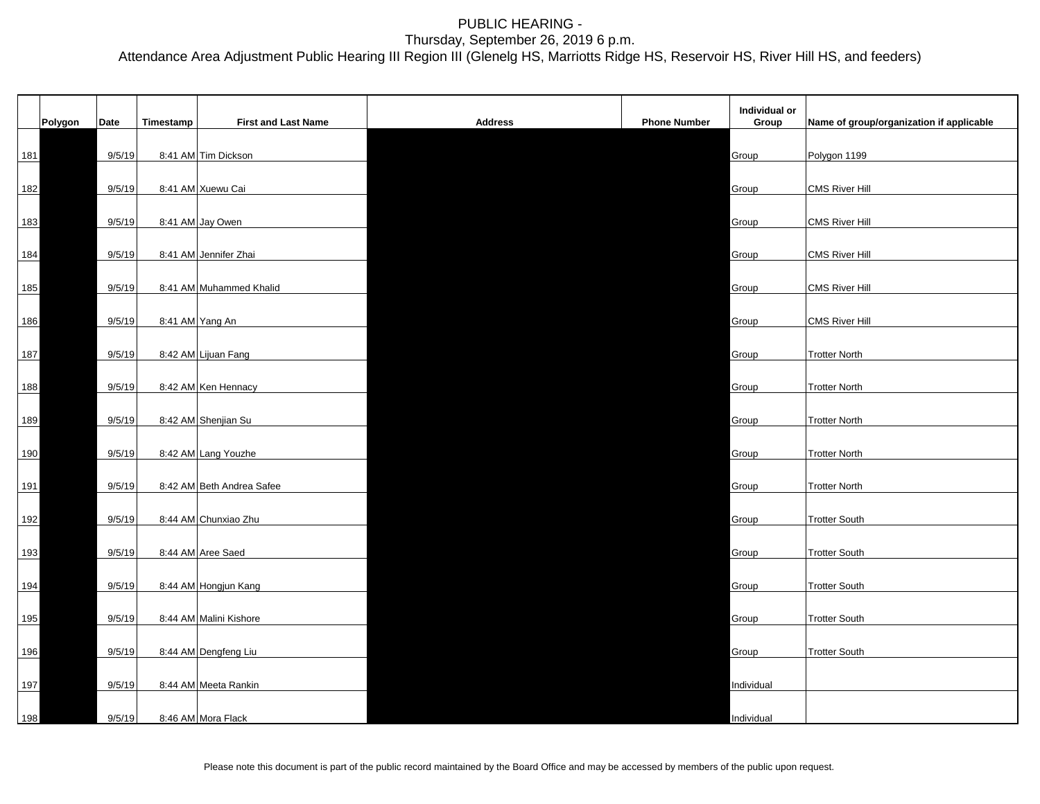PUBLIC HEARING -
Thursday, September 26, 2019 6 p.m.
Attendance Area Adjustment Public Hearing III Region III (Glenelg HS, Marriotts Ridge HS, Reservoir HS, River Hill HS, and feeders)

| | Polygon | Date | Timestamp | First and Last Name | Address | Phone Number | Individual or Group | Name of group/organization if applicable |
|---|---|---|---|---|---|---|---|---|
| 181 | | 9/5/19 | 8:41 AM | Tim Dickson | | | Group | Polygon 1199 |
| 182 | | 9/5/19 | 8:41 AM | Xuewu Cai | | | Group | CMS River Hill |
| 183 | | 9/5/19 | 8:41 AM | Jay Owen | | | Group | CMS River Hill |
| 184 | | 9/5/19 | 8:41 AM | Jennifer Zhai | | | Group | CMS River Hill |
| 185 | | 9/5/19 | 8:41 AM | Muhammed Khalid | | | Group | CMS River Hill |
| 186 | | 9/5/19 | 8:41 AM | Yang An | | | Group | CMS River Hill |
| 187 | | 9/5/19 | 8:42 AM | Lijuan Fang | | | Group | Trotter North |
| 188 | | 9/5/19 | 8:42 AM | Ken Hennacy | | | Group | Trotter North |
| 189 | | 9/5/19 | 8:42 AM | Shenjian Su | | | Group | Trotter North |
| 190 | | 9/5/19 | 8:42 AM | Lang Youzhe | | | Group | Trotter North |
| 191 | | 9/5/19 | 8:42 AM | Beth Andrea Safee | | | Group | Trotter North |
| 192 | | 9/5/19 | 8:44 AM | Chunxiao Zhu | | | Group | Trotter South |
| 193 | | 9/5/19 | 8:44 AM | Aree Saed | | | Group | Trotter South |
| 194 | | 9/5/19 | 8:44 AM | Hongjun Kang | | | Group | Trotter South |
| 195 | | 9/5/19 | 8:44 AM | Malini Kishore | | | Group | Trotter South |
| 196 | | 9/5/19 | 8:44 AM | Dengfeng Liu | | | Group | Trotter South |
| 197 | | 9/5/19 | 8:44 AM | Meeta Rankin | | | Individual | |
| 198 | | 9/5/19 | 8:46 AM | Mora Flack | | | Individual | |

Please note this document is part of the public record maintained by the Board Office and may be accessed by members of the public upon request.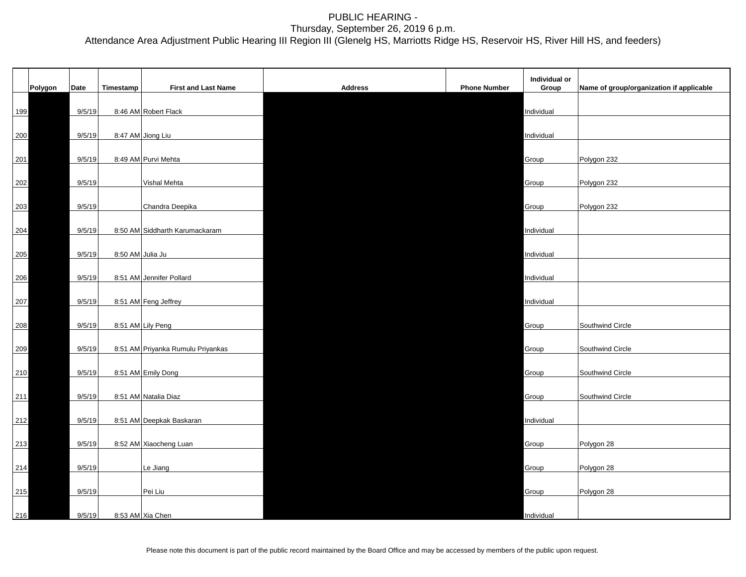PUBLIC HEARING -
Thursday, September 26, 2019 6 p.m.
Attendance Area Adjustment Public Hearing III Region III (Glenelg HS, Marriotts Ridge HS, Reservoir HS, River Hill HS, and feeders)

| | Polygon | Date | Timestamp | First and Last Name | Address | Phone Number | Individual or Group | Name of group/organization if applicable |
|---|---|---|---|---|---|---|---|---|
| 199 | | 9/5/19 | 8:46 AM | Robert Flack | | | Individual | |
| 200 | | 9/5/19 | 8:47 AM | Jiong Liu | | | Individual | |
| 201 | | 9/5/19 | 8:49 AM | Purvi Mehta | | | Group | Polygon 232 |
| 202 | | 9/5/19 | | Vishal Mehta | | | Group | Polygon 232 |
| 203 | | 9/5/19 | | Chandra Deepika | | | Group | Polygon 232 |
| 204 | | 9/5/19 | 8:50 AM | Siddharth Karumackaram | | | Individual | |
| 205 | | 9/5/19 | 8:50 AM | Julia Ju | | | Individual | |
| 206 | | 9/5/19 | 8:51 AM | Jennifer Pollard | | | Individual | |
| 207 | | 9/5/19 | 8:51 AM | Feng Jeffrey | | | Individual | |
| 208 | | 9/5/19 | 8:51 AM | Lily Peng | | | Group | Southwind Circle |
| 209 | | 9/5/19 | 8:51 AM | Priyanka Rumulu Priyankas | | | Group | Southwind Circle |
| 210 | | 9/5/19 | 8:51 AM | Emily Dong | | | Group | Southwind Circle |
| 211 | | 9/5/19 | 8:51 AM | Natalia Diaz | | | Group | Southwind Circle |
| 212 | | 9/5/19 | 8:51 AM | Deepkak Baskaran | | | Individual | |
| 213 | | 9/5/19 | 8:52 AM | Xiaocheng Luan | | | Group | Polygon 28 |
| 214 | | 9/5/19 | | Le Jiang | | | Group | Polygon 28 |
| 215 | | 9/5/19 | | Pei Liu | | | Group | Polygon 28 |
| 216 | | 9/5/19 | 8:53 AM | Xia Chen | | | Individual | |

Please note this document is part of the public record maintained by the Board Office and may be accessed by members of the public upon request.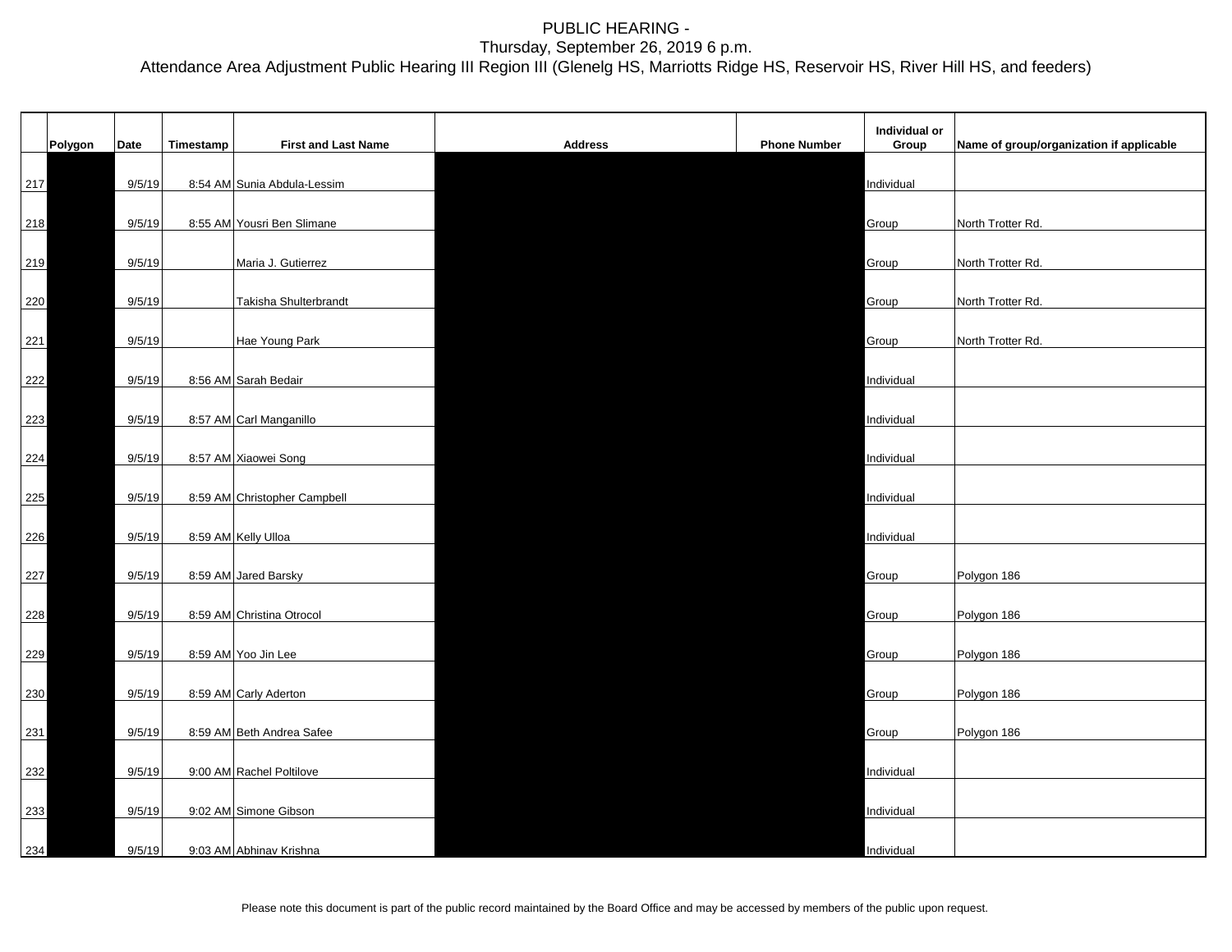PUBLIC HEARING -
Thursday, September 26, 2019 6 p.m.
Attendance Area Adjustment Public Hearing III Region III (Glenelg HS, Marriotts Ridge HS, Reservoir HS, River Hill HS, and feeders)

| | Polygon | Date | Timestamp | First and Last Name | Address | Phone Number | Individual or Group | Name of group/organization if applicable |
|---|---|---|---|---|---|---|---|---|
| 217 | | 9/5/19 | 8:54 AM | Sunia Abdula-Lessim | | | Individual | |
| 218 | | 9/5/19 | 8:55 AM | Yousri Ben Slimane | | | Group | North Trotter Rd. |
| 219 | | 9/5/19 | | Maria J. Gutierrez | | | Group | North Trotter Rd. |
| 220 | | 9/5/19 | | Takisha Shulterbrandt | | | Group | North Trotter Rd. |
| 221 | | 9/5/19 | | Hae Young Park | | | Group | North Trotter Rd. |
| 222 | | 9/5/19 | 8:56 AM | Sarah Bedair | | | Individual | |
| 223 | | 9/5/19 | 8:57 AM | Carl Manganillo | | | Individual | |
| 224 | | 9/5/19 | 8:57 AM | Xiaowei Song | | | Individual | |
| 225 | | 9/5/19 | 8:59 AM | Christopher Campbell | | | Individual | |
| 226 | | 9/5/19 | 8:59 AM | Kelly Ulloa | | | Individual | |
| 227 | | 9/5/19 | 8:59 AM | Jared Barsky | | | Group | Polygon 186 |
| 228 | | 9/5/19 | 8:59 AM | Christina Otrocol | | | Group | Polygon 186 |
| 229 | | 9/5/19 | 8:59 AM | Yoo Jin Lee | | | Group | Polygon 186 |
| 230 | | 9/5/19 | 8:59 AM | Carly Aderton | | | Group | Polygon 186 |
| 231 | | 9/5/19 | 8:59 AM | Beth Andrea Safee | | | Group | Polygon 186 |
| 232 | | 9/5/19 | 9:00 AM | Rachel Poltilove | | | Individual | |
| 233 | | 9/5/19 | 9:02 AM | Simone Gibson | | | Individual | |
| 234 | | 9/5/19 | 9:03 AM | Abhinav Krishna | | | Individual | |

Please note this document is part of the public record maintained by the Board Office and may be accessed by members of the public upon request.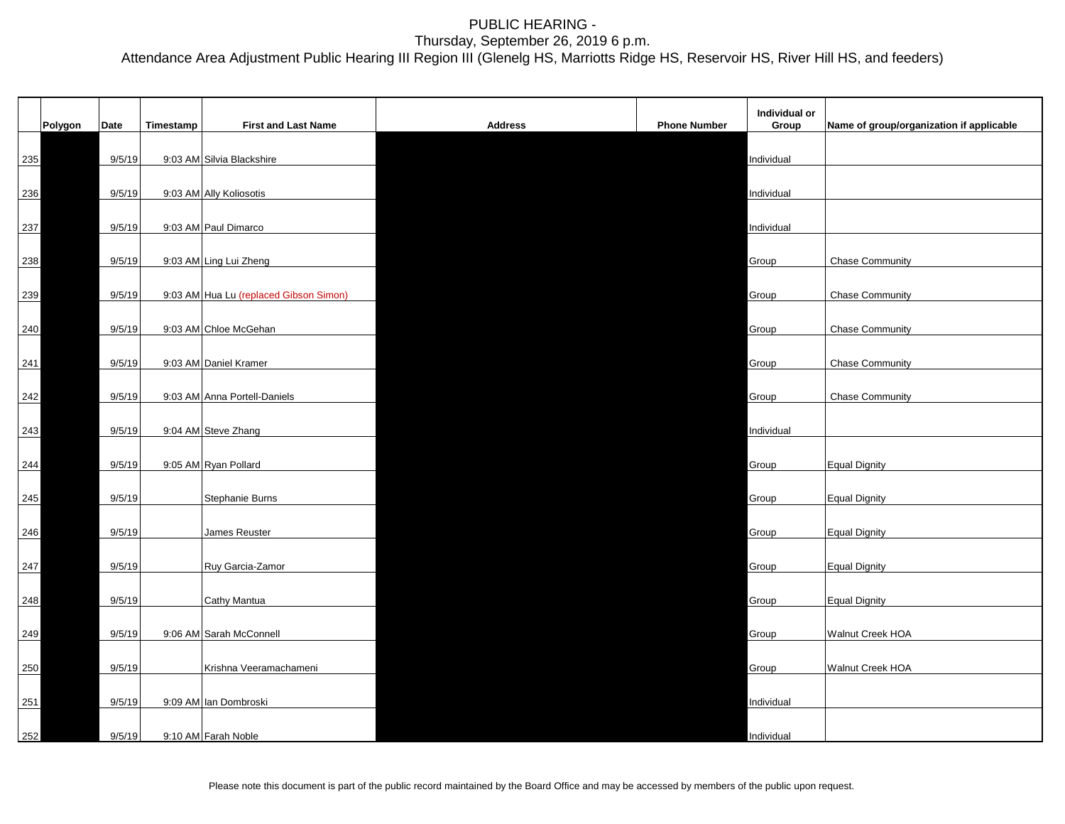# PUBLIC HEARING -
## Thursday, September 26, 2019 6 p.m.
## Attendance Area Adjustment Public Hearing III Region III (Glenelg HS, Marriotts Ridge HS, Reservoir HS, River Hill HS, and feeders)

| | Polygon | Date | Timestamp | First and Last Name | Address | Phone Number | Individual or Group | Name of group/organization if applicable |
|---|---|---|---|---|---|---|---|---|
| 235 | | 9/5/19 | 9:03 AM | Silvia Blackshire | | | Individual | |
| 236 | | 9/5/19 | 9:03 AM | Ally Koliosotis | | | Individual | |
| 237 | | 9/5/19 | 9:03 AM | Paul Dimarco | | | Individual | |
| 238 | | 9/5/19 | 9:03 AM | Ling Lui Zheng | | | Group | Chase Community |
| 239 | | 9/5/19 | 9:03 AM | Hua Lu (replaced Gibson Simon) | | | Group | Chase Community |
| 240 | | 9/5/19 | 9:03 AM | Chloe McGehan | | | Group | Chase Community |
| 241 | | 9/5/19 | 9:03 AM | Daniel Kramer | | | Group | Chase Community |
| 242 | | 9/5/19 | 9:03 AM | Anna Portell-Daniels | | | Group | Chase Community |
| 243 | | 9/5/19 | 9:04 AM | Steve Zhang | | | Individual | |
| 244 | | 9/5/19 | 9:05 AM | Ryan Pollard | | | Group | Equal Dignity |
| 245 | | 9/5/19 | | Stephanie Burns | | | Group | Equal Dignity |
| 246 | | 9/5/19 | | James Reuster | | | Group | Equal Dignity |
| 247 | | 9/5/19 | | Ruy Garcia-Zamor | | | Group | Equal Dignity |
| 248 | | 9/5/19 | | Cathy Mantua | | | Group | Equal Dignity |
| 249 | | 9/5/19 | 9:06 AM | Sarah McConnell | | | Group | Walnut Creek HOA |
| 250 | | 9/5/19 | | Krishna Veeramachameni | | | Group | Walnut Creek HOA |
| 251 | | 9/5/19 | 9:09 AM | Ian Dombroski | | | Individual | |
| 252 | | 9/5/19 | 9:10 AM | Farah Noble | | | Individual | |

Please note this document is part of the public record maintained by the Board Office and may be accessed by members of the public upon request.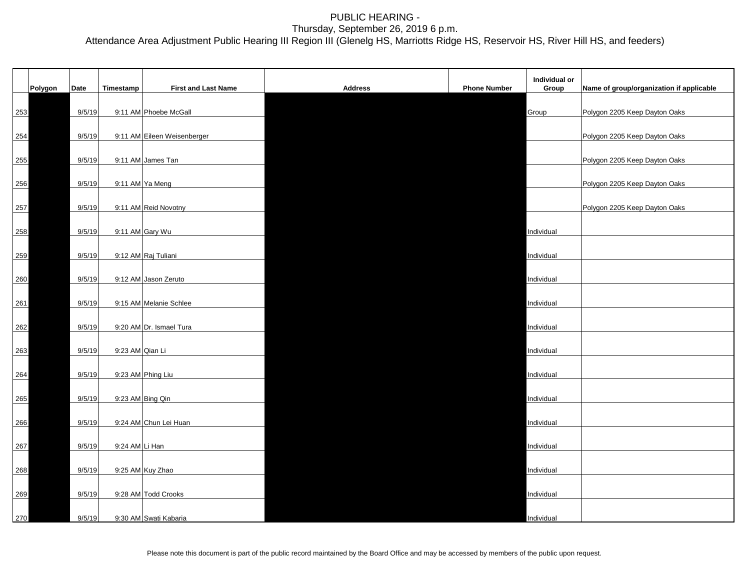PUBLIC HEARING -
Thursday, September 26, 2019 6 p.m.
Attendance Area Adjustment Public Hearing III Region III (Glenelg HS, Marriotts Ridge HS, Reservoir HS, River Hill HS, and feeders)

| | Polygon | Date | Timestamp | First and Last Name | Address | Phone Number | Individual or Group | Name of group/organization if applicable |
|---|---|---|---|---|---|---|---|---|
| 253 | | 9/5/19 | 9:11 AM | Phoebe McGall | | | Group | Polygon 2205 Keep Dayton Oaks |
| 254 | | 9/5/19 | 9:11 AM | Eileen Weisenberger | | | | Polygon 2205 Keep Dayton Oaks |
| 255 | | 9/5/19 | 9:11 AM | James Tan | | | | Polygon 2205 Keep Dayton Oaks |
| 256 | | 9/5/19 | 9:11 AM | Ya Meng | | | | Polygon 2205 Keep Dayton Oaks |
| 257 | | 9/5/19 | 9:11 AM | Reid Novotny | | | | Polygon 2205 Keep Dayton Oaks |
| 258 | | 9/5/19 | 9:11 AM | Gary Wu | | | Individual | |
| 259 | | 9/5/19 | 9:12 AM | Raj Tuliani | | | Individual | |
| 260 | | 9/5/19 | 9:12 AM | Jason Zeruto | | | Individual | |
| 261 | | 9/5/19 | 9:15 AM | Melanie Schlee | | | Individual | |
| 262 | | 9/5/19 | 9:20 AM | Dr. Ismael Tura | | | Individual | |
| 263 | | 9/5/19 | 9:23 AM | Qian Li | | | Individual | |
| 264 | | 9/5/19 | 9:23 AM | Phing Liu | | | Individual | |
| 265 | | 9/5/19 | 9:23 AM | Bing Qin | | | Individual | |
| 266 | | 9/5/19 | 9:24 AM | Chun Lei Huan | | | Individual | |
| 267 | | 9/5/19 | 9:24 AM | Li Han | | | Individual | |
| 268 | | 9/5/19 | 9:25 AM | Kuy Zhao | | | Individual | |
| 269 | | 9/5/19 | 9:28 AM | Todd Crooks | | | Individual | |
| 270 | | 9/5/19 | 9:30 AM | Swati Kabaria | | | Individual | |

Please note this document is part of the public record maintained by the Board Office and may be accessed by members of the public upon request.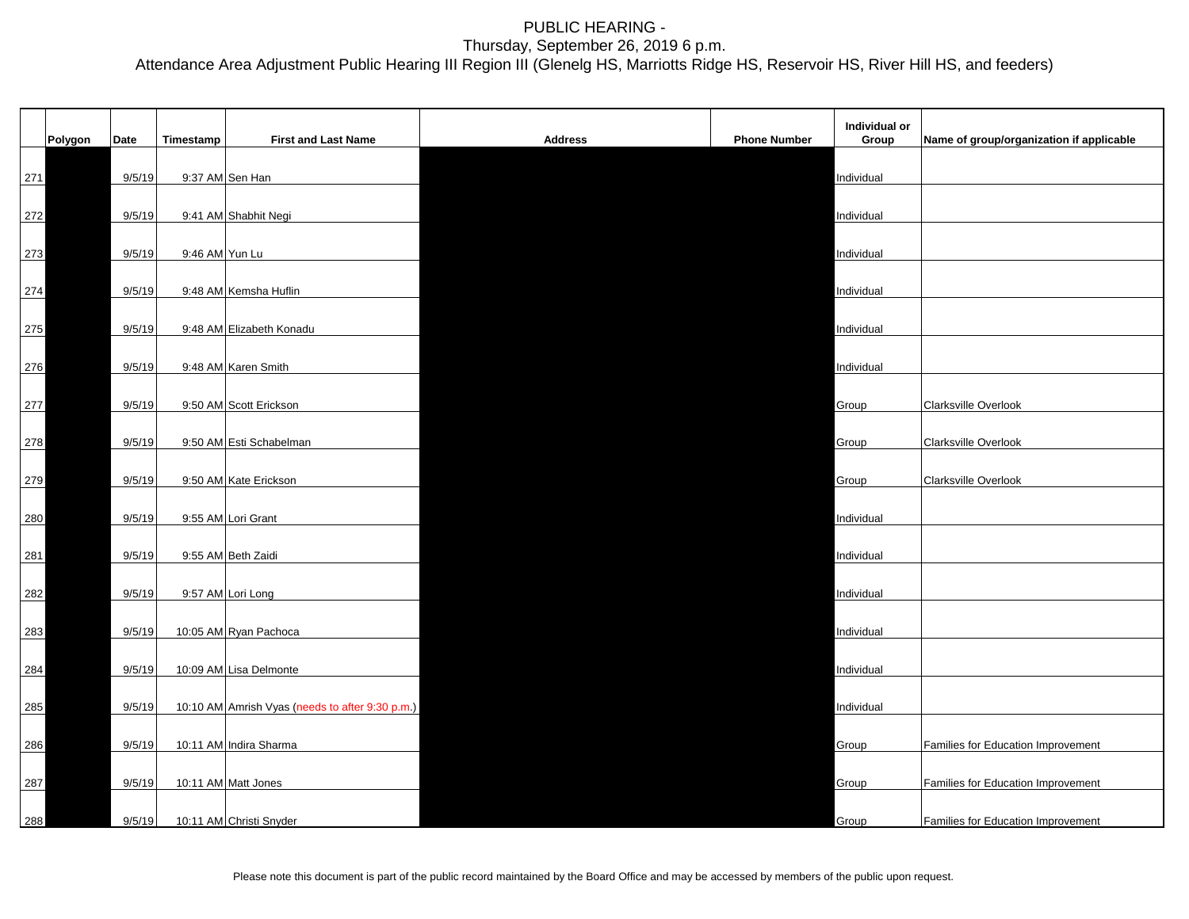PUBLIC HEARING -
Thursday, September 26, 2019 6 p.m.
Attendance Area Adjustment Public Hearing III Region III (Glenelg HS, Marriotts Ridge HS, Reservoir HS, River Hill HS, and feeders)

| | Polygon | Date | Timestamp | First and Last Name | Address | Phone Number | Individual or Group | Name of group/organization if applicable |
|---|---|---|---|---|---|---|---|---|
| 271 | | 9/5/19 | 9:37 AM | Sen Han | | | Individual | |
| 272 | | 9/5/19 | 9:41 AM | Shabhit Negi | | | Individual | |
| 273 | | 9/5/19 | 9:46 AM | Yun Lu | | | Individual | |
| 274 | | 9/5/19 | 9:48 AM | Kemsha Huflin | | | Individual | |
| 275 | | 9/5/19 | 9:48 AM | Elizabeth Konadu | | | Individual | |
| 276 | | 9/5/19 | 9:48 AM | Karen Smith | | | Individual | |
| 277 | | 9/5/19 | 9:50 AM | Scott Erickson | | | Group | Clarksville Overlook |
| 278 | | 9/5/19 | 9:50 AM | Esti Schabelman | | | Group | Clarksville Overlook |
| 279 | | 9/5/19 | 9:50 AM | Kate Erickson | | | Group | Clarksville Overlook |
| 280 | | 9/5/19 | 9:55 AM | Lori Grant | | | Individual | |
| 281 | | 9/5/19 | 9:55 AM | Beth Zaidi | | | Individual | |
| 282 | | 9/5/19 | 9:57 AM | Lori Long | | | Individual | |
| 283 | | 9/5/19 | 10:05 AM | Ryan Pachoca | | | Individual | |
| 284 | | 9/5/19 | 10:09 AM | Lisa Delmonte | | | Individual | |
| 285 | | 9/5/19 | 10:10 AM | Amrish Vyas (needs to after 9:30 p.m.) | | | Individual | |
| 286 | | 9/5/19 | 10:11 AM | Indira Sharma | | | Group | Families for Education Improvement |
| 287 | | 9/5/19 | 10:11 AM | Matt Jones | | | Group | Families for Education Improvement |
| 288 | | 9/5/19 | 10:11 AM | Christi Snyder | | | Group | Families for Education Improvement |

Please note this document is part of the public record maintained by the Board Office and may be accessed by members of the public upon request.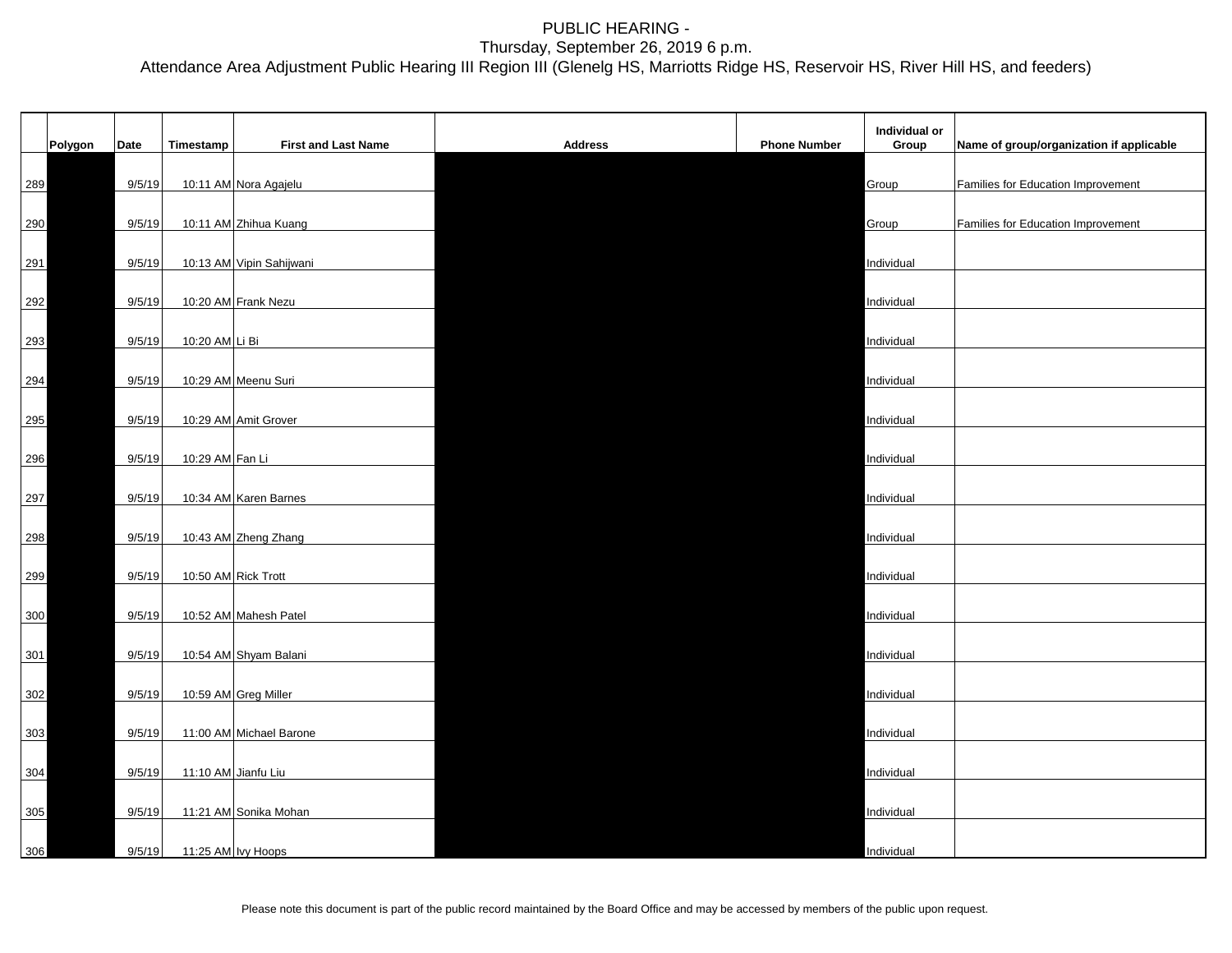PUBLIC HEARING -
Thursday, September 26, 2019 6 p.m.
Attendance Area Adjustment Public Hearing III Region III (Glenelg HS, Marriotts Ridge HS, Reservoir HS, River Hill HS, and feeders)

| | Polygon | Date | Timestamp | First and Last Name | Address | Phone Number | Individual or Group | Name of group/organization if applicable |
|---|---|---|---|---|---|---|---|---|
| 289 | | 9/5/19 | 10:11 AM | Nora Agajelu | | | Group | Families for Education Improvement |
| 290 | | 9/5/19 | 10:11 AM | Zhihua Kuang | | | Group | Families for Education Improvement |
| 291 | | 9/5/19 | 10:13 AM | Vipin Sahijwani | | | Individual | |
| 292 | | 9/5/19 | 10:20 AM | Frank Nezu | | | Individual | |
| 293 | | 9/5/19 | 10:20 AM | Li Bi | | | Individual | |
| 294 | | 9/5/19 | 10:29 AM | Meenu Suri | | | Individual | |
| 295 | | 9/5/19 | 10:29 AM | Amit Grover | | | Individual | |
| 296 | | 9/5/19 | 10:29 AM | Fan Li | | | Individual | |
| 297 | | 9/5/19 | 10:34 AM | Karen Barnes | | | Individual | |
| 298 | | 9/5/19 | 10:43 AM | Zheng Zhang | | | Individual | |
| 299 | | 9/5/19 | 10:50 AM | Rick Trott | | | Individual | |
| 300 | | 9/5/19 | 10:52 AM | Mahesh Patel | | | Individual | |
| 301 | | 9/5/19 | 10:54 AM | Shyam Balani | | | Individual | |
| 302 | | 9/5/19 | 10:59 AM | Greg Miller | | | Individual | |
| 303 | | 9/5/19 | 11:00 AM | Michael Barone | | | Individual | |
| 304 | | 9/5/19 | 11:10 AM | Jianfu Liu | | | Individual | |
| 305 | | 9/5/19 | 11:21 AM | Sonika Mohan | | | Individual | |
| 306 | | 9/5/19 | 11:25 AM | Ivy Hoops | | | Individual | |

Please note this document is part of the public record maintained by the Board Office and may be accessed by members of the public upon request.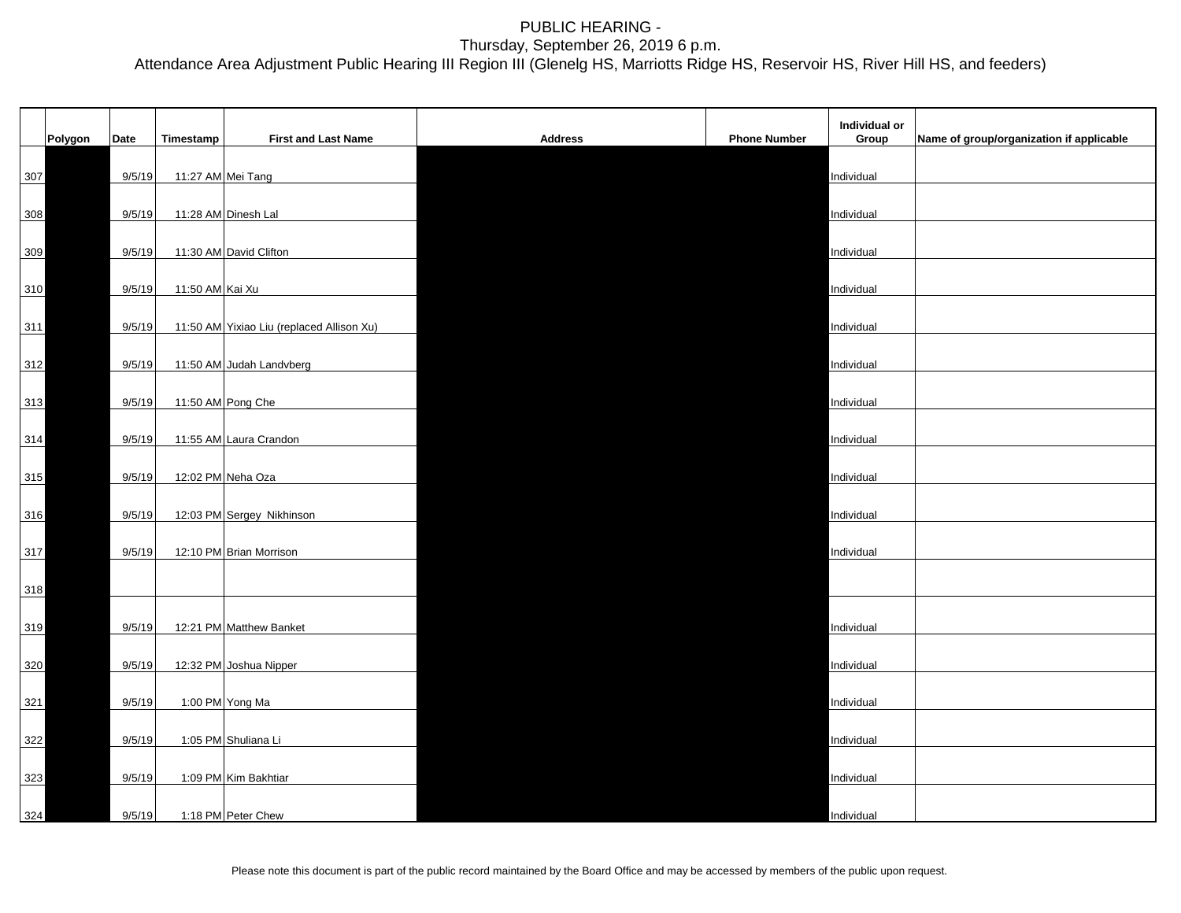PUBLIC HEARING -
Thursday, September 26, 2019 6 p.m.
Attendance Area Adjustment Public Hearing III Region III (Glenelg HS, Marriotts Ridge HS, Reservoir HS, River Hill HS, and feeders)

| | Polygon | Date | Timestamp | First and Last Name | Address | Phone Number | Individual or Group | Name of group/organization if applicable |
|---|---|---|---|---|---|---|---|---|
| 307 | | 9/5/19 | 11:27 AM | Mei Tang | | | Individual | |
| 308 | | 9/5/19 | 11:28 AM | Dinesh Lal | | | Individual | |
| 309 | | 9/5/19 | 11:30 AM | David Clifton | | | Individual | |
| 310 | | 9/5/19 | 11:50 AM | Kai Xu | | | Individual | |
| 311 | | 9/5/19 | 11:50 AM | Yixiao Liu (replaced Allison Xu) | | | Individual | |
| 312 | | 9/5/19 | 11:50 AM | Judah Landvberg | | | Individual | |
| 313 | | 9/5/19 | 11:50 AM | Pong Che | | | Individual | |
| 314 | | 9/5/19 | 11:55 AM | Laura Crandon | | | Individual | |
| 315 | | 9/5/19 | 12:02 PM | Neha Oza | | | Individual | |
| 316 | | 9/5/19 | 12:03 PM | Sergey Nikhinson | | | Individual | |
| 317 | | 9/5/19 | 12:10 PM | Brian Morrison | | | Individual | |
| 318 | | | | | | | | |
| 319 | | 9/5/19 | 12:21 PM | Matthew Banket | | | Individual | |
| 320 | | 9/5/19 | 12:32 PM | Joshua Nipper | | | Individual | |
| 321 | | 9/5/19 | 1:00 PM | Yong Ma | | | Individual | |
| 322 | | 9/5/19 | 1:05 PM | Shuliana Li | | | Individual | |
| 323 | | 9/5/19 | 1:09 PM | Kim Bakhtiar | | | Individual | |
| 324 | | 9/5/19 | 1:18 PM | Peter Chew | | | Individual | |

Please note this document is part of the public record maintained by the Board Office and may be accessed by members of the public upon request.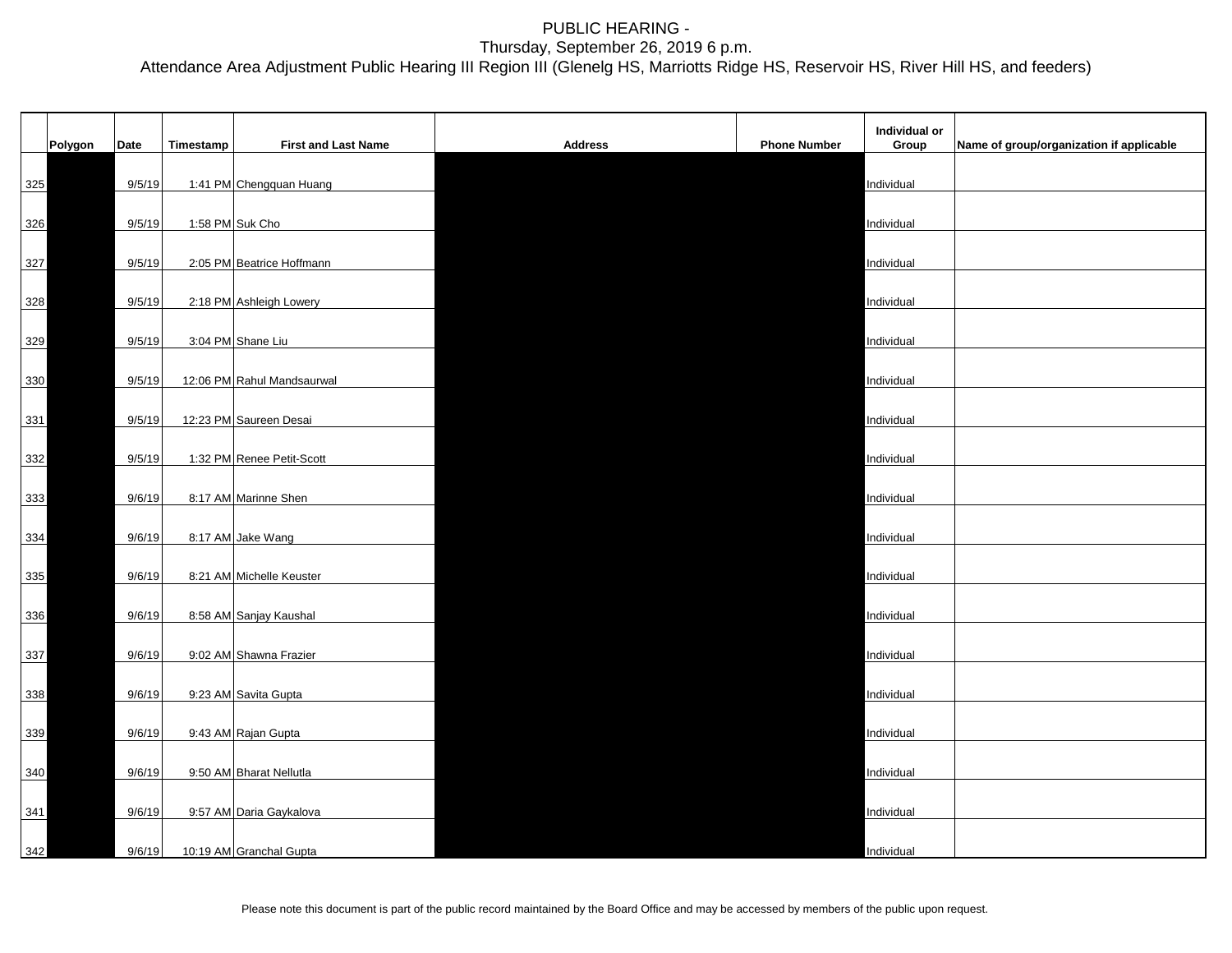PUBLIC HEARING -
Thursday, September 26, 2019 6 p.m.
Attendance Area Adjustment Public Hearing III Region III (Glenelg HS, Marriotts Ridge HS, Reservoir HS, River Hill HS, and feeders)

| | Polygon | Date | Timestamp | First and Last Name | Address | Phone Number | Individual or Group | Name of group/organization if applicable |
|---|---|---|---|---|---|---|---|---|
| 325 | | 9/5/19 | 1:41 PM | Chengquan Huang | | | Individual | |
| 326 | | 9/5/19 | 1:58 PM | Suk Cho | | | Individual | |
| 327 | | 9/5/19 | 2:05 PM | Beatrice Hoffmann | | | Individual | |
| 328 | | 9/5/19 | 2:18 PM | Ashleigh Lowery | | | Individual | |
| 329 | | 9/5/19 | 3:04 PM | Shane Liu | | | Individual | |
| 330 | | 9/5/19 | 12:06 PM | Rahul Mandsaurwal | | | Individual | |
| 331 | | 9/5/19 | 12:23 PM | Saureen Desai | | | Individual | |
| 332 | | 9/5/19 | 1:32 PM | Renee Petit-Scott | | | Individual | |
| 333 | | 9/6/19 | 8:17 AM | Marinne Shen | | | Individual | |
| 334 | | 9/6/19 | 8:17 AM | Jake Wang | | | Individual | |
| 335 | | 9/6/19 | 8:21 AM | Michelle Keuster | | | Individual | |
| 336 | | 9/6/19 | 8:58 AM | Sanjay Kaushal | | | Individual | |
| 337 | | 9/6/19 | 9:02 AM | Shawna Frazier | | | Individual | |
| 338 | | 9/6/19 | 9:23 AM | Savita Gupta | | | Individual | |
| 339 | | 9/6/19 | 9:43 AM | Rajan Gupta | | | Individual | |
| 340 | | 9/6/19 | 9:50 AM | Bharat Nellutla | | | Individual | |
| 341 | | 9/6/19 | 9:57 AM | Daria Gaykalova | | | Individual | |
| 342 | | 9/6/19 | 10:19 AM | Granchal Gupta | | | Individual | |

Please note this document is part of the public record maintained by the Board Office and may be accessed by members of the public upon request.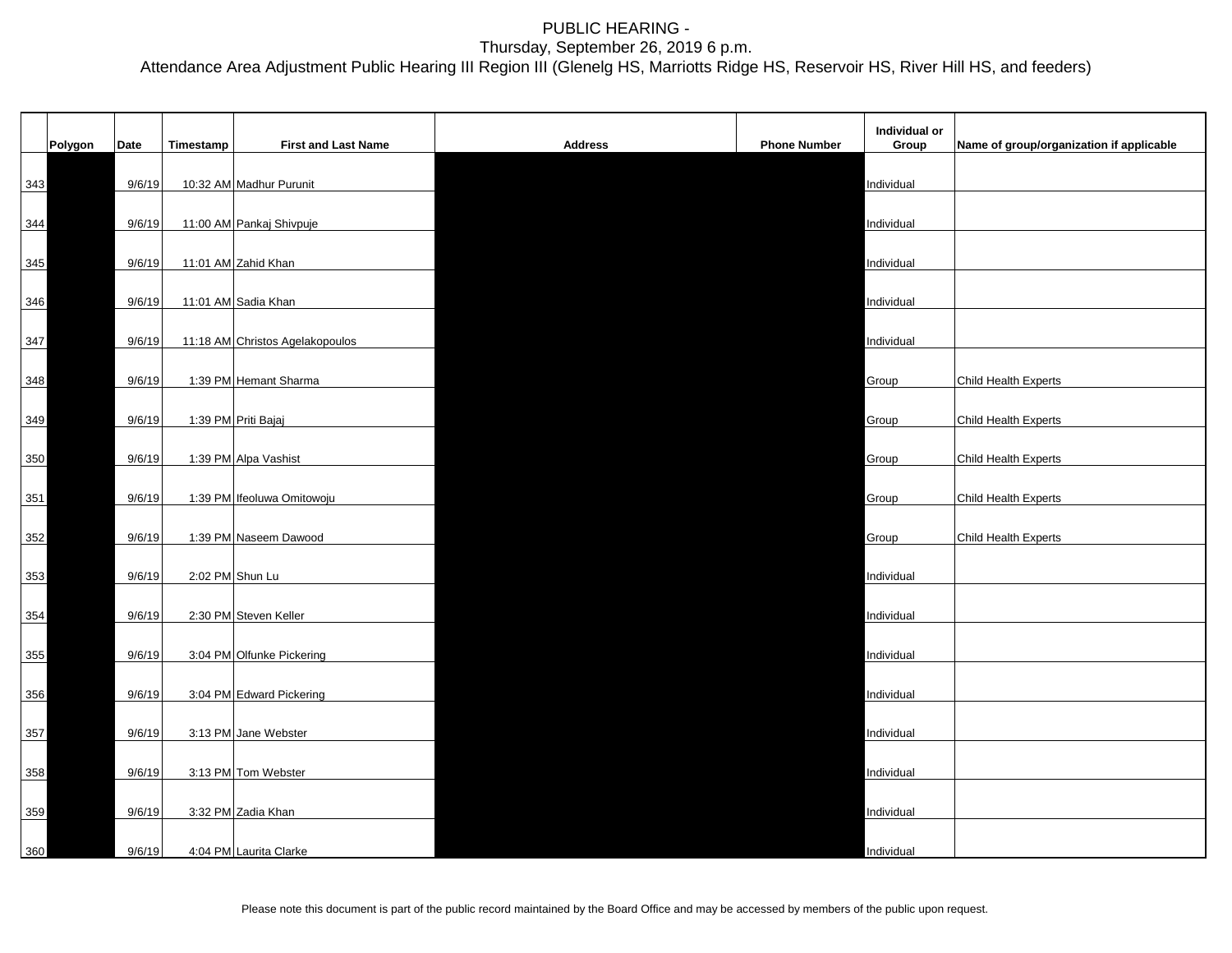PUBLIC HEARING -
Thursday, September 26, 2019 6 p.m.
Attendance Area Adjustment Public Hearing III Region III (Glenelg HS, Marriotts Ridge HS, Reservoir HS, River Hill HS, and feeders)

| | Polygon | Date | Timestamp | First and Last Name | Address | Phone Number | Individual or Group | Name of group/organization if applicable |
|---|---|---|---|---|---|---|---|---|
| 343 | | 9/6/19 | 10:32 AM | Madhur Purunit | | | Individual | |
| 344 | | 9/6/19 | 11:00 AM | Pankaj Shivpuje | | | Individual | |
| 345 | | 9/6/19 | 11:01 AM | Zahid Khan | | | Individual | |
| 346 | | 9/6/19 | 11:01 AM | Sadia Khan | | | Individual | |
| 347 | | 9/6/19 | 11:18 AM | Christos Agelakopoulos | | | Individual | |
| 348 | | 9/6/19 | 1:39 PM | Hemant Sharma | | | Group | Child Health Experts |
| 349 | | 9/6/19 | 1:39 PM | Priti Bajaj | | | Group | Child Health Experts |
| 350 | | 9/6/19 | 1:39 PM | Alpa Vashist | | | Group | Child Health Experts |
| 351 | | 9/6/19 | 1:39 PM | Ifeoluwa Omitowoju | | | Group | Child Health Experts |
| 352 | | 9/6/19 | 1:39 PM | Naseem Dawood | | | Group | Child Health Experts |
| 353 | | 9/6/19 | 2:02 PM | Shun Lu | | | Individual | |
| 354 | | 9/6/19 | 2:30 PM | Steven Keller | | | Individual | |
| 355 | | 9/6/19 | 3:04 PM | Olfunke Pickering | | | Individual | |
| 356 | | 9/6/19 | 3:04 PM | Edward Pickering | | | Individual | |
| 357 | | 9/6/19 | 3:13 PM | Jane Webster | | | Individual | |
| 358 | | 9/6/19 | 3:13 PM | Tom Webster | | | Individual | |
| 359 | | 9/6/19 | 3:32 PM | Zadia Khan | | | Individual | |
| 360 | | 9/6/19 | 4:04 PM | Laurita Clarke | | | Individual | |

Please note this document is part of the public record maintained by the Board Office and may be accessed by members of the public upon request.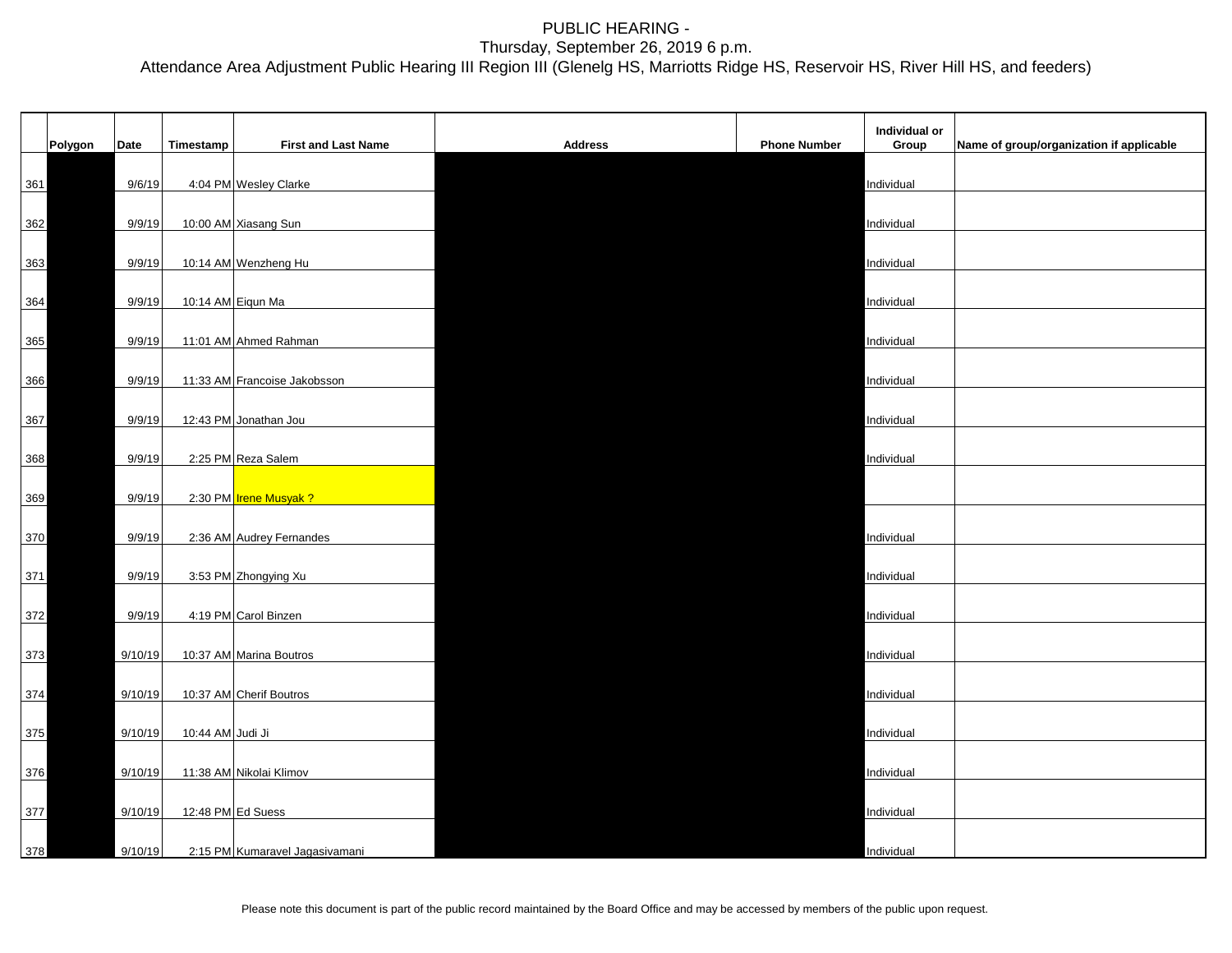PUBLIC HEARING -
Thursday, September 26, 2019 6 p.m.
Attendance Area Adjustment Public Hearing III Region III (Glenelg HS, Marriotts Ridge HS, Reservoir HS, River Hill HS, and feeders)

| | Polygon | Date | Timestamp | First and Last Name | Address | Phone Number | Individual or Group | Name of group/organization if applicable |
|---|---|---|---|---|---|---|---|---|
| 361 | | 9/6/19 | 4:04 PM | Wesley Clarke | | | Individual | |
| 362 | | 9/9/19 | 10:00 AM | Xiasang Sun | | | Individual | |
| 363 | | 9/9/19 | 10:14 AM | Wenzheng Hu | | | Individual | |
| 364 | | 9/9/19 | 10:14 AM | Eiqun Ma | | | Individual | |
| 365 | | 9/9/19 | 11:01 AM | Ahmed Rahman | | | Individual | |
| 366 | | 9/9/19 | 11:33 AM | Francoise Jakobsson | | | Individual | |
| 367 | | 9/9/19 | 12:43 PM | Jonathan Jou | | | Individual | |
| 368 | | 9/9/19 | 2:25 PM | Reza Salem | | | Individual | |
| 369 | | 9/9/19 | 2:30 PM | Irene Musyak ? | | | | |
| 370 | | 9/9/19 | 2:36 AM | Audrey Fernandes | | | Individual | |
| 371 | | 9/9/19 | 3:53 PM | Zhongying Xu | | | Individual | |
| 372 | | 9/9/19 | 4:19 PM | Carol Binzen | | | Individual | |
| 373 | | 9/10/19 | 10:37 AM | Marina Boutros | | | Individual | |
| 374 | | 9/10/19 | 10:37 AM | Cherif Boutros | | | Individual | |
| 375 | | 9/10/19 | 10:44 AM | Judi Ji | | | Individual | |
| 376 | | 9/10/19 | 11:38 AM | Nikolai Klimov | | | Individual | |
| 377 | | 9/10/19 | 12:48 PM | Ed Suess | | | Individual | |
| 378 | | 9/10/19 | 2:15 PM | Kumaravel Jagasivamani | | | Individual | |

Please note this document is part of the public record maintained by the Board Office and may be accessed by members of the public upon request.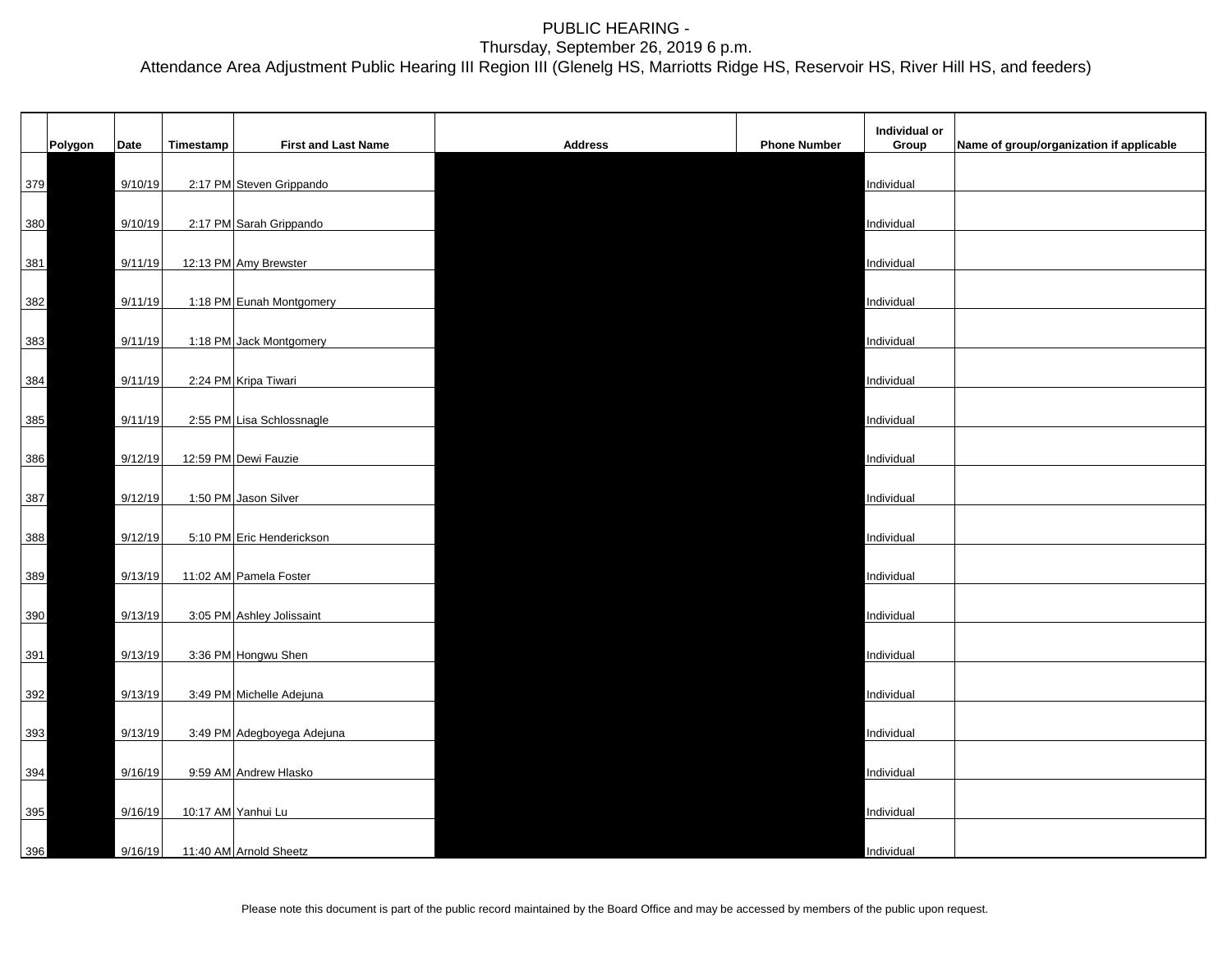PUBLIC HEARING -
Thursday, September 26, 2019 6 p.m.
Attendance Area Adjustment Public Hearing III Region III (Glenelg HS, Marriotts Ridge HS, Reservoir HS, River Hill HS, and feeders)

| | Polygon | Date | Timestamp | First and Last Name | Address | Phone Number | Individual or Group | Name of group/organization if applicable |
|---|---|---|---|---|---|---|---|---|
| 379 | | 9/10/19 | 2:17 PM | Steven Grippando | | | Individual | |
| 380 | | 9/10/19 | 2:17 PM | Sarah Grippando | | | Individual | |
| 381 | | 9/11/19 | 12:13 PM | Amy Brewster | | | Individual | |
| 382 | | 9/11/19 | 1:18 PM | Eunah Montgomery | | | Individual | |
| 383 | | 9/11/19 | 1:18 PM | Jack Montgomery | | | Individual | |
| 384 | | 9/11/19 | 2:24 PM | Kripa Tiwari | | | Individual | |
| 385 | | 9/11/19 | 2:55 PM | Lisa Schlossnagle | | | Individual | |
| 386 | | 9/12/19 | 12:59 PM | Dewi Fauzie | | | Individual | |
| 387 | | 9/12/19 | 1:50 PM | Jason Silver | | | Individual | |
| 388 | | 9/12/19 | 5:10 PM | Eric Henderickson | | | Individual | |
| 389 | | 9/13/19 | 11:02 AM | Pamela Foster | | | Individual | |
| 390 | | 9/13/19 | 3:05 PM | Ashley Jolissaint | | | Individual | |
| 391 | | 9/13/19 | 3:36 PM | Hongwu Shen | | | Individual | |
| 392 | | 9/13/19 | 3:49 PM | Michelle Adejuna | | | Individual | |
| 393 | | 9/13/19 | 3:49 PM | Adegboyega Adejuna | | | Individual | |
| 394 | | 9/16/19 | 9:59 AM | Andrew Hlasko | | | Individual | |
| 395 | | 9/16/19 | 10:17 AM | Yanhui Lu | | | Individual | |
| 396 | | 9/16/19 | 11:40 AM | Arnold Sheetz | | | Individual | |

Please note this document is part of the public record maintained by the Board Office and may be accessed by members of the public upon request.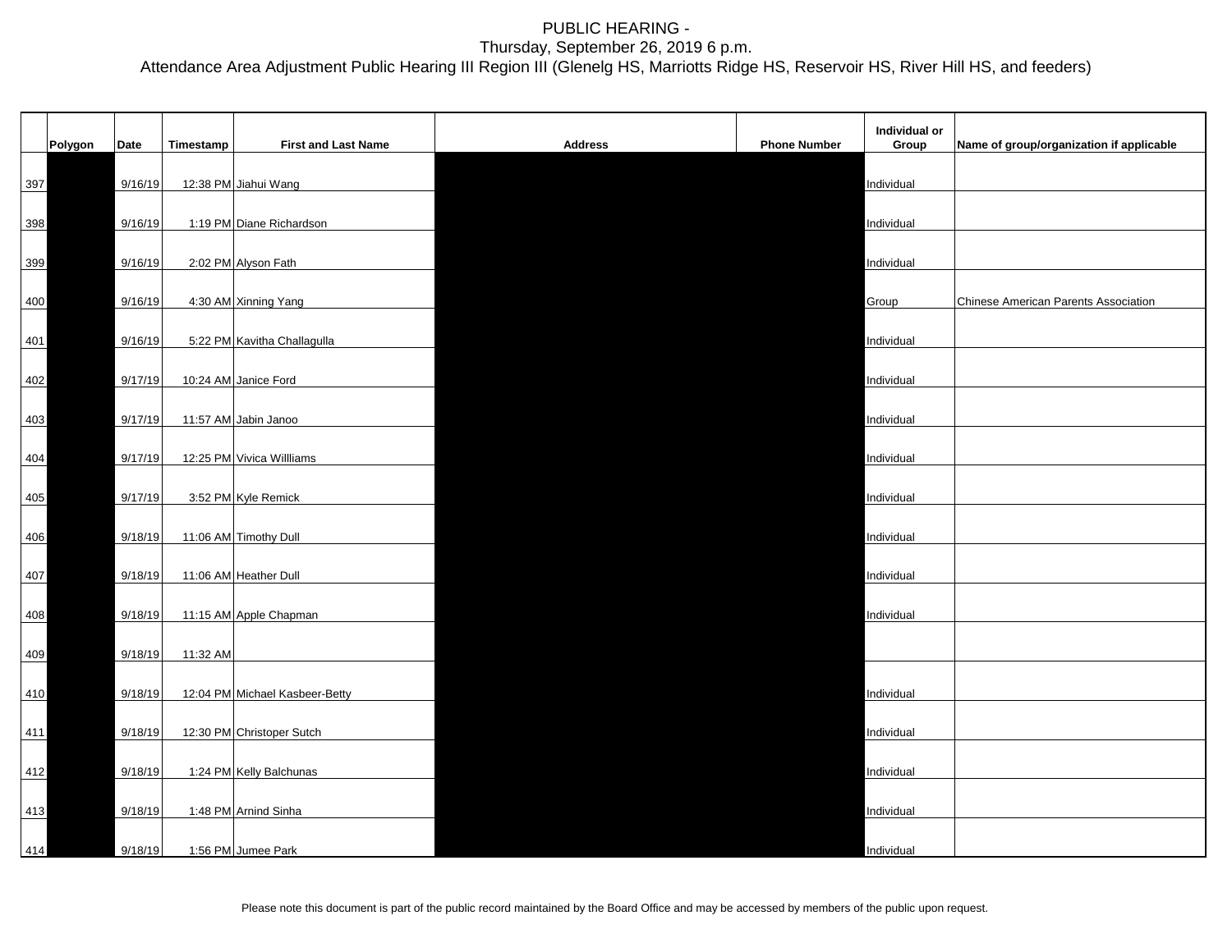PUBLIC HEARING -
Thursday, September 26, 2019 6 p.m.
Attendance Area Adjustment Public Hearing III Region III (Glenelg HS, Marriotts Ridge HS, Reservoir HS, River Hill HS, and feeders)

| | Polygon | Date | Timestamp | First and Last Name | Address | Phone Number | Individual or Group | Name of group/organization if applicable |
|---|---|---|---|---|---|---|---|---|
| 397 | | 9/16/19 | 12:38 PM | Jiahui Wang | | | Individual | |
| 398 | | 9/16/19 | 1:19 PM | Diane Richardson | | | Individual | |
| 399 | | 9/16/19 | 2:02 PM | Alyson Fath | | | Individual | |
| 400 | | 9/16/19 | 4:30 AM | Xinning Yang | | | Group | Chinese American Parents Association |
| 401 | | 9/16/19 | 5:22 PM | Kavitha Challagulla | | | Individual | |
| 402 | | 9/17/19 | 10:24 AM | Janice Ford | | | Individual | |
| 403 | | 9/17/19 | 11:57 AM | Jabin Janoo | | | Individual | |
| 404 | | 9/17/19 | 12:25 PM | Vivica Willliams | | | Individual | |
| 405 | | 9/17/19 | 3:52 PM | Kyle Remick | | | Individual | |
| 406 | | 9/18/19 | 11:06 AM | Timothy Dull | | | Individual | |
| 407 | | 9/18/19 | 11:06 AM | Heather Dull | | | Individual | |
| 408 | | 9/18/19 | 11:15 AM | Apple Chapman | | | Individual | |
| 409 | | 9/18/19 | 11:32 AM | | | | | |
| 410 | | 9/18/19 | 12:04 PM | Michael Kasbeer-Betty | | | Individual | |
| 411 | | 9/18/19 | 12:30 PM | Christoper Sutch | | | Individual | |
| 412 | | 9/18/19 | 1:24 PM | Kelly Balchunas | | | Individual | |
| 413 | | 9/18/19 | 1:48 PM | Arnind Sinha | | | Individual | |
| 414 | | 9/18/19 | 1:56 PM | Jumee Park | | | Individual | |

Please note this document is part of the public record maintained by the Board Office and may be accessed by members of the public upon request.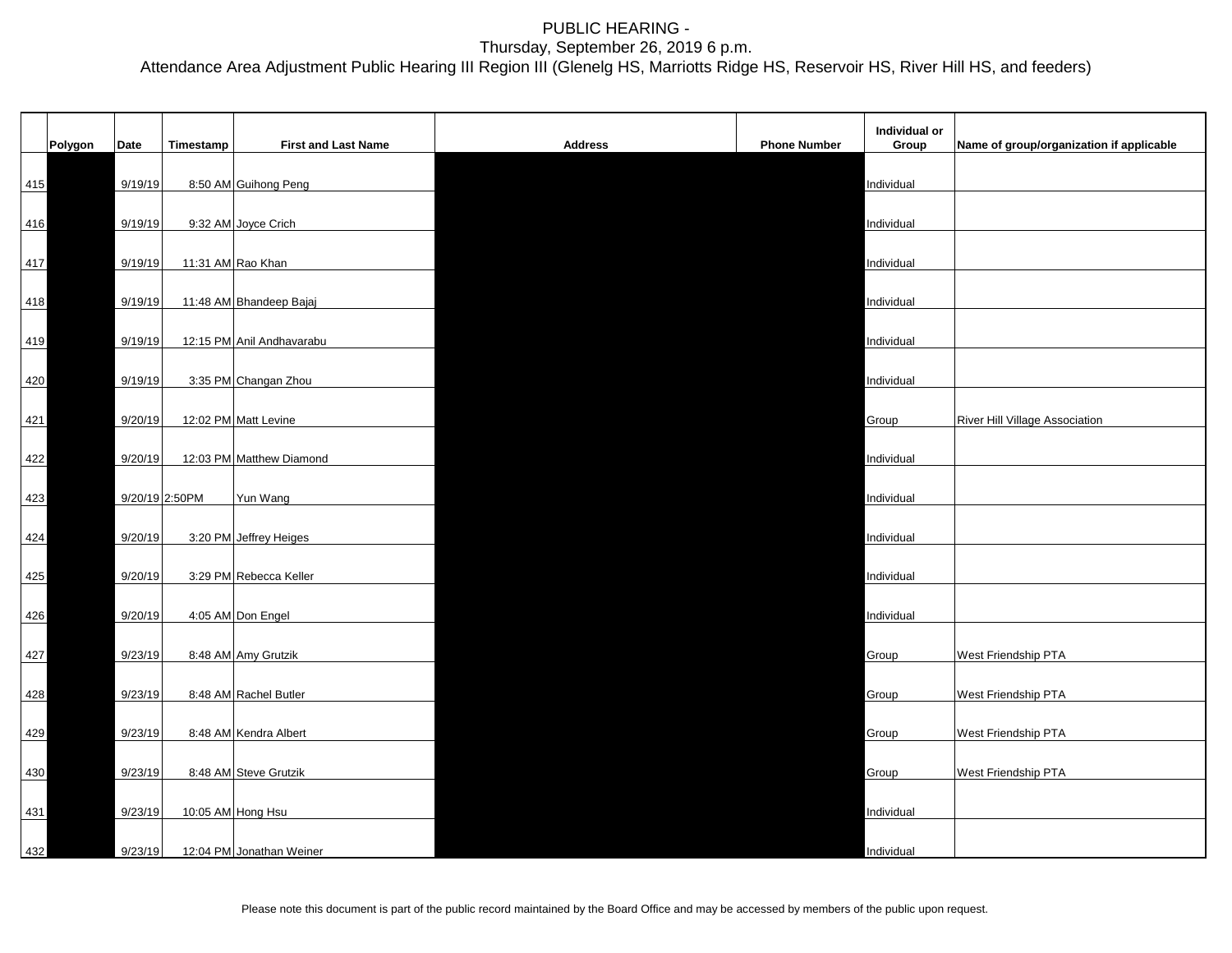PUBLIC HEARING -
Thursday, September 26, 2019 6 p.m.
Attendance Area Adjustment Public Hearing III Region III (Glenelg HS, Marriotts Ridge HS, Reservoir HS, River Hill HS, and feeders)

| | Polygon | Date | Timestamp | First and Last Name | Address | Phone Number | Individual or Group | Name of group/organization if applicable |
|---|---|---|---|---|---|---|---|---|
| 415 | | 9/19/19 | 8:50 AM | Guihong Peng | | | Individual | |
| 416 | | 9/19/19 | 9:32 AM | Joyce Crich | | | Individual | |
| 417 | | 9/19/19 | 11:31 AM | Rao Khan | | | Individual | |
| 418 | | 9/19/19 | 11:48 AM | Bhandeep Bajaj | | | Individual | |
| 419 | | 9/19/19 | 12:15 PM | Anil Andhavarabu | | | Individual | |
| 420 | | 9/19/19 | 3:35 PM | Changan Zhou | | | Individual | |
| 421 | | 9/20/19 | 12:02 PM | Matt Levine | | | Group | River Hill Village Association |
| 422 | | 9/20/19 | 12:03 PM | Matthew Diamond | | | Individual | |
| 423 | | 9/20/19 | 2:50PM | Yun Wang | | | Individual | |
| 424 | | 9/20/19 | 3:20 PM | Jeffrey Heiges | | | Individual | |
| 425 | | 9/20/19 | 3:29 PM | Rebecca Keller | | | Individual | |
| 426 | | 9/20/19 | 4:05 AM | Don Engel | | | Individual | |
| 427 | | 9/23/19 | 8:48 AM | Amy Grutzik | | | Group | West Friendship PTA |
| 428 | | 9/23/19 | 8:48 AM | Rachel Butler | | | Group | West Friendship PTA |
| 429 | | 9/23/19 | 8:48 AM | Kendra Albert | | | Group | West Friendship PTA |
| 430 | | 9/23/19 | 8:48 AM | Steve Grutzik | | | Group | West Friendship PTA |
| 431 | | 9/23/19 | 10:05 AM | Hong Hsu | | | Individual | |
| 432 | | 9/23/19 | 12:04 PM | Jonathan Weiner | | | Individual | |

Please note this document is part of the public record maintained by the Board Office and may be accessed by members of the public upon request.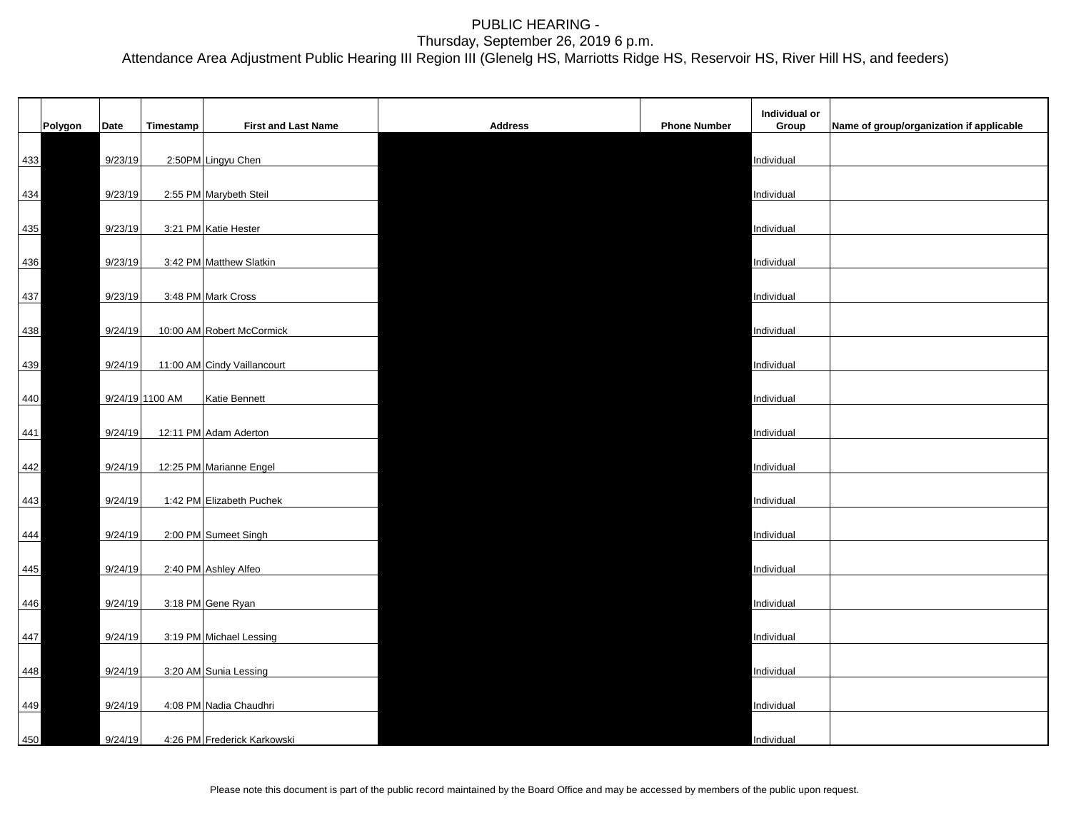PUBLIC HEARING -
Thursday, September 26, 2019 6 p.m.
Attendance Area Adjustment Public Hearing III Region III (Glenelg HS, Marriotts Ridge HS, Reservoir HS, River Hill HS, and feeders)

| | Polygon | Date | Timestamp | First and Last Name | Address | Phone Number | Individual or Group | Name of group/organization if applicable |
|---|---|---|---|---|---|---|---|---|
| 433 | | 9/23/19 | 2:50PM | Lingyu Chen | | | Individual | |
| 434 | | 9/23/19 | 2:55 PM | Marybeth Steil | | | Individual | |
| 435 | | 9/23/19 | 3:21 PM | Katie Hester | | | Individual | |
| 436 | | 9/23/19 | 3:42 PM | Matthew Slatkin | | | Individual | |
| 437 | | 9/23/19 | 3:48 PM | Mark Cross | | | Individual | |
| 438 | | 9/24/19 | 10:00 AM | Robert McCormick | | | Individual | |
| 439 | | 9/24/19 | 11:00 AM | Cindy Vaillancourt | | | Individual | |
| 440 | | 9/24/19 | 1100 AM | Katie Bennett | | | Individual | |
| 441 | | 9/24/19 | 12:11 PM | Adam Aderton | | | Individual | |
| 442 | | 9/24/19 | 12:25 PM | Marianne Engel | | | Individual | |
| 443 | | 9/24/19 | 1:42 PM | Elizabeth Puchek | | | Individual | |
| 444 | | 9/24/19 | 2:00 PM | Sumeet Singh | | | Individual | |
| 445 | | 9/24/19 | 2:40 PM | Ashley Alfeo | | | Individual | |
| 446 | | 9/24/19 | 3:18 PM | Gene Ryan | | | Individual | |
| 447 | | 9/24/19 | 3:19 PM | Michael Lessing | | | Individual | |
| 448 | | 9/24/19 | 3:20 AM | Sunia Lessing | | | Individual | |
| 449 | | 9/24/19 | 4:08 PM | Nadia Chaudhri | | | Individual | |
| 450 | | 9/24/19 | 4:26 PM | Frederick Karkowski | | | Individual | |

Please note this document is part of the public record maintained by the Board Office and may be accessed by members of the public upon request.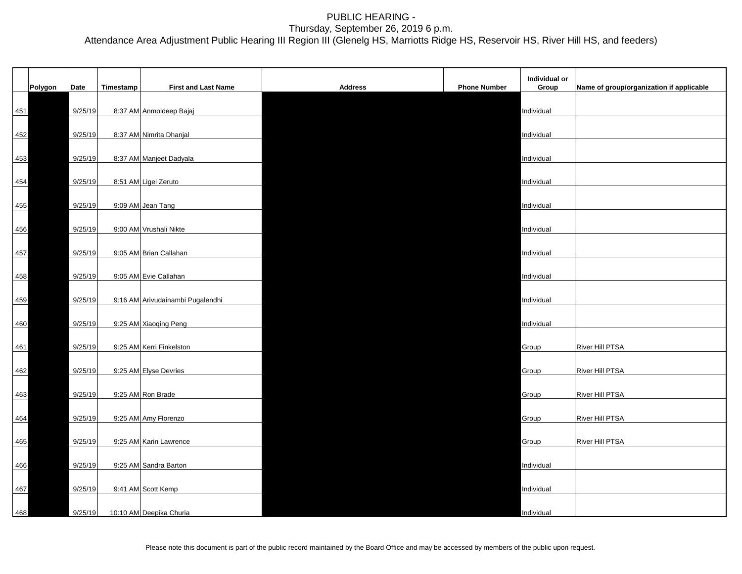PUBLIC HEARING -
Thursday, September 26, 2019 6 p.m.
Attendance Area Adjustment Public Hearing III Region III (Glenelg HS, Marriotts Ridge HS, Reservoir HS, River Hill HS, and feeders)

| | Polygon | Date | Timestamp | First and Last Name | Address | Phone Number | Individual or Group | Name of group/organization if applicable |
|---|---|---|---|---|---|---|---|---|
| 451 | | 9/25/19 | 8:37 AM | Anmoldeep Bajaj | | | Individual | |
| 452 | | 9/25/19 | 8:37 AM | Nimrita Dhanjal | | | Individual | |
| 453 | | 9/25/19 | 8:37 AM | Manjeet Dadyala | | | Individual | |
| 454 | | 9/25/19 | 8:51 AM | Ligei Zeruto | | | Individual | |
| 455 | | 9/25/19 | 9:09 AM | Jean Tang | | | Individual | |
| 456 | | 9/25/19 | 9:00 AM | Vrushali Nikte | | | Individual | |
| 457 | | 9/25/19 | 9:05 AM | Brian Callahan | | | Individual | |
| 458 | | 9/25/19 | 9:05 AM | Evie Callahan | | | Individual | |
| 459 | | 9/25/19 | 9:16 AM | Arivudainambi Pugalendhi | | | Individual | |
| 460 | | 9/25/19 | 9:25 AM | Xiaoqing Peng | | | Individual | |
| 461 | | 9/25/19 | 9:25 AM | Kerri Finkelston | | | Group | River Hill PTSA |
| 462 | | 9/25/19 | 9:25 AM | Elyse Devries | | | Group | River Hill PTSA |
| 463 | | 9/25/19 | 9:25 AM | Ron Brade | | | Group | River Hill PTSA |
| 464 | | 9/25/19 | 9:25 AM | Amy Florenzo | | | Group | River Hill PTSA |
| 465 | | 9/25/19 | 9:25 AM | Karin Lawrence | | | Group | River Hill PTSA |
| 466 | | 9/25/19 | 9:25 AM | Sandra Barton | | | Individual | |
| 467 | | 9/25/19 | 9:41 AM | Scott Kemp | | | Individual | |
| 468 | | 9/25/19 | 10:10 AM | Deepika Churia | | | Individual | |

Please note this document is part of the public record maintained by the Board Office and may be accessed by members of the public upon request.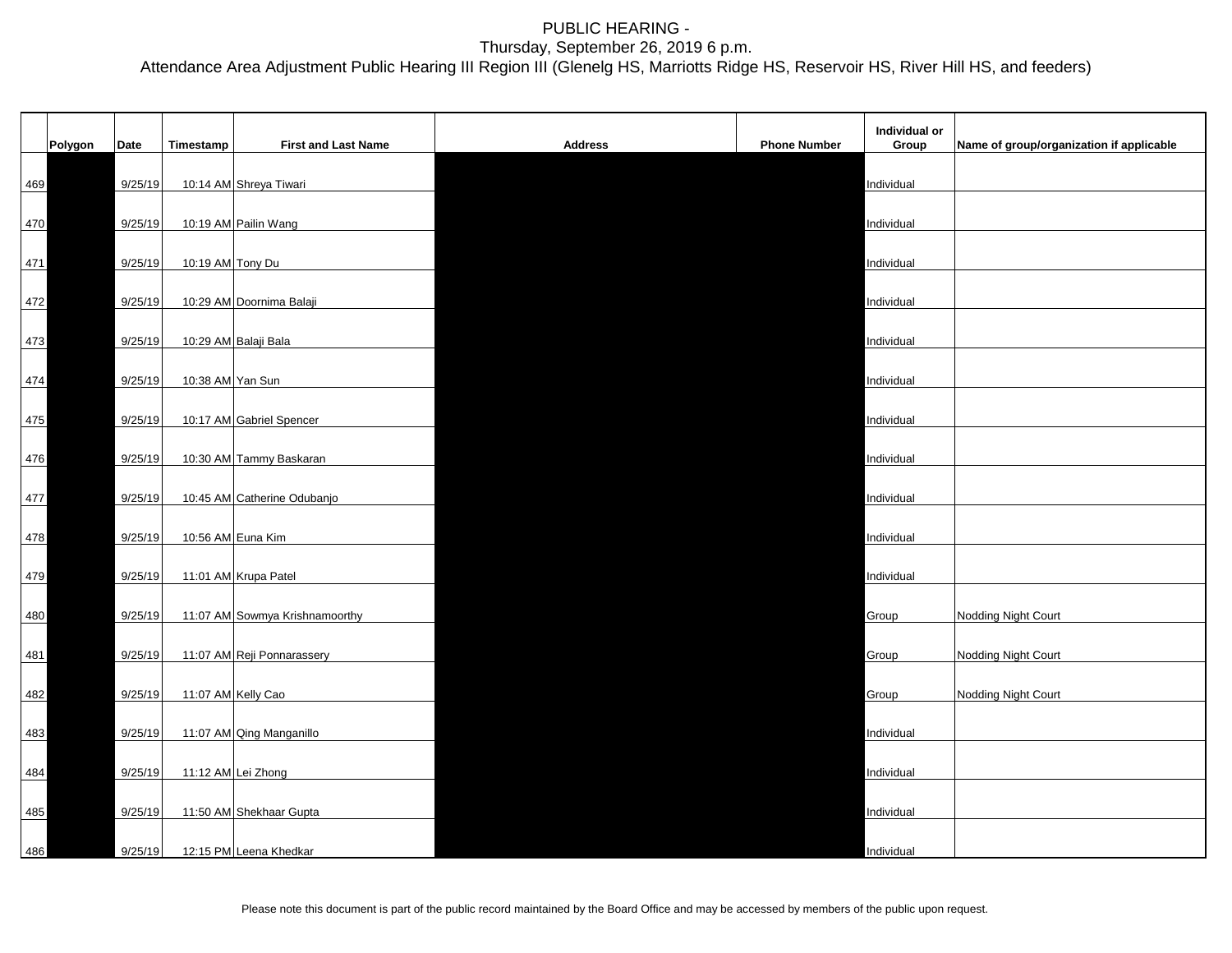PUBLIC HEARING -
Thursday, September 26, 2019 6 p.m.
Attendance Area Adjustment Public Hearing III Region III (Glenelg HS, Marriotts Ridge HS, Reservoir HS, River Hill HS, and feeders)

| | Polygon | Date | Timestamp | First and Last Name | Address | Phone Number | Individual or Group | Name of group/organization if applicable |
|---|---|---|---|---|---|---|---|---|
| 469 | | 9/25/19 | 10:14 AM | Shreya Tiwari | | | Individual | |
| 470 | | 9/25/19 | 10:19 AM | Pailin Wang | | | Individual | |
| 471 | | 9/25/19 | 10:19 AM | Tony Du | | | Individual | |
| 472 | | 9/25/19 | 10:29 AM | Doornima Balaji | | | Individual | |
| 473 | | 9/25/19 | 10:29 AM | Balaji Bala | | | Individual | |
| 474 | | 9/25/19 | 10:38 AM | Yan Sun | | | Individual | |
| 475 | | 9/25/19 | 10:17 AM | Gabriel Spencer | | | Individual | |
| 476 | | 9/25/19 | 10:30 AM | Tammy Baskaran | | | Individual | |
| 477 | | 9/25/19 | 10:45 AM | Catherine Odubanjo | | | Individual | |
| 478 | | 9/25/19 | 10:56 AM | Euna Kim | | | Individual | |
| 479 | | 9/25/19 | 11:01 AM | Krupa Patel | | | Individual | |
| 480 | | 9/25/19 | 11:07 AM | Sowmya Krishnamoorthy | | | Group | Nodding Night Court |
| 481 | | 9/25/19 | 11:07 AM | Reji Ponnarassery | | | Group | Nodding Night Court |
| 482 | | 9/25/19 | 11:07 AM | Kelly Cao | | | Group | Nodding Night Court |
| 483 | | 9/25/19 | 11:07 AM | Qing Manganillo | | | Individual | |
| 484 | | 9/25/19 | 11:12 AM | Lei Zhong | | | Individual | |
| 485 | | 9/25/19 | 11:50 AM | Shekhaar Gupta | | | Individual | |
| 486 | | 9/25/19 | 12:15 PM | Leena Khedkar | | | Individual | |

Please note this document is part of the public record maintained by the Board Office and may be accessed by members of the public upon request.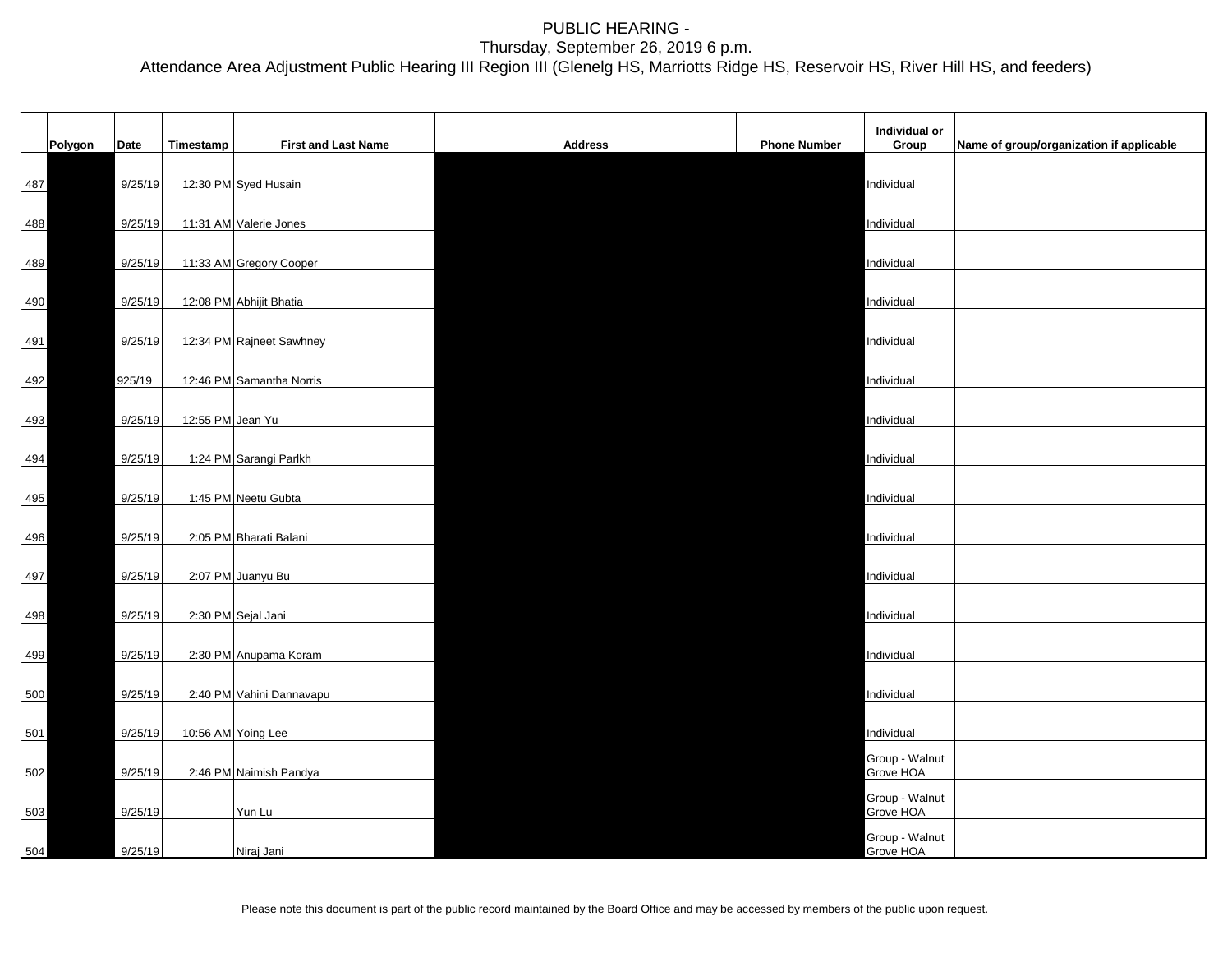PUBLIC HEARING -
Thursday, September 26, 2019 6 p.m.
Attendance Area Adjustment Public Hearing III Region III (Glenelg HS, Marriotts Ridge HS, Reservoir HS, River Hill HS, and feeders)

| | Polygon | Date | Timestamp | First and Last Name | Address | Phone Number | Individual or Group | Name of group/organization if applicable |
|---|---|---|---|---|---|---|---|---|
| 487 | | 9/25/19 | 12:30 PM | Syed Husain | | | Individual | |
| 488 | | 9/25/19 | 11:31 AM | Valerie Jones | | | Individual | |
| 489 | | 9/25/19 | 11:33 AM | Gregory Cooper | | | Individual | |
| 490 | | 9/25/19 | 12:08 PM | Abhijit Bhatia | | | Individual | |
| 491 | | 9/25/19 | 12:34 PM | Rajneet Sawhney | | | Individual | |
| 492 | | 925/19 | 12:46 PM | Samantha Norris | | | Individual | |
| 493 | | 9/25/19 | 12:55 PM | Jean Yu | | | Individual | |
| 494 | | 9/25/19 | 1:24 PM | Sarangi Parlkh | | | Individual | |
| 495 | | 9/25/19 | 1:45 PM | Neetu Gubta | | | Individual | |
| 496 | | 9/25/19 | 2:05 PM | Bharati Balani | | | Individual | |
| 497 | | 9/25/19 | 2:07 PM | Juanyu Bu | | | Individual | |
| 498 | | 9/25/19 | 2:30 PM | Sejal Jani | | | Individual | |
| 499 | | 9/25/19 | 2:30 PM | Anupama Koram | | | Individual | |
| 500 | | 9/25/19 | 2:40 PM | Vahini Dannavapu | | | Individual | |
| 501 | | 9/25/19 | 10:56 AM | Yoing Lee | | | Individual | |
| 502 | | 9/25/19 | 2:46 PM | Naimish Pandya | | | Group - Walnut Grove HOA | |
| 503 | | 9/25/19 | | Yun Lu | | | Group - Walnut Grove HOA | |
| 504 | | 9/25/19 | | Niraj Jani | | | Group - Walnut Grove HOA | |

Please note this document is part of the public record maintained by the Board Office and may be accessed by members of the public upon request.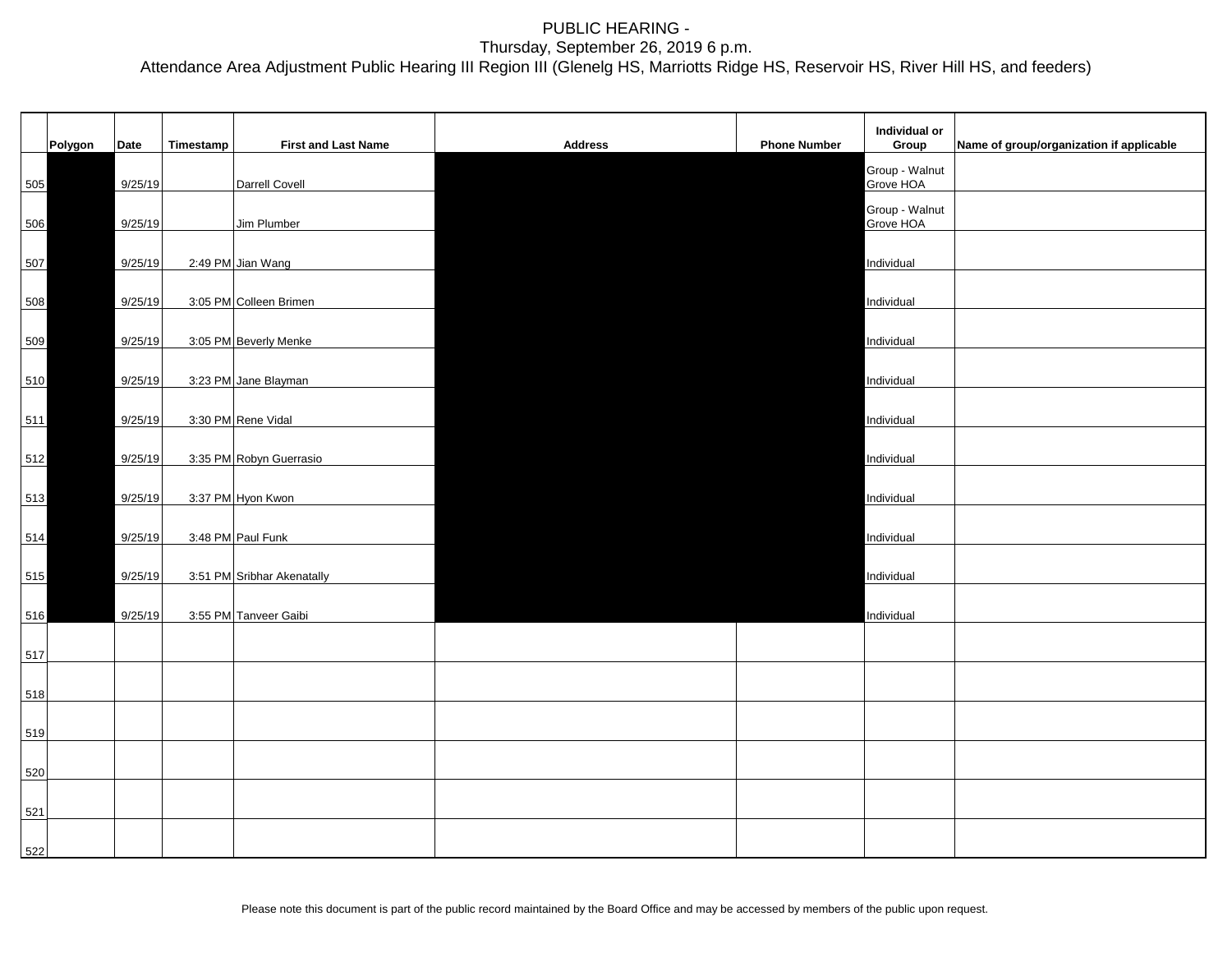PUBLIC HEARING -
Thursday, September 26, 2019 6 p.m.
Attendance Area Adjustment Public Hearing III Region III (Glenelg HS, Marriotts Ridge HS, Reservoir HS, River Hill HS, and feeders)

| | Polygon | Date | Timestamp | First and Last Name | Address | Phone Number | Individual or Group | Name of group/organization if applicable |
|---|---|---|---|---|---|---|---|---|
| 505 | | 9/25/19 | | Darrell Covell | | | Group - Walnut Grove HOA | |
| 506 | | 9/25/19 | | Jim Plumber | | | Group - Walnut Grove HOA | |
| 507 | | 9/25/19 | 2:49 PM | Jian Wang | | | Individual | |
| 508 | | 9/25/19 | 3:05 PM | Colleen Brimen | | | Individual | |
| 509 | | 9/25/19 | 3:05 PM | Beverly Menke | | | Individual | |
| 510 | | 9/25/19 | 3:23 PM | Jane Blayman | | | Individual | |
| 511 | | 9/25/19 | 3:30 PM | Rene Vidal | | | Individual | |
| 512 | | 9/25/19 | 3:35 PM | Robyn Guerrasio | | | Individual | |
| 513 | | 9/25/19 | 3:37 PM | Hyon Kwon | | | Individual | |
| 514 | | 9/25/19 | 3:48 PM | Paul Funk | | | Individual | |
| 515 | | 9/25/19 | 3:51 PM | Sribhar Akenatally | | | Individual | |
| 516 | | 9/25/19 | 3:55 PM | Tanveer Gaibi | | | Individual | |
| 517 | | | | | | | | |
| 518 | | | | | | | | |
| 519 | | | | | | | | |
| 520 | | | | | | | | |
| 521 | | | | | | | | |
| 522 | | | | | | | | |

Please note this document is part of the public record maintained by the Board Office and may be accessed by members of the public upon request.